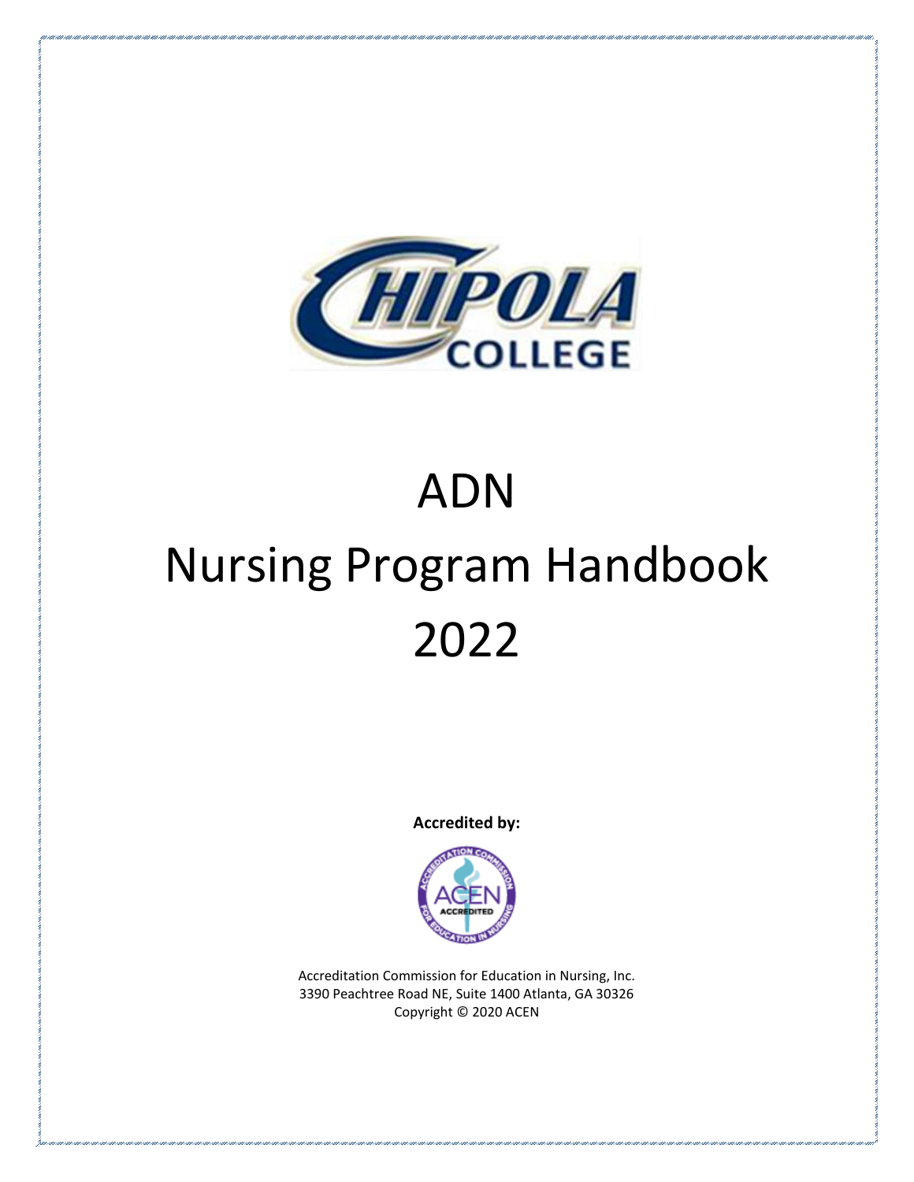CHIPOLA COLLEGE

# ADN

# Nursing Program Handbook

# 2022

**Accredited by:**

Accreditation Commission for Education in Nursing, Inc.
3390 Peachtree Road NE, Suite 1400 Atlanta, GA 30326
Copyright © 2020 ACEN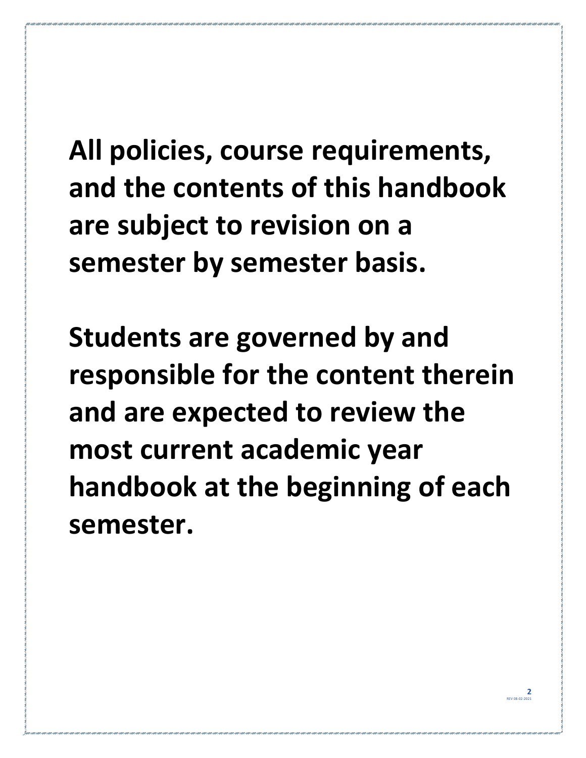**All policies, course requirements, and the contents of this handbook are subject to revision on a semester by semester basis.**

**Students are governed by and responsible for the content therein and are expected to review the most current academic year handbook at the beginning of each semester.**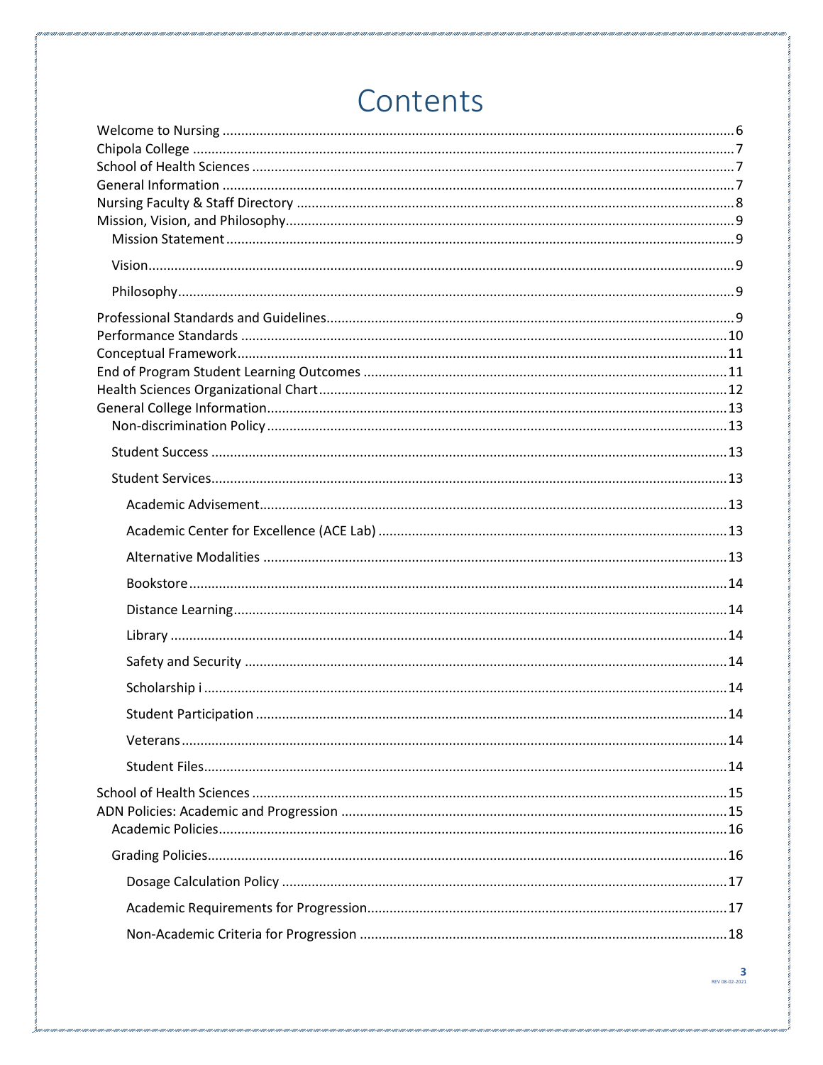# Contents

- Welcome to Nursing ........ 6
- Chipola College ........ 7
- School of Health Sciences ........ 7
- General Information ........ 7
- Nursing Faculty & Staff Directory ........ 8
- Mission, Vision, and Philosophy ........ 9
  - Mission Statement ........ 9
  - Vision ........ 9
  - Philosophy ........ 9
- Professional Standards and Guidelines ........ 9
- Performance Standards ........ 10
- Conceptual Framework ........ 11
- End of Program Student Learning Outcomes ........ 11
- Health Sciences Organizational Chart ........ 12
- General College Information ........ 13
  - Non-discrimination Policy ........ 13
  - Student Success ........ 13
  - Student Services ........ 13
    - Academic Advisement ........ 13
    - Academic Center for Excellence (ACE Lab) ........ 13
    - Alternative Modalities ........ 13
    - Bookstore ........ 14
    - Distance Learning ........ 14
    - Library ........ 14
    - Safety and Security ........ 14
    - Scholarship i ........ 14
    - Student Participation ........ 14
    - Veterans ........ 14
    - Student Files ........ 14
- School of Health Sciences ........ 15
- ADN Policies: Academic and Progression ........ 15
  - Academic Policies ........ 16
  - Grading Policies ........ 16
    - Dosage Calculation Policy ........ 17
    - Academic Requirements for Progression ........ 17
    - Non-Academic Criteria for Progression ........ 18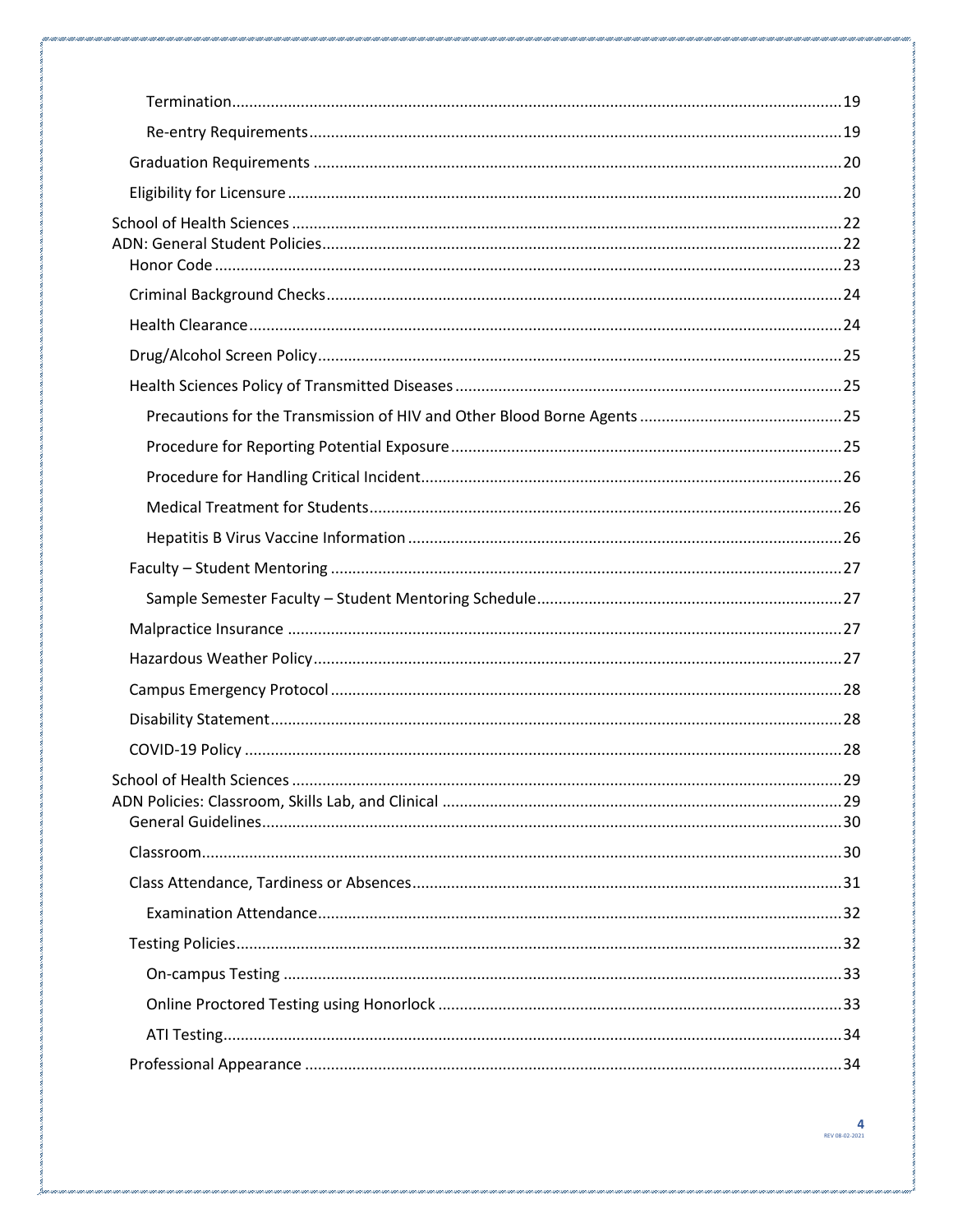- Termination .......... 19
- Re-entry Requirements .......... 19
- Graduation Requirements .......... 20
- Eligibility for Licensure .......... 20

School of Health Sciences .......... 22

ADN: General Student Policies .......... 22

- Honor Code .......... 23
- Criminal Background Checks .......... 24
- Health Clearance .......... 24
- Drug/Alcohol Screen Policy .......... 25
- Health Sciences Policy of Transmitted Diseases .......... 25
  - Precautions for the Transmission of HIV and Other Blood Borne Agents .......... 25
  - Procedure for Reporting Potential Exposure .......... 25
  - Procedure for Handling Critical Incident .......... 26
  - Medical Treatment for Students .......... 26
  - Hepatitis B Virus Vaccine Information .......... 26
- Faculty – Student Mentoring .......... 27
  - Sample Semester Faculty – Student Mentoring Schedule .......... 27
- Malpractice Insurance .......... 27
- Hazardous Weather Policy .......... 27
- Campus Emergency Protocol .......... 28
- Disability Statement .......... 28
- COVID-19 Policy .......... 28

School of Health Sciences .......... 29

ADN Policies: Classroom, Skills Lab, and Clinical .......... 29

- General Guidelines .......... 30
- Classroom .......... 30
- Class Attendance, Tardiness or Absences .......... 31
  - Examination Attendance .......... 32
- Testing Policies .......... 32
  - On-campus Testing .......... 33
  - Online Proctored Testing using Honorlock .......... 33
  - ATI Testing .......... 34
- Professional Appearance .......... 34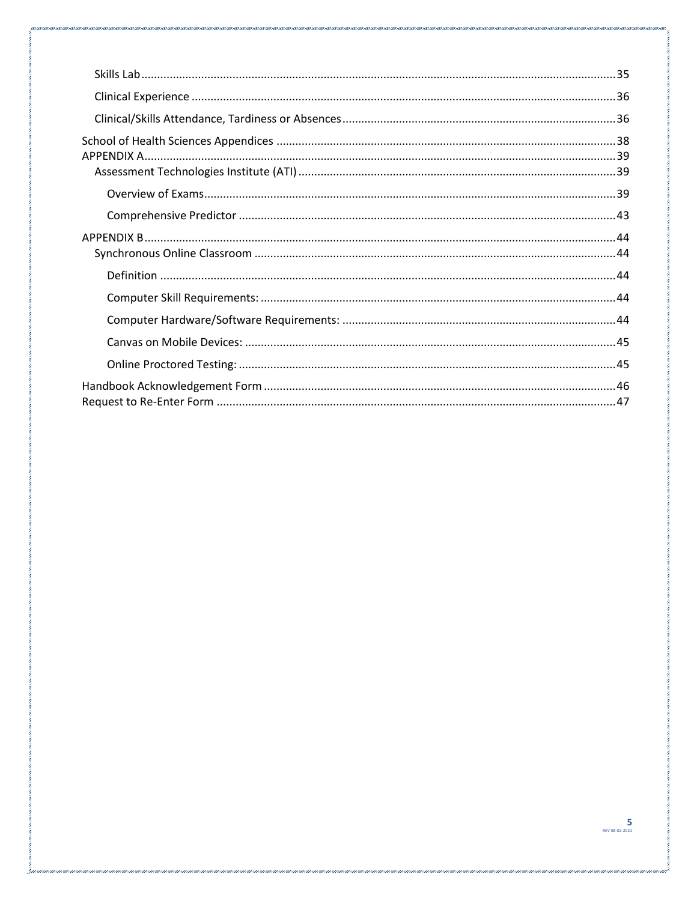- Skills Lab ..... 35
- Clinical Experience ..... 36
- Clinical/Skills Attendance, Tardiness or Absences ..... 36

School of Health Sciences Appendices ..... 38

APPENDIX A ..... 39

- Assessment Technologies Institute (ATI) ..... 39
  - Overview of Exams ..... 39
  - Comprehensive Predictor ..... 43

APPENDIX B ..... 44

- Synchronous Online Classroom ..... 44
  - Definition ..... 44
  - Computer Skill Requirements: ..... 44
  - Computer Hardware/Software Requirements: ..... 44
  - Canvas on Mobile Devices: ..... 45
  - Online Proctored Testing: ..... 45

Handbook Acknowledgement Form ..... 46

Request to Re-Enter Form ..... 47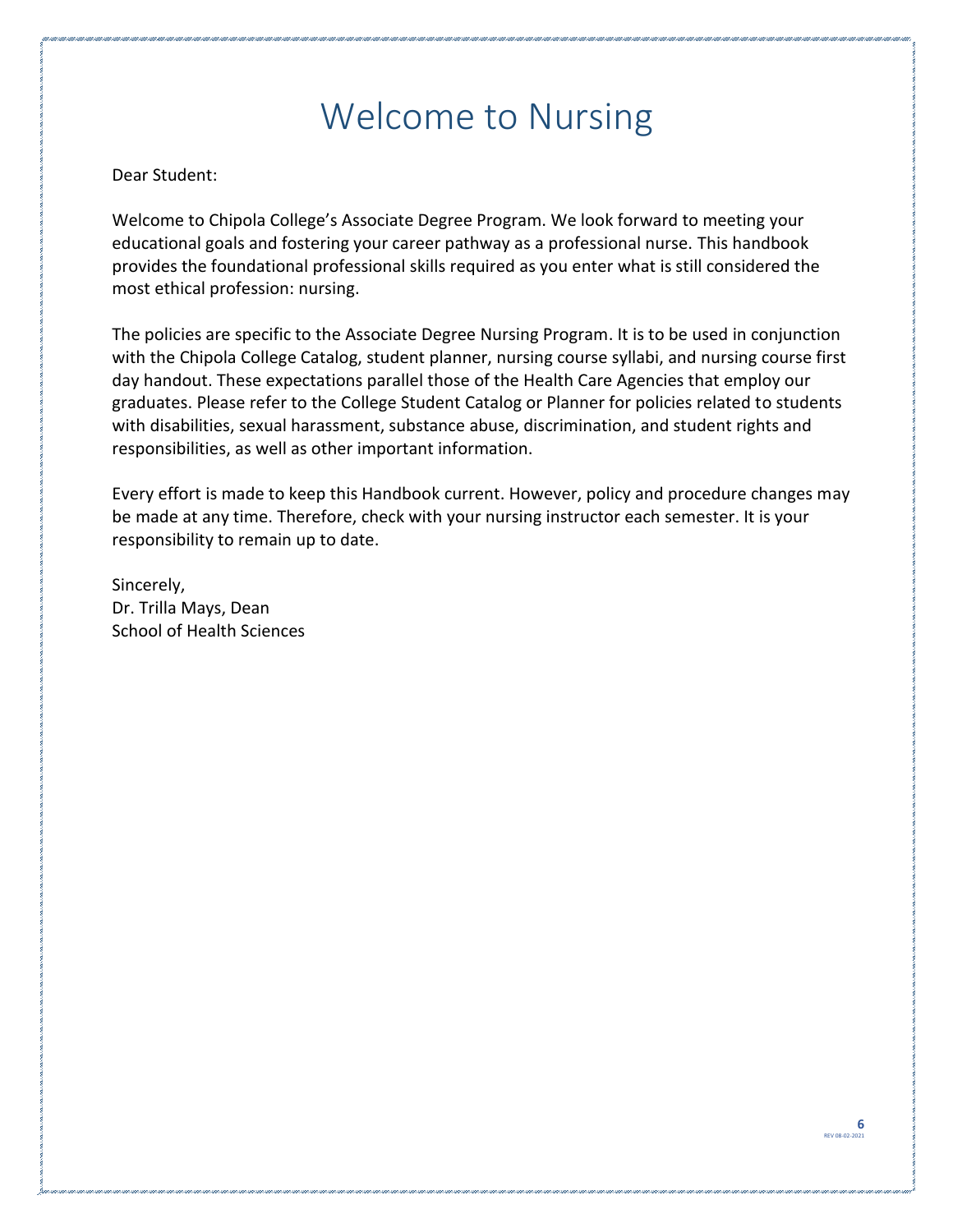# Welcome to Nursing

Dear Student:

Welcome to Chipola College's Associate Degree Program. We look forward to meeting your educational goals and fostering your career pathway as a professional nurse. This handbook provides the foundational professional skills required as you enter what is still considered the most ethical profession: nursing.

The policies are specific to the Associate Degree Nursing Program. It is to be used in conjunction with the Chipola College Catalog, student planner, nursing course syllabi, and nursing course first day handout. These expectations parallel those of the Health Care Agencies that employ our graduates. Please refer to the College Student Catalog or Planner for policies related to students with disabilities, sexual harassment, substance abuse, discrimination, and student rights and responsibilities, as well as other important information.

Every effort is made to keep this Handbook current. However, policy and procedure changes may be made at any time. Therefore, check with your nursing instructor each semester. It is your responsibility to remain up to date.

Sincerely,
Dr. Trilla Mays, Dean
School of Health Sciences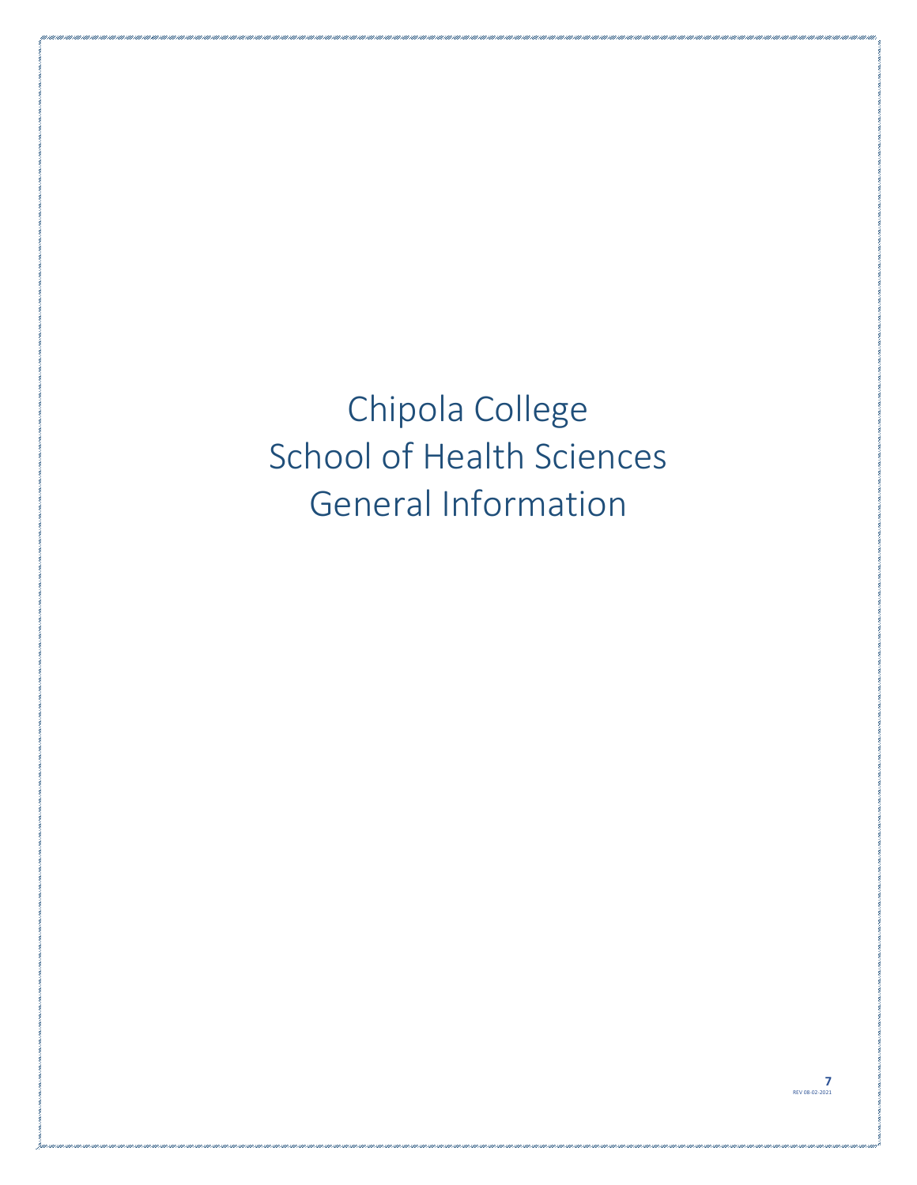# Chipola College
# School of Health Sciences
# General Information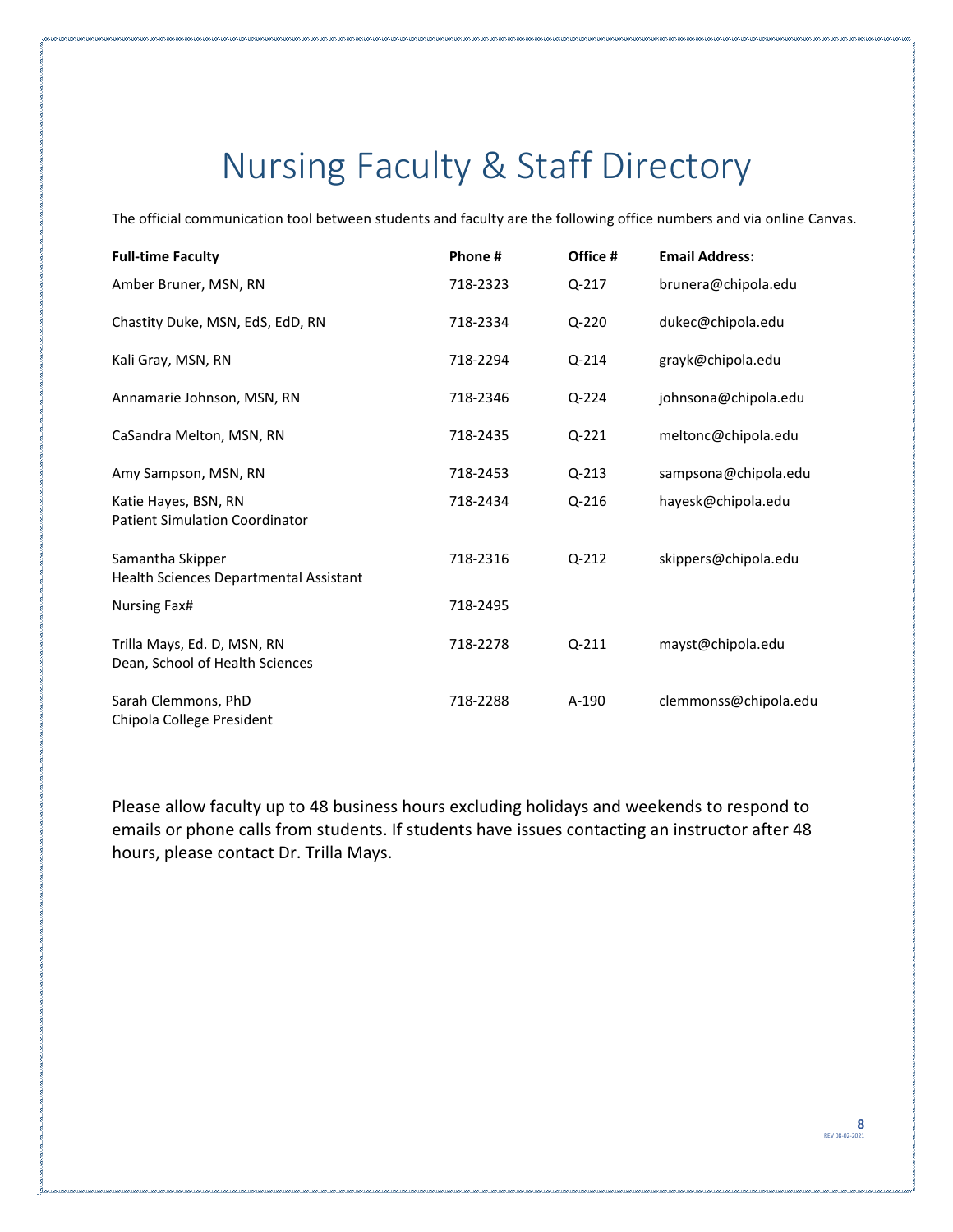# Nursing Faculty & Staff Directory

The official communication tool between students and faculty are the following office numbers and via online Canvas.

| Full-time Faculty | Phone # | Office # | Email Address: |
|---|---|---|---|
| Amber Bruner, MSN, RN | 718-2323 | Q-217 | brunera@chipola.edu |
| Chastity Duke, MSN, EdS, EdD, RN | 718-2334 | Q-220 | dukec@chipola.edu |
| Kali Gray, MSN, RN | 718-2294 | Q-214 | grayk@chipola.edu |
| Annamarie Johnson, MSN, RN | 718-2346 | Q-224 | johnsona@chipola.edu |
| CaSandra Melton, MSN, RN | 718-2435 | Q-221 | meltonc@chipola.edu |
| Amy Sampson, MSN, RN | 718-2453 | Q-213 | sampsona@chipola.edu |
| Katie Hayes, BSN, RN<br>Patient Simulation Coordinator | 718-2434 | Q-216 | hayesk@chipola.edu |
| Samantha Skipper<br>Health Sciences Departmental Assistant | 718-2316 | Q-212 | skippers@chipola.edu |
| Nursing Fax# | 718-2495 | | |
| Trilla Mays, Ed. D, MSN, RN<br>Dean, School of Health Sciences | 718-2278 | Q-211 | mayst@chipola.edu |
| Sarah Clemmons, PhD<br>Chipola College President | 718-2288 | A-190 | clemmonss@chipola.edu |

Please allow faculty up to 48 business hours excluding holidays and weekends to respond to emails or phone calls from students. If students have issues contacting an instructor after 48 hours, please contact Dr. Trilla Mays.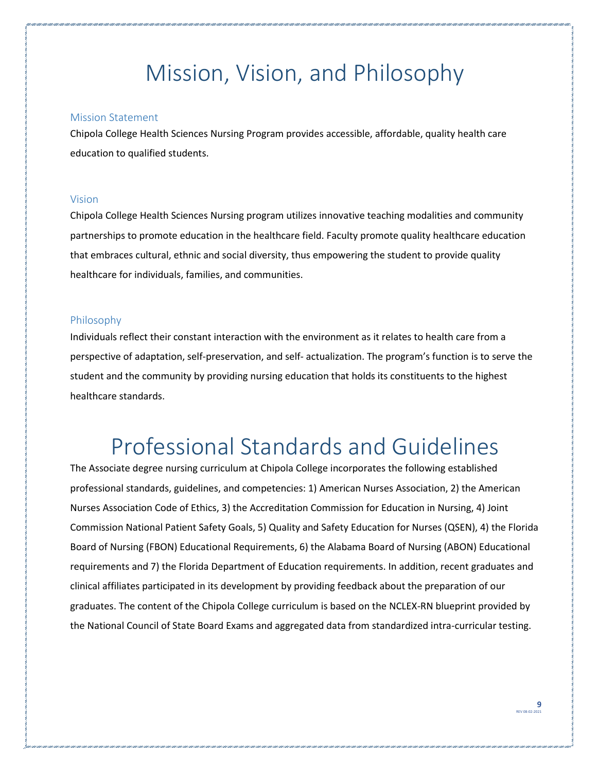# Mission, Vision, and Philosophy

## Mission Statement

Chipola College Health Sciences Nursing Program provides accessible, affordable, quality health care education to qualified students.

## Vision

Chipola College Health Sciences Nursing program utilizes innovative teaching modalities and community partnerships to promote education in the healthcare field. Faculty promote quality healthcare education that embraces cultural, ethnic and social diversity, thus empowering the student to provide quality healthcare for individuals, families, and communities.

## Philosophy

Individuals reflect their constant interaction with the environment as it relates to health care from a perspective of adaptation, self-preservation, and self- actualization. The program's function is to serve the student and the community by providing nursing education that holds its constituents to the highest healthcare standards.

# Professional Standards and Guidelines

The Associate degree nursing curriculum at Chipola College incorporates the following established professional standards, guidelines, and competencies: 1) American Nurses Association, 2) the American Nurses Association Code of Ethics, 3) the Accreditation Commission for Education in Nursing, 4) Joint Commission National Patient Safety Goals, 5) Quality and Safety Education for Nurses (QSEN), 4) the Florida Board of Nursing (FBON) Educational Requirements, 6) the Alabama Board of Nursing (ABON) Educational requirements and 7) the Florida Department of Education requirements. In addition, recent graduates and clinical affiliates participated in its development by providing feedback about the preparation of our graduates. The content of the Chipola College curriculum is based on the NCLEX-RN blueprint provided by the National Council of State Board Exams and aggregated data from standardized intra-curricular testing.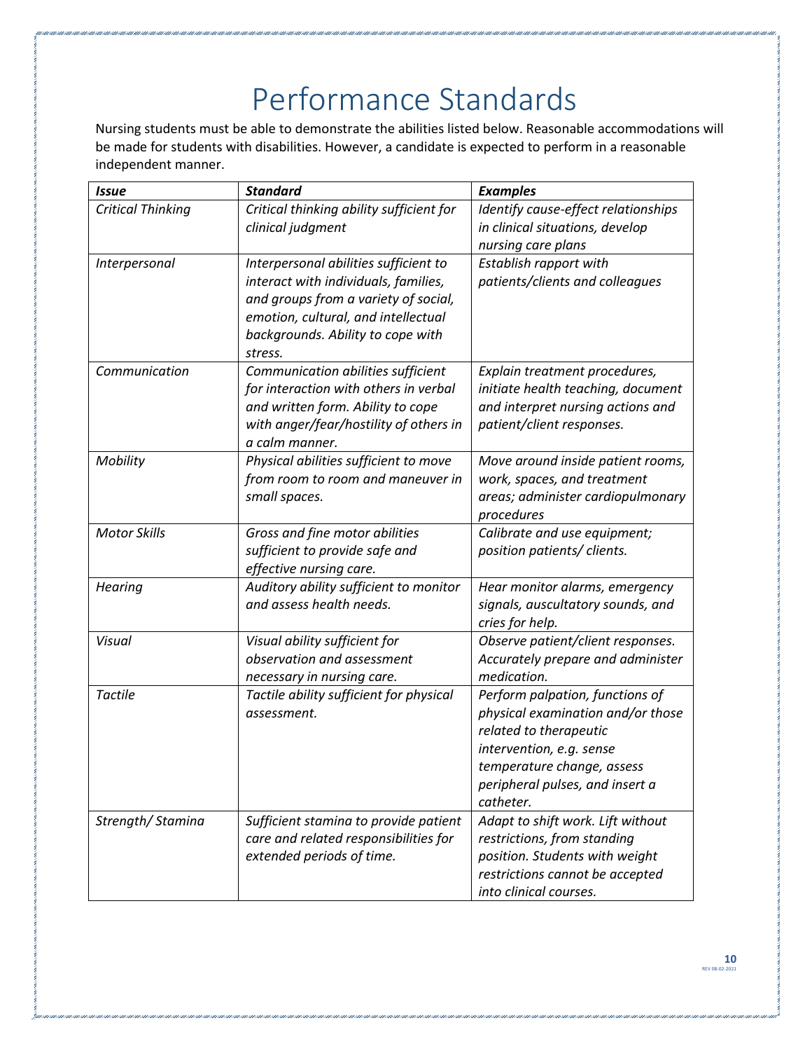# Performance Standards

Nursing students must be able to demonstrate the abilities listed below. Reasonable accommodations will be made for students with disabilities. However, a candidate is expected to perform in a reasonable independent manner.

| ***Issue*** | ***Standard*** | ***Examples*** |
|---|---|---|
| *Critical Thinking* | *Critical thinking ability sufficient for clinical judgment* | *Identify cause-effect relationships in clinical situations, develop nursing care plans* |
| *Interpersonal* | *Interpersonal abilities sufficient to interact with individuals, families, and groups from a variety of social, emotion, cultural, and intellectual backgrounds. Ability to cope with stress.* | *Establish rapport with patients/clients and colleagues* |
| *Communication* | *Communication abilities sufficient for interaction with others in verbal and written form. Ability to cope with anger/fear/hostility of others in a calm manner.* | *Explain treatment procedures, initiate health teaching, document and interpret nursing actions and patient/client responses.* |
| *Mobility* | *Physical abilities sufficient to move from room to room and maneuver in small spaces.* | *Move around inside patient rooms, work, spaces, and treatment areas; administer cardiopulmonary procedures* |
| *Motor Skills* | *Gross and fine motor abilities sufficient to provide safe and effective nursing care.* | *Calibrate and use equipment; position patients/ clients.* |
| *Hearing* | *Auditory ability sufficient to monitor and assess health needs.* | *Hear monitor alarms, emergency signals, auscultatory sounds, and cries for help.* |
| *Visual* | *Visual ability sufficient for observation and assessment necessary in nursing care.* | *Observe patient/client responses. Accurately prepare and administer medication.* |
| *Tactile* | *Tactile ability sufficient for physical assessment.* | *Perform palpation, functions of physical examination and/or those related to therapeutic intervention, e.g. sense temperature change, assess peripheral pulses, and insert a catheter.* |
| *Strength/ Stamina* | *Sufficient stamina to provide patient care and related responsibilities for extended periods of time.* | *Adapt to shift work. Lift without restrictions, from standing position. Students with weight restrictions cannot be accepted into clinical courses.* |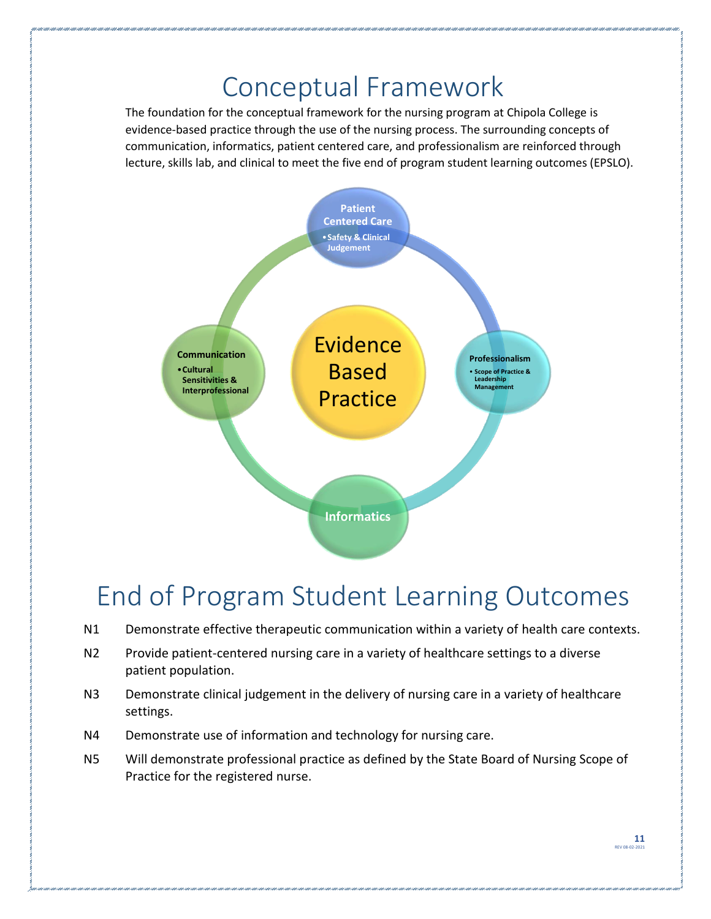# Conceptual Framework

The foundation for the conceptual framework for the nursing program at Chipola College is evidence-based practice through the use of the nursing process. The surrounding concepts of communication, informatics, patient centered care, and professionalism are reinforced through lecture, skills lab, and clinical to meet the five end of program student learning outcomes (EPSLO).

**Patient Centered Care**
- Safety & Clinical Judgement

**Communication**
- Cultural Sensitivities & Interprofessional

Evidence Based Practice

**Professionalism**
- Scope of Practice & Leadership Management

**Informatics**

# End of Program Student Learning Outcomes

N1 Demonstrate effective therapeutic communication within a variety of health care contexts.

N2 Provide patient-centered nursing care in a variety of healthcare settings to a diverse patient population.

N3 Demonstrate clinical judgement in the delivery of nursing care in a variety of healthcare settings.

N4 Demonstrate use of information and technology for nursing care.

N5 Will demonstrate professional practice as defined by the State Board of Nursing Scope of Practice for the registered nurse.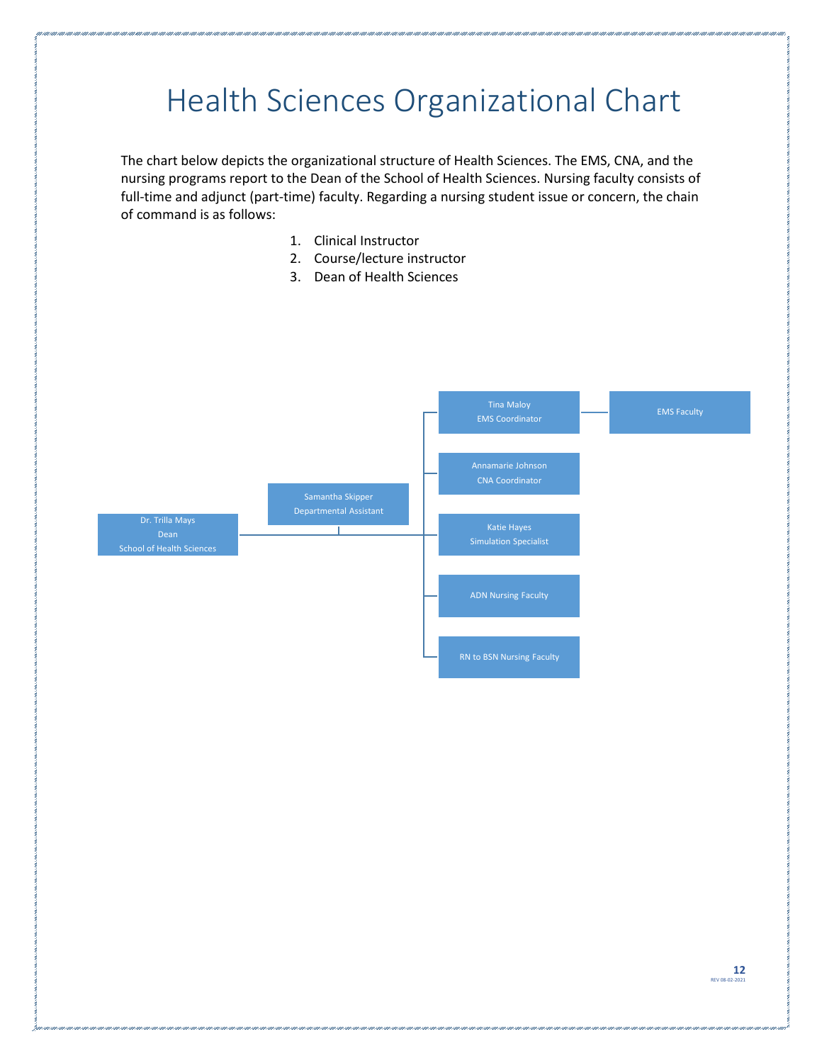# Health Sciences Organizational Chart

The chart below depicts the organizational structure of Health Sciences. The EMS, CNA, and the nursing programs report to the Dean of the School of Health Sciences. Nursing faculty consists of full-time and adjunct (part-time) faculty. Regarding a nursing student issue or concern, the chain of command is as follows:

1. Clinical Instructor
2. Course/lecture instructor
3. Dean of Health Sciences

Dr. Trilla Mays
Dean
School of Health Sciences

Samantha Skipper
Departmental Assistant

Tina Maloy
EMS Coordinator

EMS Faculty

Annamarie Johnson
CNA Coordinator

Katie Hayes
Simulation Specialist

ADN Nursing Faculty

RN to BSN Nursing Faculty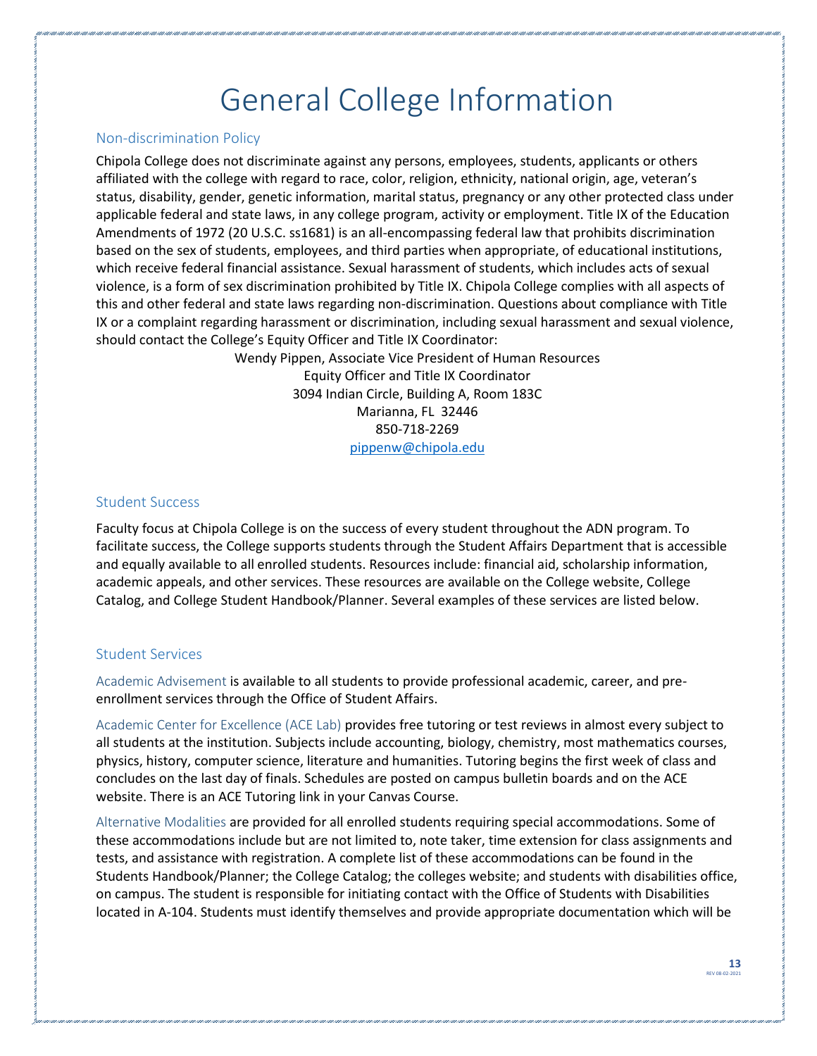# General College Information

## Non-discrimination Policy

Chipola College does not discriminate against any persons, employees, students, applicants or others affiliated with the college with regard to race, color, religion, ethnicity, national origin, age, veteran's status, disability, gender, genetic information, marital status, pregnancy or any other protected class under applicable federal and state laws, in any college program, activity or employment. Title IX of the Education Amendments of 1972 (20 U.S.C. ss1681) is an all-encompassing federal law that prohibits discrimination based on the sex of students, employees, and third parties when appropriate, of educational institutions, which receive federal financial assistance. Sexual harassment of students, which includes acts of sexual violence, is a form of sex discrimination prohibited by Title IX. Chipola College complies with all aspects of this and other federal and state laws regarding non-discrimination. Questions about compliance with Title IX or a complaint regarding harassment or discrimination, including sexual harassment and sexual violence, should contact the College's Equity Officer and Title IX Coordinator:

Wendy Pippen, Associate Vice President of Human Resources
Equity Officer and Title IX Coordinator
3094 Indian Circle, Building A, Room 183C
Marianna, FL 32446
850-718-2269
pippenw@chipola.edu

## Student Success

Faculty focus at Chipola College is on the success of every student throughout the ADN program. To facilitate success, the College supports students through the Student Affairs Department that is accessible and equally available to all enrolled students. Resources include: financial aid, scholarship information, academic appeals, and other services. These resources are available on the College website, College Catalog, and College Student Handbook/Planner. Several examples of these services are listed below.

## Student Services

Academic Advisement is available to all students to provide professional academic, career, and pre-enrollment services through the Office of Student Affairs.

Academic Center for Excellence (ACE Lab) provides free tutoring or test reviews in almost every subject to all students at the institution. Subjects include accounting, biology, chemistry, most mathematics courses, physics, history, computer science, literature and humanities. Tutoring begins the first week of class and concludes on the last day of finals. Schedules are posted on campus bulletin boards and on the ACE website. There is an ACE Tutoring link in your Canvas Course.

Alternative Modalities are provided for all enrolled students requiring special accommodations. Some of these accommodations include but are not limited to, note taker, time extension for class assignments and tests, and assistance with registration. A complete list of these accommodations can be found in the Students Handbook/Planner; the College Catalog; the colleges website; and students with disabilities office, on campus. The student is responsible for initiating contact with the Office of Students with Disabilities located in A-104. Students must identify themselves and provide appropriate documentation which will be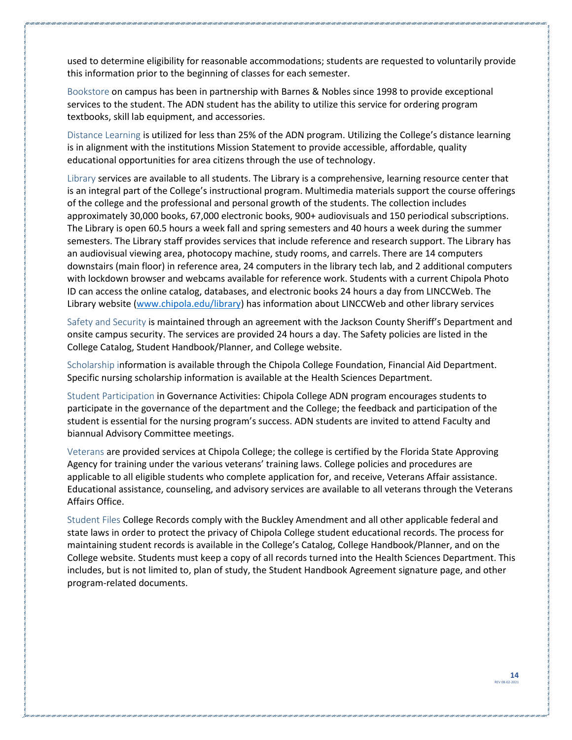used to determine eligibility for reasonable accommodations; students are requested to voluntarily provide this information prior to the beginning of classes for each semester.

Bookstore on campus has been in partnership with Barnes & Nobles since 1998 to provide exceptional services to the student. The ADN student has the ability to utilize this service for ordering program textbooks, skill lab equipment, and accessories.

Distance Learning is utilized for less than 25% of the ADN program. Utilizing the College's distance learning is in alignment with the institutions Mission Statement to provide accessible, affordable, quality educational opportunities for area citizens through the use of technology.

Library services are available to all students. The Library is a comprehensive, learning resource center that is an integral part of the College's instructional program. Multimedia materials support the course offerings of the college and the professional and personal growth of the students. The collection includes approximately 30,000 books, 67,000 electronic books, 900+ audiovisuals and 150 periodical subscriptions. The Library is open 60.5 hours a week fall and spring semesters and 40 hours a week during the summer semesters. The Library staff provides services that include reference and research support. The Library has an audiovisual viewing area, photocopy machine, study rooms, and carrels. There are 14 computers downstairs (main floor) in reference area, 24 computers in the library tech lab, and 2 additional computers with lockdown browser and webcams available for reference work. Students with a current Chipola Photo ID can access the online catalog, databases, and electronic books 24 hours a day from LINCCWeb. The Library website ([www.chipola.edu/library](http://www.chipola.edu/library)) has information about LINCCWeb and other library services

Safety and Security is maintained through an agreement with the Jackson County Sheriff's Department and onsite campus security. The services are provided 24 hours a day. The Safety policies are listed in the College Catalog, Student Handbook/Planner, and College website.

Scholarship information is available through the Chipola College Foundation, Financial Aid Department. Specific nursing scholarship information is available at the Health Sciences Department.

Student Participation in Governance Activities: Chipola College ADN program encourages students to participate in the governance of the department and the College; the feedback and participation of the student is essential for the nursing program's success. ADN students are invited to attend Faculty and biannual Advisory Committee meetings.

Veterans are provided services at Chipola College; the college is certified by the Florida State Approving Agency for training under the various veterans' training laws. College policies and procedures are applicable to all eligible students who complete application for, and receive, Veterans Affair assistance. Educational assistance, counseling, and advisory services are available to all veterans through the Veterans Affairs Office.

Student Files College Records comply with the Buckley Amendment and all other applicable federal and state laws in order to protect the privacy of Chipola College student educational records. The process for maintaining student records is available in the College's Catalog, College Handbook/Planner, and on the College website. Students must keep a copy of all records turned into the Health Sciences Department. This includes, but is not limited to, plan of study, the Student Handbook Agreement signature page, and other program-related documents.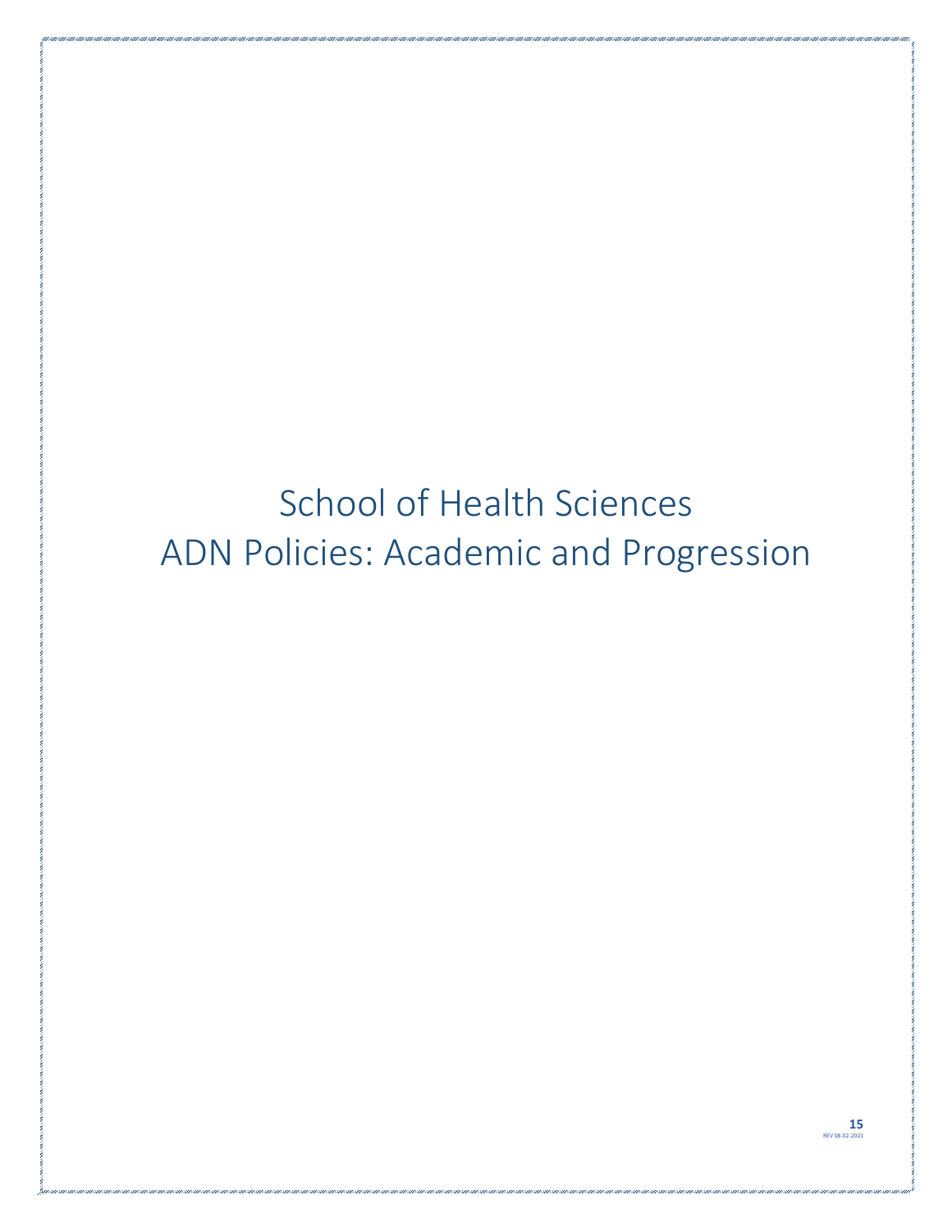# School of Health Sciences
# ADN Policies: Academic and Progression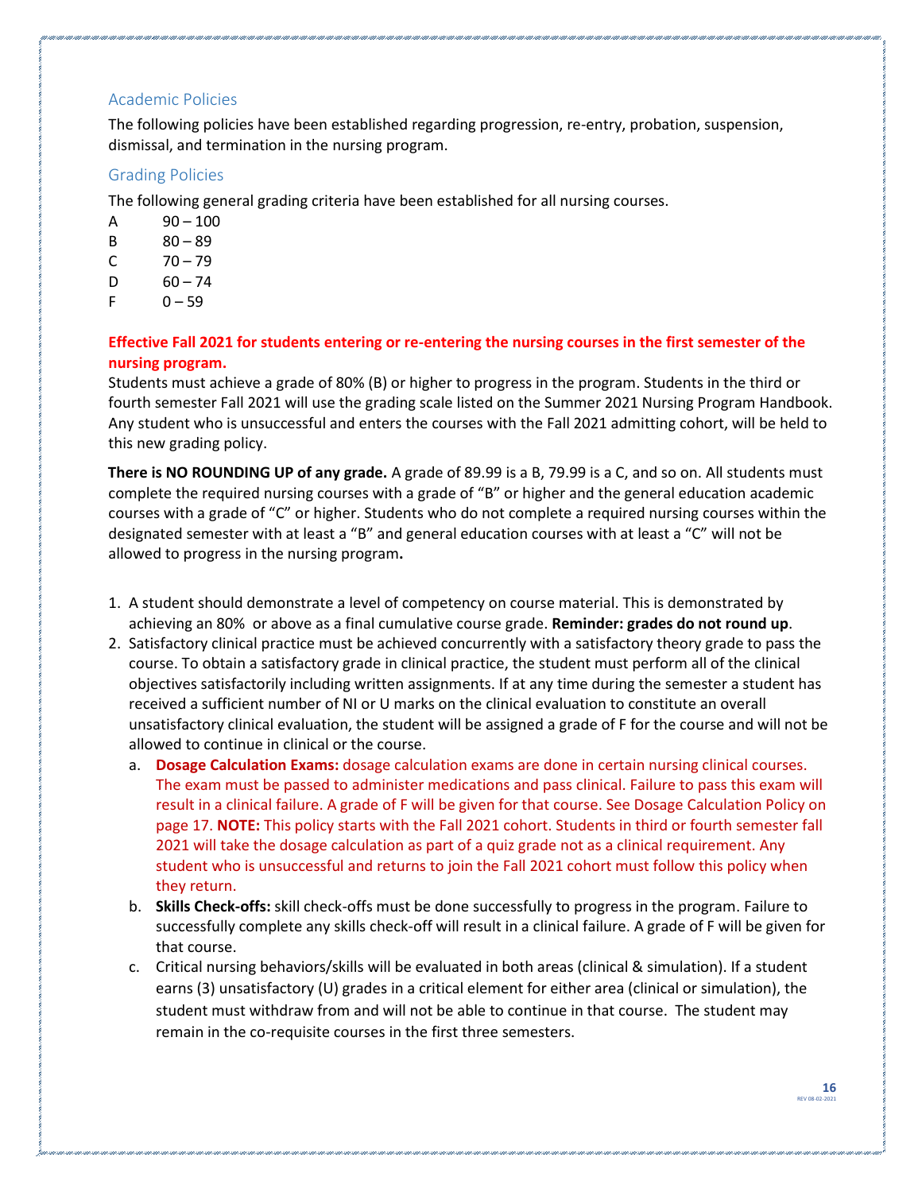## Academic Policies

The following policies have been established regarding progression, re-entry, probation, suspension, dismissal, and termination in the nursing program.

## Grading Policies

The following general grading criteria have been established for all nursing courses.

| | |
|---|---|
| A | 90 – 100 |
| B | 80 – 89 |
| C | 70 – 79 |
| D | 60 – 74 |
| F | 0 – 59 |

**Effective Fall 2021 for students entering or re-entering the nursing courses in the first semester of the nursing program.**

Students must achieve a grade of 80% (B) or higher to progress in the program. Students in the third or fourth semester Fall 2021 will use the grading scale listed on the Summer 2021 Nursing Program Handbook. Any student who is unsuccessful and enters the courses with the Fall 2021 admitting cohort, will be held to this new grading policy.

**There is NO ROUNDING UP of any grade.** A grade of 89.99 is a B, 79.99 is a C, and so on. All students must complete the required nursing courses with a grade of "B" or higher and the general education academic courses with a grade of "C" or higher. Students who do not complete a required nursing courses within the designated semester with at least a "B" and general education courses with at least a "C" will not be allowed to progress in the nursing program**.**

1. A student should demonstrate a level of competency on course material. This is demonstrated by achieving an 80% or above as a final cumulative course grade. **Reminder: grades do not round up**.
2. Satisfactory clinical practice must be achieved concurrently with a satisfactory theory grade to pass the course. To obtain a satisfactory grade in clinical practice, the student must perform all of the clinical objectives satisfactorily including written assignments. If at any time during the semester a student has received a sufficient number of NI or U marks on the clinical evaluation to constitute an overall unsatisfactory clinical evaluation, the student will be assigned a grade of F for the course and will not be allowed to continue in clinical or the course.
   a. **Dosage Calculation Exams:** dosage calculation exams are done in certain nursing clinical courses. The exam must be passed to administer medications and pass clinical. Failure to pass this exam will result in a clinical failure. A grade of F will be given for that course. See Dosage Calculation Policy on page 17. **NOTE:** This policy starts with the Fall 2021 cohort. Students in third or fourth semester fall 2021 will take the dosage calculation as part of a quiz grade not as a clinical requirement. Any student who is unsuccessful and returns to join the Fall 2021 cohort must follow this policy when they return.
   b. **Skills Check-offs:** skill check-offs must be done successfully to progress in the program. Failure to successfully complete any skills check-off will result in a clinical failure. A grade of F will be given for that course.
   c. Critical nursing behaviors/skills will be evaluated in both areas (clinical & simulation). If a student earns (3) unsatisfactory (U) grades in a critical element for either area (clinical or simulation), the student must withdraw from and will not be able to continue in that course. The student may remain in the co-requisite courses in the first three semesters.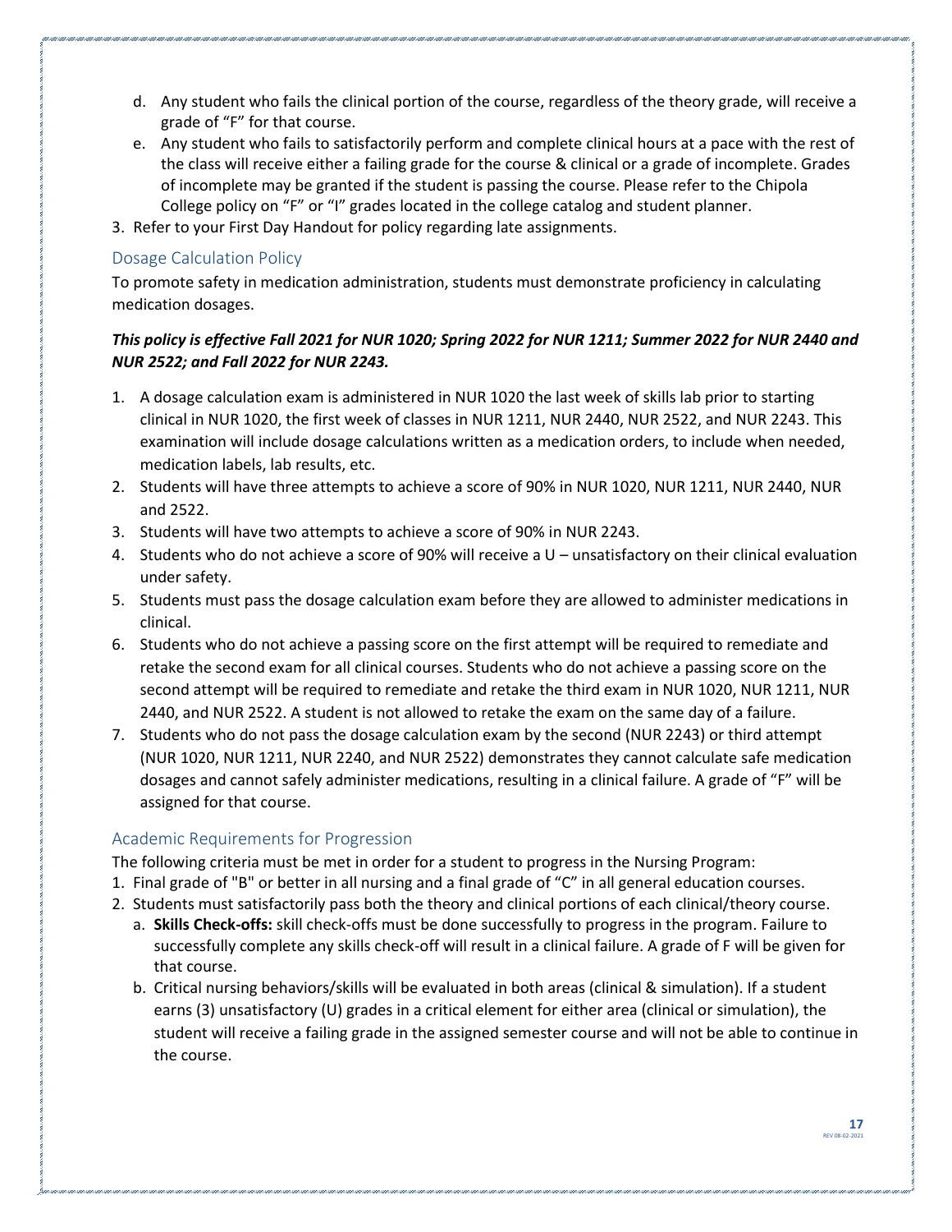d. Any student who fails the clinical portion of the course, regardless of the theory grade, will receive a grade of "F" for that course.

e. Any student who fails to satisfactorily perform and complete clinical hours at a pace with the rest of the class will receive either a failing grade for the course & clinical or a grade of incomplete. Grades of incomplete may be granted if the student is passing the course. Please refer to the Chipola College policy on "F" or "I" grades located in the college catalog and student planner.

3. Refer to your First Day Handout for policy regarding late assignments.

## Dosage Calculation Policy

To promote safety in medication administration, students must demonstrate proficiency in calculating medication dosages.

***This policy is effective Fall 2021 for NUR 1020; Spring 2022 for NUR 1211; Summer 2022 for NUR 2440 and NUR 2522; and Fall 2022 for NUR 2243.***

1. A dosage calculation exam is administered in NUR 1020 the last week of skills lab prior to starting clinical in NUR 1020, the first week of classes in NUR 1211, NUR 2440, NUR 2522, and NUR 2243. This examination will include dosage calculations written as a medication orders, to include when needed, medication labels, lab results, etc.
2. Students will have three attempts to achieve a score of 90% in NUR 1020, NUR 1211, NUR 2440, NUR and 2522.
3. Students will have two attempts to achieve a score of 90% in NUR 2243.
4. Students who do not achieve a score of 90% will receive a U – unsatisfactory on their clinical evaluation under safety.
5. Students must pass the dosage calculation exam before they are allowed to administer medications in clinical.
6. Students who do not achieve a passing score on the first attempt will be required to remediate and retake the second exam for all clinical courses. Students who do not achieve a passing score on the second attempt will be required to remediate and retake the third exam in NUR 1020, NUR 1211, NUR 2440, and NUR 2522. A student is not allowed to retake the exam on the same day of a failure.
7. Students who do not pass the dosage calculation exam by the second (NUR 2243) or third attempt (NUR 1020, NUR 1211, NUR 2240, and NUR 2522) demonstrates they cannot calculate safe medication dosages and cannot safely administer medications, resulting in a clinical failure. A grade of "F" will be assigned for that course.

## Academic Requirements for Progression

The following criteria must be met in order for a student to progress in the Nursing Program:

1. Final grade of "B" or better in all nursing and a final grade of "C" in all general education courses.
2. Students must satisfactorily pass both the theory and clinical portions of each clinical/theory course.
   a. **Skills Check-offs:** skill check-offs must be done successfully to progress in the program. Failure to successfully complete any skills check-off will result in a clinical failure. A grade of F will be given for that course.
   b. Critical nursing behaviors/skills will be evaluated in both areas (clinical & simulation). If a student earns (3) unsatisfactory (U) grades in a critical element for either area (clinical or simulation), the student will receive a failing grade in the assigned semester course and will not be able to continue in the course.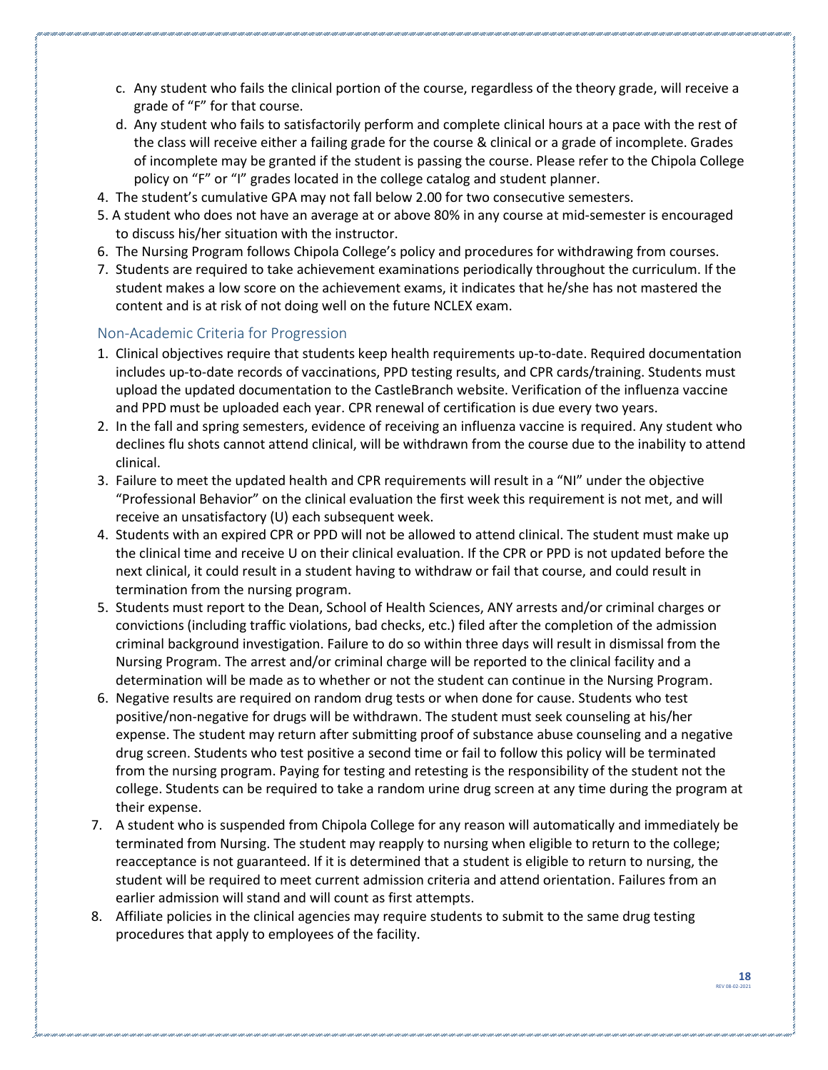c. Any student who fails the clinical portion of the course, regardless of the theory grade, will receive a grade of "F" for that course.

d. Any student who fails to satisfactorily perform and complete clinical hours at a pace with the rest of the class will receive either a failing grade for the course & clinical or a grade of incomplete. Grades of incomplete may be granted if the student is passing the course. Please refer to the Chipola College policy on "F" or "I" grades located in the college catalog and student planner.

4. The student's cumulative GPA may not fall below 2.00 for two consecutive semesters.
5. A student who does not have an average at or above 80% in any course at mid-semester is encouraged to discuss his/her situation with the instructor.
6. The Nursing Program follows Chipola College's policy and procedures for withdrawing from courses.
7. Students are required to take achievement examinations periodically throughout the curriculum. If the student makes a low score on the achievement exams, it indicates that he/she has not mastered the content and is at risk of not doing well on the future NCLEX exam.

## Non-Academic Criteria for Progression

1. Clinical objectives require that students keep health requirements up-to-date. Required documentation includes up-to-date records of vaccinations, PPD testing results, and CPR cards/training. Students must upload the updated documentation to the CastleBranch website. Verification of the influenza vaccine and PPD must be uploaded each year. CPR renewal of certification is due every two years.
2. In the fall and spring semesters, evidence of receiving an influenza vaccine is required. Any student who declines flu shots cannot attend clinical, will be withdrawn from the course due to the inability to attend clinical.
3. Failure to meet the updated health and CPR requirements will result in a "NI" under the objective "Professional Behavior" on the clinical evaluation the first week this requirement is not met, and will receive an unsatisfactory (U) each subsequent week.
4. Students with an expired CPR or PPD will not be allowed to attend clinical. The student must make up the clinical time and receive U on their clinical evaluation. If the CPR or PPD is not updated before the next clinical, it could result in a student having to withdraw or fail that course, and could result in termination from the nursing program.
5. Students must report to the Dean, School of Health Sciences, ANY arrests and/or criminal charges or convictions (including traffic violations, bad checks, etc.) filed after the completion of the admission criminal background investigation. Failure to do so within three days will result in dismissal from the Nursing Program. The arrest and/or criminal charge will be reported to the clinical facility and a determination will be made as to whether or not the student can continue in the Nursing Program.
6. Negative results are required on random drug tests or when done for cause. Students who test positive/non-negative for drugs will be withdrawn. The student must seek counseling at his/her expense. The student may return after submitting proof of substance abuse counseling and a negative drug screen. Students who test positive a second time or fail to follow this policy will be terminated from the nursing program. Paying for testing and retesting is the responsibility of the student not the college. Students can be required to take a random urine drug screen at any time during the program at their expense.
7. A student who is suspended from Chipola College for any reason will automatically and immediately be terminated from Nursing. The student may reapply to nursing when eligible to return to the college; reacceptance is not guaranteed. If it is determined that a student is eligible to return to nursing, the student will be required to meet current admission criteria and attend orientation. Failures from an earlier admission will stand and will count as first attempts.
8. Affiliate policies in the clinical agencies may require students to submit to the same drug testing procedures that apply to employees of the facility.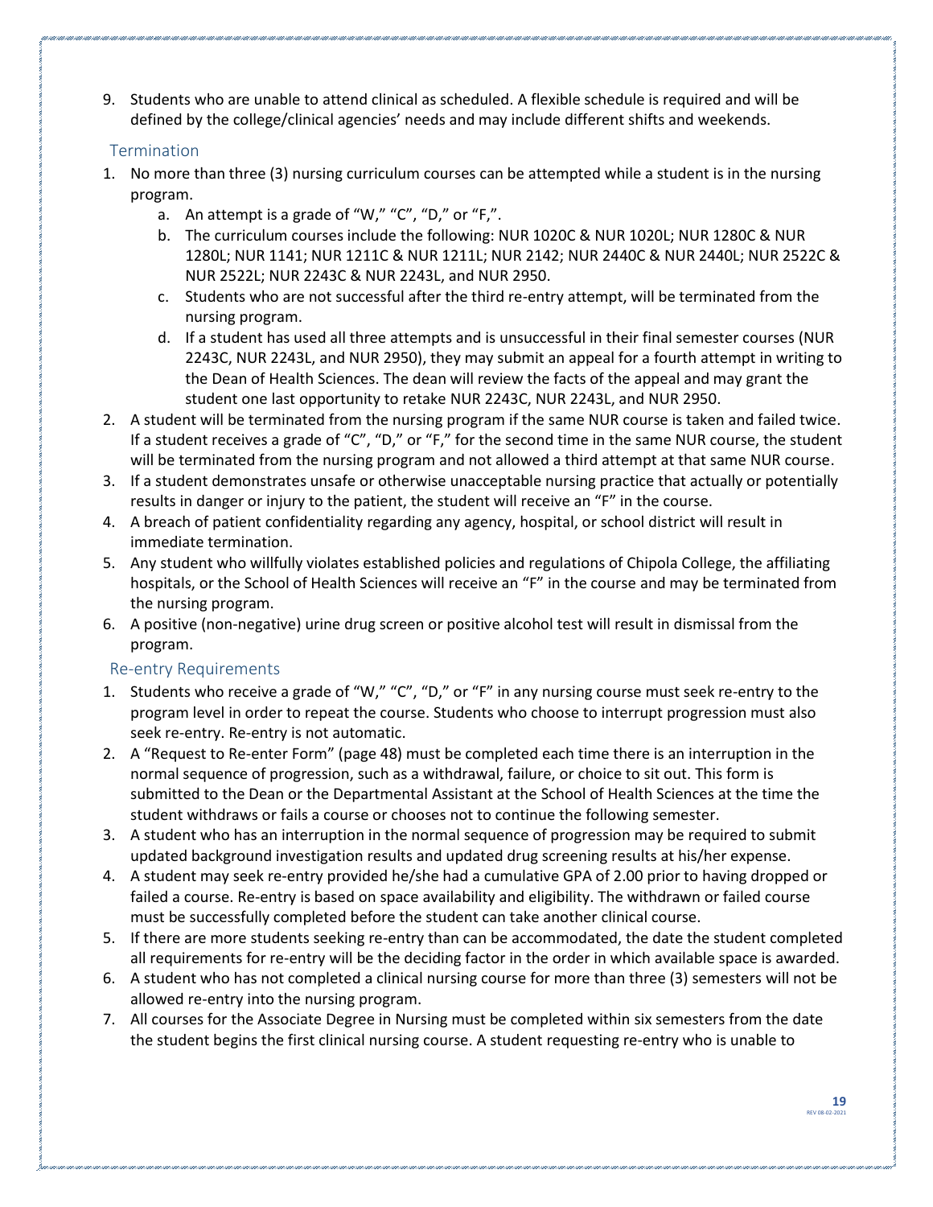9. Students who are unable to attend clinical as scheduled. A flexible schedule is required and will be defined by the college/clinical agencies' needs and may include different shifts and weekends.

### Termination

1. No more than three (3) nursing curriculum courses can be attempted while a student is in the nursing program.
   a. An attempt is a grade of "W," "C", "D," or "F,".
   b. The curriculum courses include the following: NUR 1020C & NUR 1020L; NUR 1280C & NUR 1280L; NUR 1141; NUR 1211C & NUR 1211L; NUR 2142; NUR 2440C & NUR 2440L; NUR 2522C & NUR 2522L; NUR 2243C & NUR 2243L, and NUR 2950.
   c. Students who are not successful after the third re-entry attempt, will be terminated from the nursing program.
   d. If a student has used all three attempts and is unsuccessful in their final semester courses (NUR 2243C, NUR 2243L, and NUR 2950), they may submit an appeal for a fourth attempt in writing to the Dean of Health Sciences. The dean will review the facts of the appeal and may grant the student one last opportunity to retake NUR 2243C, NUR 2243L, and NUR 2950.
2. A student will be terminated from the nursing program if the same NUR course is taken and failed twice. If a student receives a grade of "C", "D," or "F," for the second time in the same NUR course, the student will be terminated from the nursing program and not allowed a third attempt at that same NUR course.
3. If a student demonstrates unsafe or otherwise unacceptable nursing practice that actually or potentially results in danger or injury to the patient, the student will receive an "F" in the course.
4. A breach of patient confidentiality regarding any agency, hospital, or school district will result in immediate termination.
5. Any student who willfully violates established policies and regulations of Chipola College, the affiliating hospitals, or the School of Health Sciences will receive an "F" in the course and may be terminated from the nursing program.
6. A positive (non-negative) urine drug screen or positive alcohol test will result in dismissal from the program.

### Re-entry Requirements

1. Students who receive a grade of "W," "C", "D," or "F" in any nursing course must seek re-entry to the program level in order to repeat the course. Students who choose to interrupt progression must also seek re-entry. Re-entry is not automatic.
2. A "Request to Re-enter Form" (page 48) must be completed each time there is an interruption in the normal sequence of progression, such as a withdrawal, failure, or choice to sit out. This form is submitted to the Dean or the Departmental Assistant at the School of Health Sciences at the time the student withdraws or fails a course or chooses not to continue the following semester.
3. A student who has an interruption in the normal sequence of progression may be required to submit updated background investigation results and updated drug screening results at his/her expense.
4. A student may seek re-entry provided he/she had a cumulative GPA of 2.00 prior to having dropped or failed a course. Re-entry is based on space availability and eligibility. The withdrawn or failed course must be successfully completed before the student can take another clinical course.
5. If there are more students seeking re-entry than can be accommodated, the date the student completed all requirements for re-entry will be the deciding factor in the order in which available space is awarded.
6. A student who has not completed a clinical nursing course for more than three (3) semesters will not be allowed re-entry into the nursing program.
7. All courses for the Associate Degree in Nursing must be completed within six semesters from the date the student begins the first clinical nursing course. A student requesting re-entry who is unable to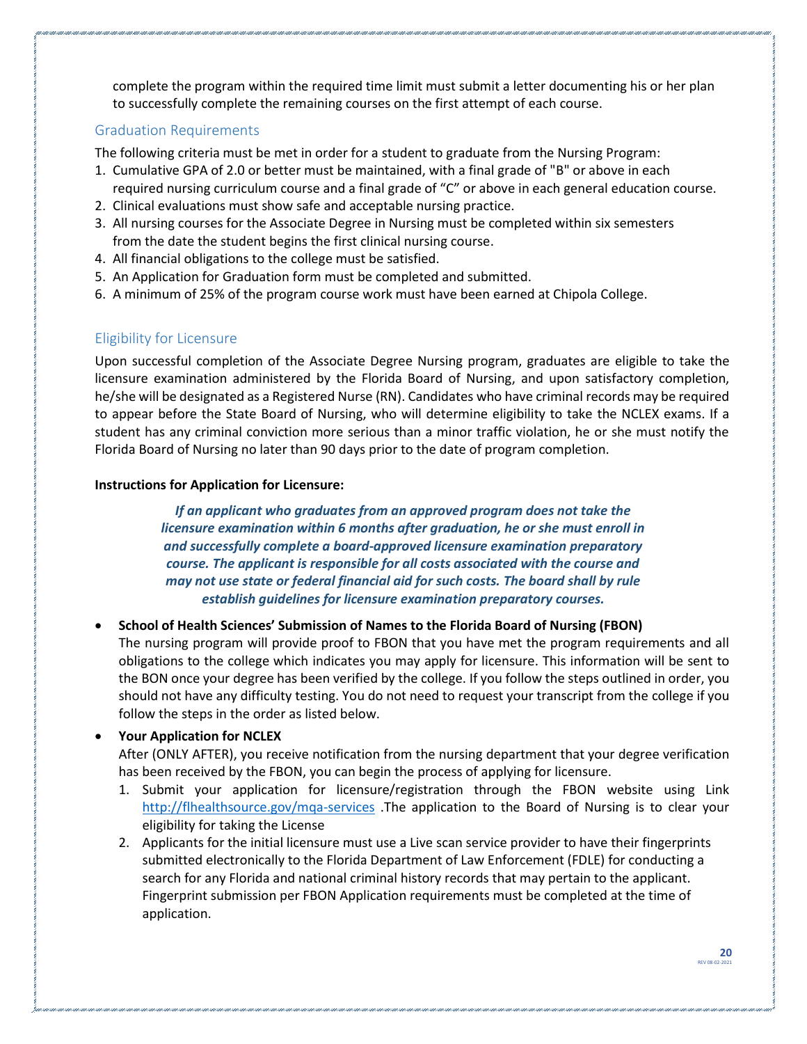complete the program within the required time limit must submit a letter documenting his or her plan to successfully complete the remaining courses on the first attempt of each course.

## Graduation Requirements

The following criteria must be met in order for a student to graduate from the Nursing Program:

1. Cumulative GPA of 2.0 or better must be maintained, with a final grade of "B" or above in each required nursing curriculum course and a final grade of "C" or above in each general education course.
2. Clinical evaluations must show safe and acceptable nursing practice.
3. All nursing courses for the Associate Degree in Nursing must be completed within six semesters from the date the student begins the first clinical nursing course.
4. All financial obligations to the college must be satisfied.
5. An Application for Graduation form must be completed and submitted.
6. A minimum of 25% of the program course work must have been earned at Chipola College.

## Eligibility for Licensure

Upon successful completion of the Associate Degree Nursing program, graduates are eligible to take the licensure examination administered by the Florida Board of Nursing, and upon satisfactory completion, he/she will be designated as a Registered Nurse (RN). Candidates who have criminal records may be required to appear before the State Board of Nursing, who will determine eligibility to take the NCLEX exams. If a student has any criminal conviction more serious than a minor traffic violation, he or she must notify the Florida Board of Nursing no later than 90 days prior to the date of program completion.

**Instructions for Application for Licensure:**

***If an applicant who graduates from an approved program does not take the licensure examination within 6 months after graduation, he or she must enroll in and successfully complete a board-approved licensure examination preparatory course. The applicant is responsible for all costs associated with the course and may not use state or federal financial aid for such costs. The board shall by rule establish guidelines for licensure examination preparatory courses.***

- **School of Health Sciences' Submission of Names to the Florida Board of Nursing (FBON)**
  The nursing program will provide proof to FBON that you have met the program requirements and all obligations to the college which indicates you may apply for licensure. This information will be sent to the BON once your degree has been verified by the college. If you follow the steps outlined in order, you should not have any difficulty testing. You do not need to request your transcript from the college if you follow the steps in the order as listed below.

- **Your Application for NCLEX**
  After (ONLY AFTER), you receive notification from the nursing department that your degree verification has been received by the FBON, you can begin the process of applying for licensure.
  1. Submit your application for licensure/registration through the FBON website using Link http://flhealthsource.gov/mqa-services .The application to the Board of Nursing is to clear your eligibility for taking the License
  2. Applicants for the initial licensure must use a Live scan service provider to have their fingerprints submitted electronically to the Florida Department of Law Enforcement (FDLE) for conducting a search for any Florida and national criminal history records that may pertain to the applicant. Fingerprint submission per FBON Application requirements must be completed at the time of application.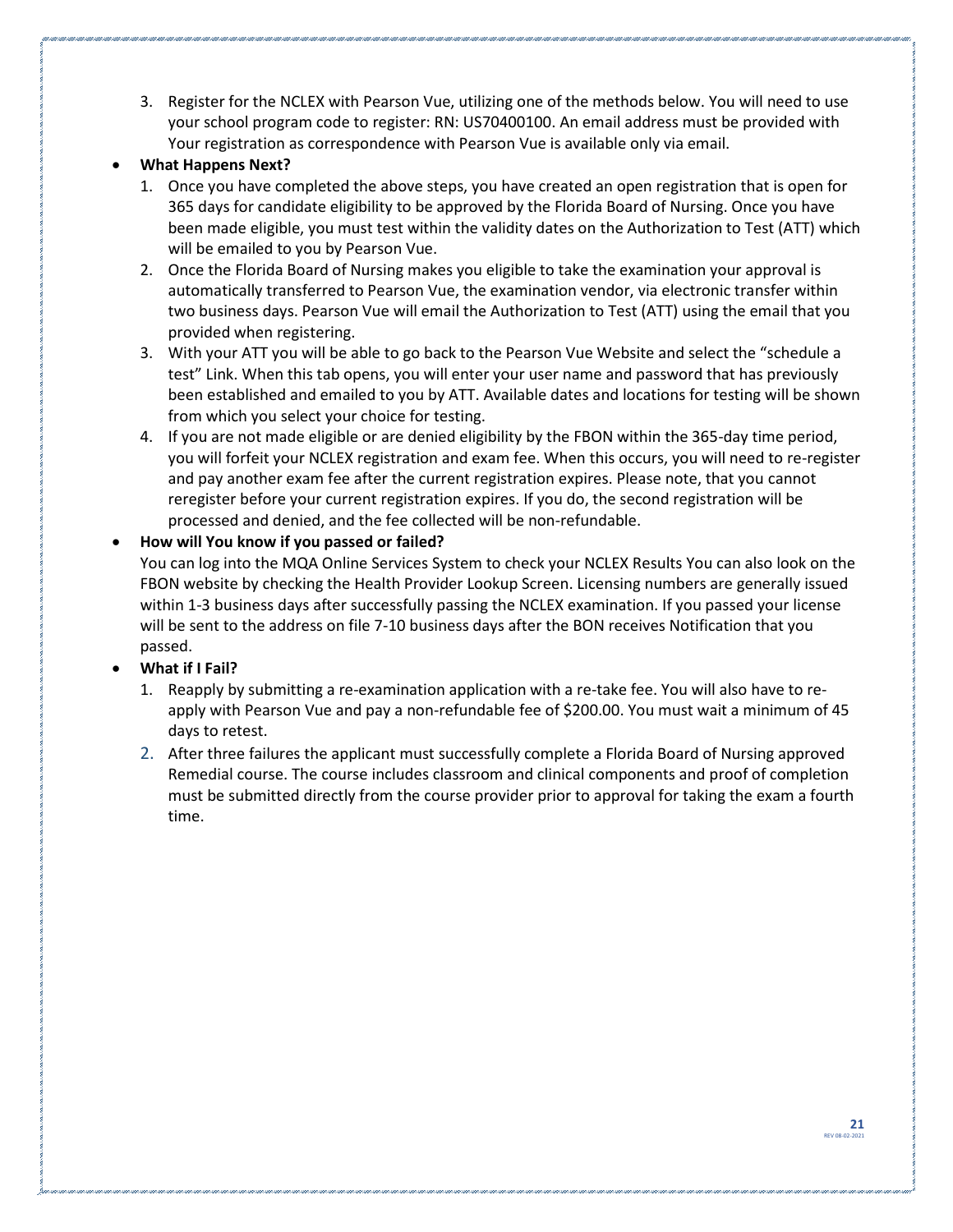3. Register for the NCLEX with Pearson Vue, utilizing one of the methods below. You will need to use your school program code to register: RN: US70400100. An email address must be provided with Your registration as correspondence with Pearson Vue is available only via email.

- **What Happens Next?**
  1. Once you have completed the above steps, you have created an open registration that is open for 365 days for candidate eligibility to be approved by the Florida Board of Nursing. Once you have been made eligible, you must test within the validity dates on the Authorization to Test (ATT) which will be emailed to you by Pearson Vue.
  2. Once the Florida Board of Nursing makes you eligible to take the examination your approval is automatically transferred to Pearson Vue, the examination vendor, via electronic transfer within two business days. Pearson Vue will email the Authorization to Test (ATT) using the email that you provided when registering.
  3. With your ATT you will be able to go back to the Pearson Vue Website and select the "schedule a test" Link. When this tab opens, you will enter your user name and password that has previously been established and emailed to you by ATT. Available dates and locations for testing will be shown from which you select your choice for testing.
  4. If you are not made eligible or are denied eligibility by the FBON within the 365-day time period, you will forfeit your NCLEX registration and exam fee. When this occurs, you will need to re-register and pay another exam fee after the current registration expires. Please note, that you cannot reregister before your current registration expires. If you do, the second registration will be processed and denied, and the fee collected will be non-refundable.

- **How will You know if you passed or failed?**

  You can log into the MQA Online Services System to check your NCLEX Results You can also look on the FBON website by checking the Health Provider Lookup Screen. Licensing numbers are generally issued within 1-3 business days after successfully passing the NCLEX examination. If you passed your license will be sent to the address on file 7-10 business days after the BON receives Notification that you passed.

- **What if I Fail?**
  1. Reapply by submitting a re-examination application with a re-take fee. You will also have to re-apply with Pearson Vue and pay a non-refundable fee of $200.00. You must wait a minimum of 45 days to retest.
  2. After three failures the applicant must successfully complete a Florida Board of Nursing approved Remedial course. The course includes classroom and clinical components and proof of completion must be submitted directly from the course provider prior to approval for taking the exam a fourth time.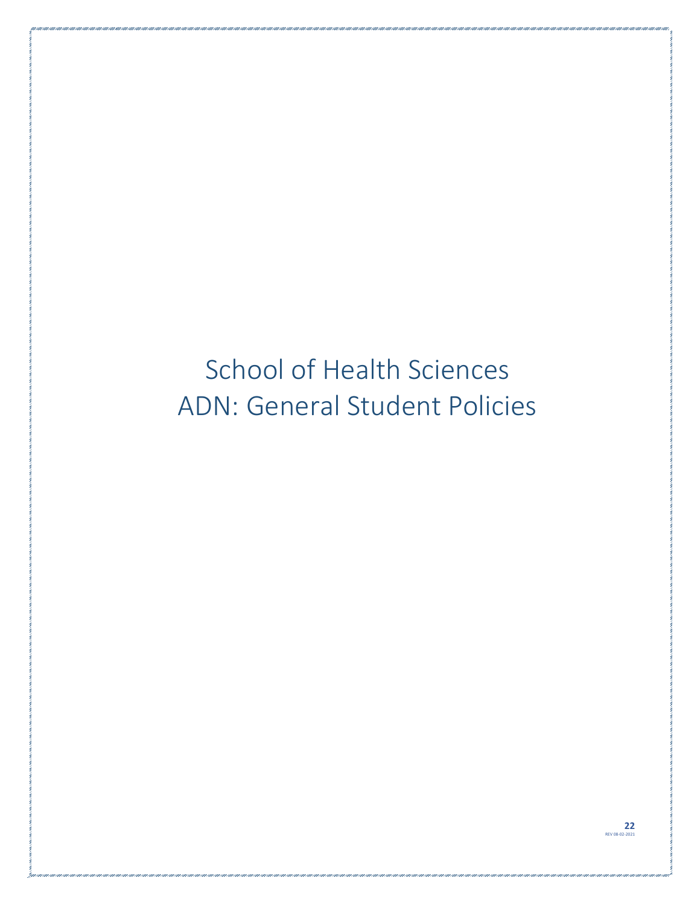# School of Health Sciences
# ADN: General Student Policies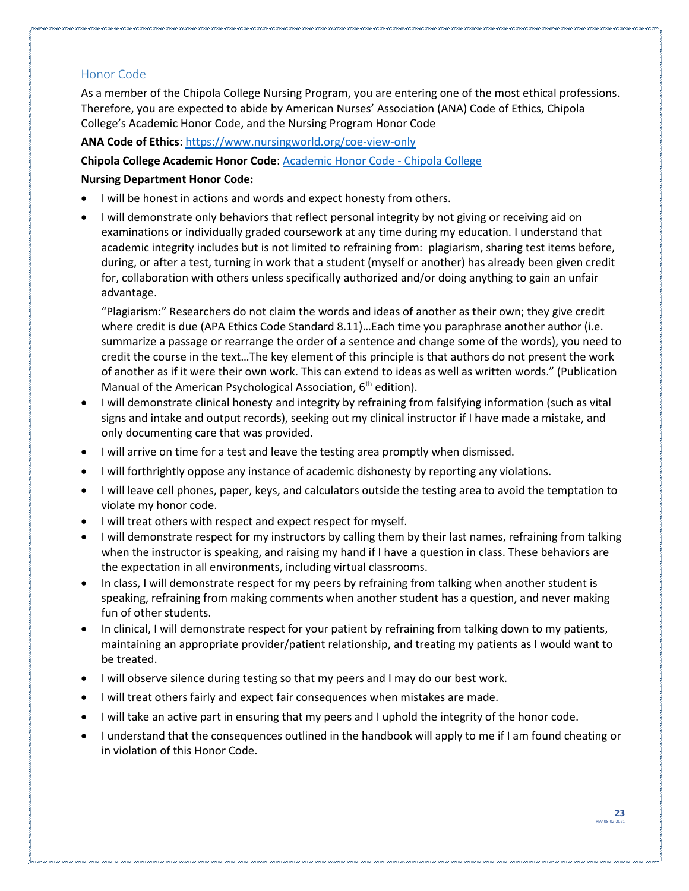## Honor Code

As a member of the Chipola College Nursing Program, you are entering one of the most ethical professions. Therefore, you are expected to abide by American Nurses' Association (ANA) Code of Ethics, Chipola College's Academic Honor Code, and the Nursing Program Honor Code

**ANA Code of Ethics**: https://www.nursingworld.org/coe-view-only

**Chipola College Academic Honor Code**: Academic Honor Code - Chipola College

**Nursing Department Honor Code:**

- I will be honest in actions and words and expect honesty from others.
- I will demonstrate only behaviors that reflect personal integrity by not giving or receiving aid on examinations or individually graded coursework at any time during my education. I understand that academic integrity includes but is not limited to refraining from: plagiarism, sharing test items before, during, or after a test, turning in work that a student (myself or another) has already been given credit for, collaboration with others unless specifically authorized and/or doing anything to gain an unfair advantage.

  "Plagiarism:" Researchers do not claim the words and ideas of another as their own; they give credit where credit is due (APA Ethics Code Standard 8.11)…Each time you paraphrase another author (i.e. summarize a passage or rearrange the order of a sentence and change some of the words), you need to credit the course in the text…The key element of this principle is that authors do not present the work of another as if it were their own work. This can extend to ideas as well as written words." (Publication Manual of the American Psychological Association, 6th edition).
- I will demonstrate clinical honesty and integrity by refraining from falsifying information (such as vital signs and intake and output records), seeking out my clinical instructor if I have made a mistake, and only documenting care that was provided.
- I will arrive on time for a test and leave the testing area promptly when dismissed.
- I will forthrightly oppose any instance of academic dishonesty by reporting any violations.
- I will leave cell phones, paper, keys, and calculators outside the testing area to avoid the temptation to violate my honor code.
- I will treat others with respect and expect respect for myself.
- I will demonstrate respect for my instructors by calling them by their last names, refraining from talking when the instructor is speaking, and raising my hand if I have a question in class. These behaviors are the expectation in all environments, including virtual classrooms.
- In class, I will demonstrate respect for my peers by refraining from talking when another student is speaking, refraining from making comments when another student has a question, and never making fun of other students.
- In clinical, I will demonstrate respect for your patient by refraining from talking down to my patients, maintaining an appropriate provider/patient relationship, and treating my patients as I would want to be treated.
- I will observe silence during testing so that my peers and I may do our best work.
- I will treat others fairly and expect fair consequences when mistakes are made.
- I will take an active part in ensuring that my peers and I uphold the integrity of the honor code.
- I understand that the consequences outlined in the handbook will apply to me if I am found cheating or in violation of this Honor Code.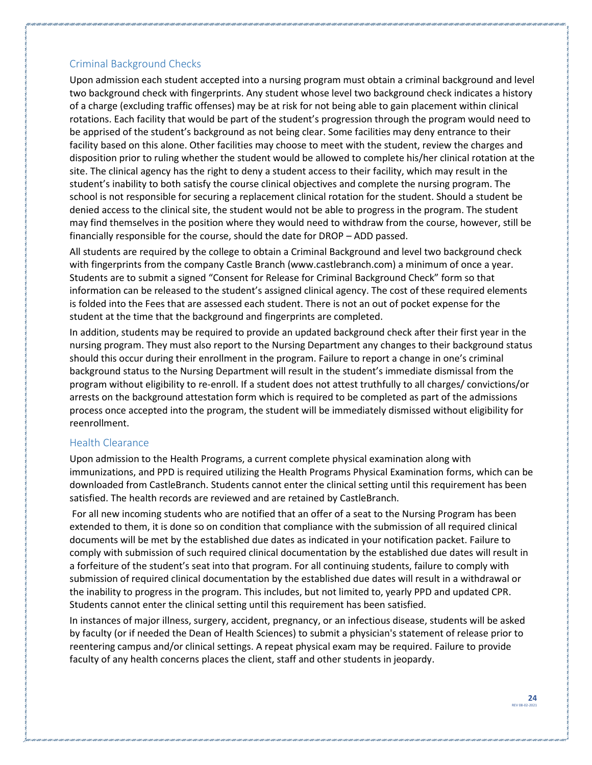## Criminal Background Checks

Upon admission each student accepted into a nursing program must obtain a criminal background and level two background check with fingerprints. Any student whose level two background check indicates a history of a charge (excluding traffic offenses) may be at risk for not being able to gain placement within clinical rotations. Each facility that would be part of the student's progression through the program would need to be apprised of the student's background as not being clear. Some facilities may deny entrance to their facility based on this alone. Other facilities may choose to meet with the student, review the charges and disposition prior to ruling whether the student would be allowed to complete his/her clinical rotation at the site. The clinical agency has the right to deny a student access to their facility, which may result in the student's inability to both satisfy the course clinical objectives and complete the nursing program. The school is not responsible for securing a replacement clinical rotation for the student. Should a student be denied access to the clinical site, the student would not be able to progress in the program. The student may find themselves in the position where they would need to withdraw from the course, however, still be financially responsible for the course, should the date for DROP – ADD passed.

All students are required by the college to obtain a Criminal Background and level two background check with fingerprints from the company Castle Branch (www.castlebranch.com) a minimum of once a year. Students are to submit a signed "Consent for Release for Criminal Background Check" form so that information can be released to the student's assigned clinical agency. The cost of these required elements is folded into the Fees that are assessed each student. There is not an out of pocket expense for the student at the time that the background and fingerprints are completed.

In addition, students may be required to provide an updated background check after their first year in the nursing program. They must also report to the Nursing Department any changes to their background status should this occur during their enrollment in the program. Failure to report a change in one's criminal background status to the Nursing Department will result in the student's immediate dismissal from the program without eligibility to re-enroll. If a student does not attest truthfully to all charges/ convictions/or arrests on the background attestation form which is required to be completed as part of the admissions process once accepted into the program, the student will be immediately dismissed without eligibility for reenrollment.

## Health Clearance

Upon admission to the Health Programs, a current complete physical examination along with immunizations, and PPD is required utilizing the Health Programs Physical Examination forms, which can be downloaded from CastleBranch. Students cannot enter the clinical setting until this requirement has been satisfied. The health records are reviewed and are retained by CastleBranch.

For all new incoming students who are notified that an offer of a seat to the Nursing Program has been extended to them, it is done so on condition that compliance with the submission of all required clinical documents will be met by the established due dates as indicated in your notification packet. Failure to comply with submission of such required clinical documentation by the established due dates will result in a forfeiture of the student's seat into that program. For all continuing students, failure to comply with submission of required clinical documentation by the established due dates will result in a withdrawal or the inability to progress in the program. This includes, but not limited to, yearly PPD and updated CPR. Students cannot enter the clinical setting until this requirement has been satisfied.

In instances of major illness, surgery, accident, pregnancy, or an infectious disease, students will be asked by faculty (or if needed the Dean of Health Sciences) to submit a physician's statement of release prior to reentering campus and/or clinical settings. A repeat physical exam may be required. Failure to provide faculty of any health concerns places the client, staff and other students in jeopardy.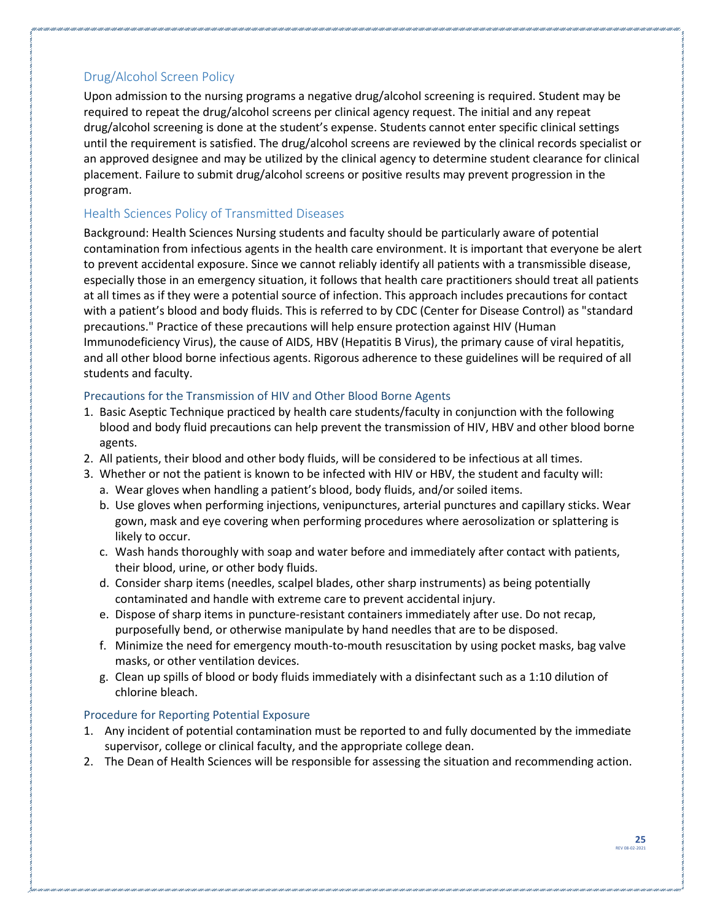## Drug/Alcohol Screen Policy

Upon admission to the nursing programs a negative drug/alcohol screening is required. Student may be required to repeat the drug/alcohol screens per clinical agency request. The initial and any repeat drug/alcohol screening is done at the student's expense. Students cannot enter specific clinical settings until the requirement is satisfied. The drug/alcohol screens are reviewed by the clinical records specialist or an approved designee and may be utilized by the clinical agency to determine student clearance for clinical placement. Failure to submit drug/alcohol screens or positive results may prevent progression in the program.

## Health Sciences Policy of Transmitted Diseases

Background: Health Sciences Nursing students and faculty should be particularly aware of potential contamination from infectious agents in the health care environment. It is important that everyone be alert to prevent accidental exposure. Since we cannot reliably identify all patients with a transmissible disease, especially those in an emergency situation, it follows that health care practitioners should treat all patients at all times as if they were a potential source of infection. This approach includes precautions for contact with a patient's blood and body fluids. This is referred to by CDC (Center for Disease Control) as "standard precautions." Practice of these precautions will help ensure protection against HIV (Human Immunodeficiency Virus), the cause of AIDS, HBV (Hepatitis B Virus), the primary cause of viral hepatitis, and all other blood borne infectious agents. Rigorous adherence to these guidelines will be required of all students and faculty.

### Precautions for the Transmission of HIV and Other Blood Borne Agents

1. Basic Aseptic Technique practiced by health care students/faculty in conjunction with the following blood and body fluid precautions can help prevent the transmission of HIV, HBV and other blood borne agents.
2. All patients, their blood and other body fluids, will be considered to be infectious at all times.
3. Whether or not the patient is known to be infected with HIV or HBV, the student and faculty will:
   a. Wear gloves when handling a patient's blood, body fluids, and/or soiled items.
   b. Use gloves when performing injections, venipunctures, arterial punctures and capillary sticks. Wear gown, mask and eye covering when performing procedures where aerosolization or splattering is likely to occur.
   c. Wash hands thoroughly with soap and water before and immediately after contact with patients, their blood, urine, or other body fluids.
   d. Consider sharp items (needles, scalpel blades, other sharp instruments) as being potentially contaminated and handle with extreme care to prevent accidental injury.
   e. Dispose of sharp items in puncture-resistant containers immediately after use. Do not recap, purposefully bend, or otherwise manipulate by hand needles that are to be disposed.
   f. Minimize the need for emergency mouth-to-mouth resuscitation by using pocket masks, bag valve masks, or other ventilation devices.
   g. Clean up spills of blood or body fluids immediately with a disinfectant such as a 1:10 dilution of chlorine bleach.

### Procedure for Reporting Potential Exposure

1. Any incident of potential contamination must be reported to and fully documented by the immediate supervisor, college or clinical faculty, and the appropriate college dean.
2. The Dean of Health Sciences will be responsible for assessing the situation and recommending action.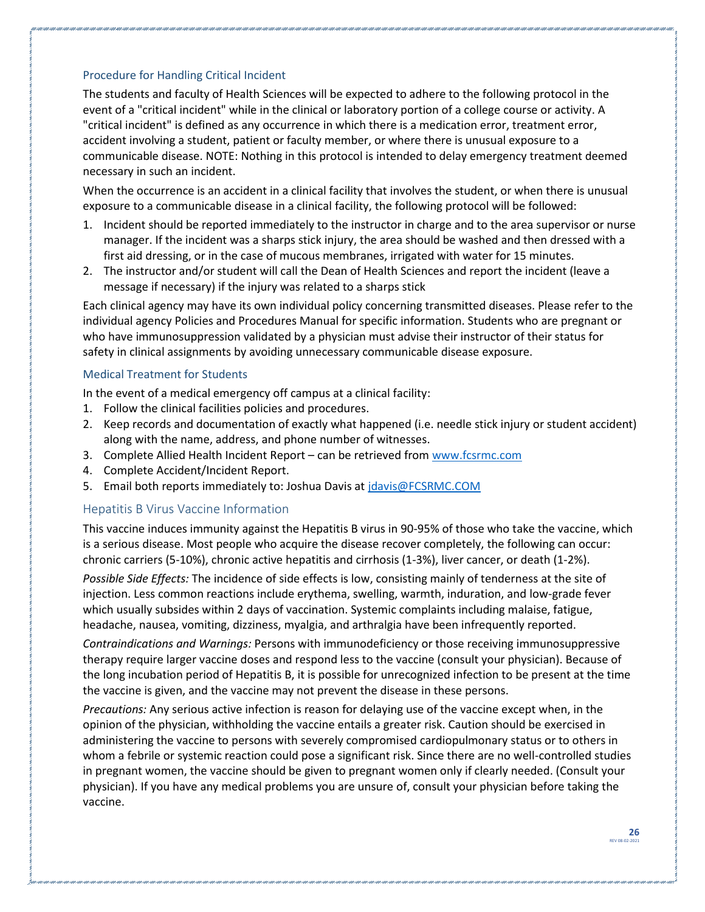### Procedure for Handling Critical Incident

The students and faculty of Health Sciences will be expected to adhere to the following protocol in the event of a "critical incident" while in the clinical or laboratory portion of a college course or activity. A "critical incident" is defined as any occurrence in which there is a medication error, treatment error, accident involving a student, patient or faculty member, or where there is unusual exposure to a communicable disease. NOTE: Nothing in this protocol is intended to delay emergency treatment deemed necessary in such an incident.

When the occurrence is an accident in a clinical facility that involves the student, or when there is unusual exposure to a communicable disease in a clinical facility, the following protocol will be followed:

1. Incident should be reported immediately to the instructor in charge and to the area supervisor or nurse manager. If the incident was a sharps stick injury, the area should be washed and then dressed with a first aid dressing, or in the case of mucous membranes, irrigated with water for 15 minutes.
2. The instructor and/or student will call the Dean of Health Sciences and report the incident (leave a message if necessary) if the injury was related to a sharps stick

Each clinical agency may have its own individual policy concerning transmitted diseases. Please refer to the individual agency Policies and Procedures Manual for specific information. Students who are pregnant or who have immunosuppression validated by a physician must advise their instructor of their status for safety in clinical assignments by avoiding unnecessary communicable disease exposure.

### Medical Treatment for Students

In the event of a medical emergency off campus at a clinical facility:

1. Follow the clinical facilities policies and procedures.
2. Keep records and documentation of exactly what happened (i.e. needle stick injury or student accident) along with the name, address, and phone number of witnesses.
3. Complete Allied Health Incident Report – can be retrieved from www.fcsrmc.com
4. Complete Accident/Incident Report.
5. Email both reports immediately to: Joshua Davis at jdavis@FCSRMC.COM

## Hepatitis B Virus Vaccine Information

This vaccine induces immunity against the Hepatitis B virus in 90-95% of those who take the vaccine, which is a serious disease. Most people who acquire the disease recover completely, the following can occur: chronic carriers (5-10%), chronic active hepatitis and cirrhosis (1-3%), liver cancer, or death (1-2%).

*Possible Side Effects:* The incidence of side effects is low, consisting mainly of tenderness at the site of injection. Less common reactions include erythema, swelling, warmth, induration, and low-grade fever which usually subsides within 2 days of vaccination. Systemic complaints including malaise, fatigue, headache, nausea, vomiting, dizziness, myalgia, and arthralgia have been infrequently reported.

*Contraindications and Warnings:* Persons with immunodeficiency or those receiving immunosuppressive therapy require larger vaccine doses and respond less to the vaccine (consult your physician). Because of the long incubation period of Hepatitis B, it is possible for unrecognized infection to be present at the time the vaccine is given, and the vaccine may not prevent the disease in these persons.

*Precautions:* Any serious active infection is reason for delaying use of the vaccine except when, in the opinion of the physician, withholding the vaccine entails a greater risk. Caution should be exercised in administering the vaccine to persons with severely compromised cardiopulmonary status or to others in whom a febrile or systemic reaction could pose a significant risk. Since there are no well-controlled studies in pregnant women, the vaccine should be given to pregnant women only if clearly needed. (Consult your physician). If you have any medical problems you are unsure of, consult your physician before taking the vaccine.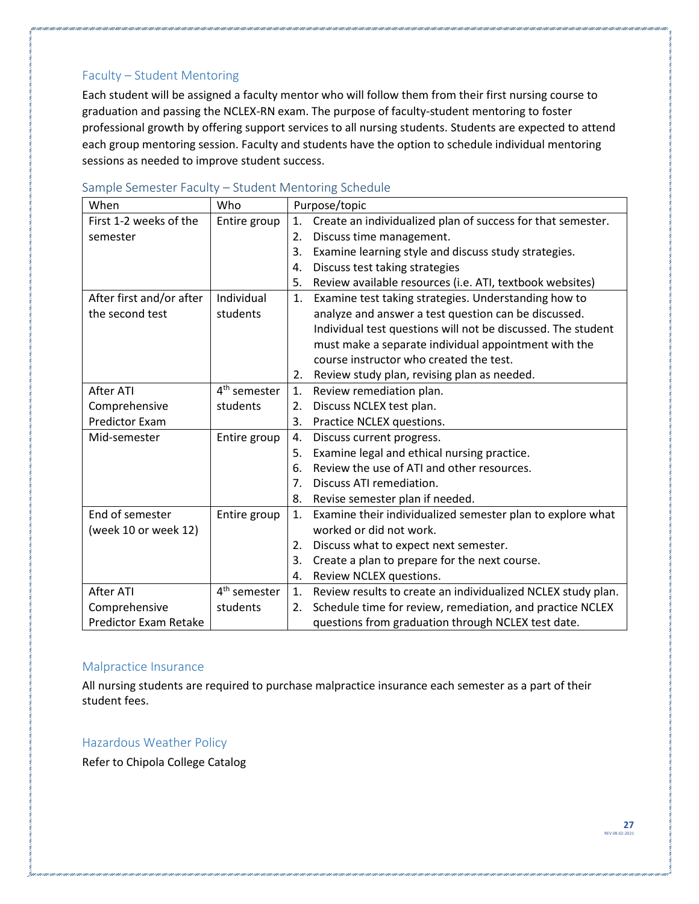## Faculty – Student Mentoring

Each student will be assigned a faculty mentor who will follow them from their first nursing course to graduation and passing the NCLEX-RN exam. The purpose of faculty-student mentoring to foster professional growth by offering support services to all nursing students. Students are expected to attend each group mentoring session. Faculty and students have the option to schedule individual mentoring sessions as needed to improve student success.

### Sample Semester Faculty – Student Mentoring Schedule

| When | Who | Purpose/topic |
|---|---|---|
| First 1-2 weeks of the semester | Entire group | 1. Create an individualized plan of success for that semester.<br>2. Discuss time management.<br>3. Examine learning style and discuss study strategies.<br>4. Discuss test taking strategies<br>5. Review available resources (i.e. ATI, textbook websites) |
| After first and/or after the second test | Individual students | 1. Examine test taking strategies. Understanding how to analyze and answer a test question can be discussed. Individual test questions will not be discussed. The student must make a separate individual appointment with the course instructor who created the test.<br>2. Review study plan, revising plan as needed. |
| After ATI Comprehensive Predictor Exam | 4th semester students | 1. Review remediation plan.<br>2. Discuss NCLEX test plan.<br>3. Practice NCLEX questions. |
| Mid-semester | Entire group | 4. Discuss current progress.<br>5. Examine legal and ethical nursing practice.<br>6. Review the use of ATI and other resources.<br>7. Discuss ATI remediation.<br>8. Revise semester plan if needed. |
| End of semester (week 10 or week 12) | Entire group | 1. Examine their individualized semester plan to explore what worked or did not work.<br>2. Discuss what to expect next semester.<br>3. Create a plan to prepare for the next course.<br>4. Review NCLEX questions. |
| After ATI Comprehensive Predictor Exam Retake | 4th semester students | 1. Review results to create an individualized NCLEX study plan.<br>2. Schedule time for review, remediation, and practice NCLEX questions from graduation through NCLEX test date. |

## Malpractice Insurance

All nursing students are required to purchase malpractice insurance each semester as a part of their student fees.

## Hazardous Weather Policy

Refer to Chipola College Catalog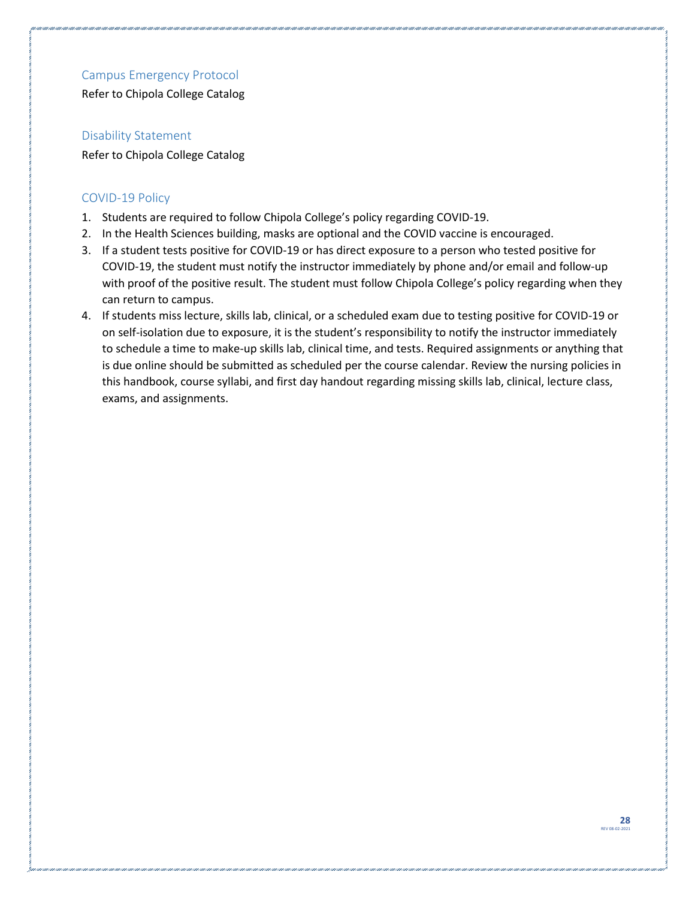## Campus Emergency Protocol

Refer to Chipola College Catalog

## Disability Statement

Refer to Chipola College Catalog

## COVID-19 Policy

1. Students are required to follow Chipola College's policy regarding COVID-19.
2. In the Health Sciences building, masks are optional and the COVID vaccine is encouraged.
3. If a student tests positive for COVID-19 or has direct exposure to a person who tested positive for COVID-19, the student must notify the instructor immediately by phone and/or email and follow-up with proof of the positive result. The student must follow Chipola College's policy regarding when they can return to campus.
4. If students miss lecture, skills lab, clinical, or a scheduled exam due to testing positive for COVID-19 or on self-isolation due to exposure, it is the student's responsibility to notify the instructor immediately to schedule a time to make-up skills lab, clinical time, and tests. Required assignments or anything that is due online should be submitted as scheduled per the course calendar. Review the nursing policies in this handbook, course syllabi, and first day handout regarding missing skills lab, clinical, lecture class, exams, and assignments.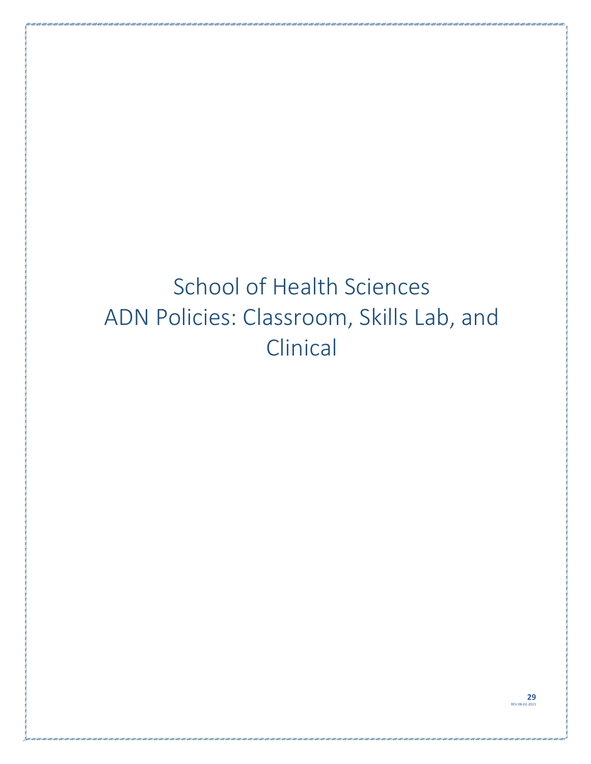# School of Health Sciences ADN Policies: Classroom, Skills Lab, and Clinical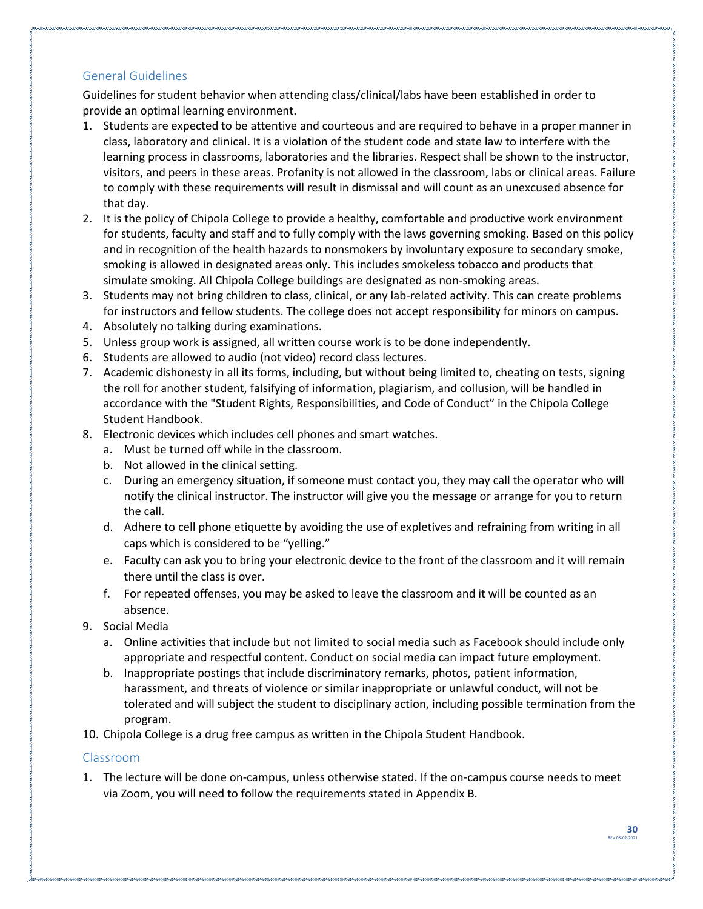## General Guidelines

Guidelines for student behavior when attending class/clinical/labs have been established in order to provide an optimal learning environment.

1. Students are expected to be attentive and courteous and are required to behave in a proper manner in class, laboratory and clinical. It is a violation of the student code and state law to interfere with the learning process in classrooms, laboratories and the libraries. Respect shall be shown to the instructor, visitors, and peers in these areas. Profanity is not allowed in the classroom, labs or clinical areas. Failure to comply with these requirements will result in dismissal and will count as an unexcused absence for that day.
2. It is the policy of Chipola College to provide a healthy, comfortable and productive work environment for students, faculty and staff and to fully comply with the laws governing smoking. Based on this policy and in recognition of the health hazards to nonsmokers by involuntary exposure to secondary smoke, smoking is allowed in designated areas only. This includes smokeless tobacco and products that simulate smoking. All Chipola College buildings are designated as non-smoking areas.
3. Students may not bring children to class, clinical, or any lab-related activity. This can create problems for instructors and fellow students. The college does not accept responsibility for minors on campus.
4. Absolutely no talking during examinations.
5. Unless group work is assigned, all written course work is to be done independently.
6. Students are allowed to audio (not video) record class lectures.
7. Academic dishonesty in all its forms, including, but without being limited to, cheating on tests, signing the roll for another student, falsifying of information, plagiarism, and collusion, will be handled in accordance with the "Student Rights, Responsibilities, and Code of Conduct" in the Chipola College Student Handbook.
8. Electronic devices which includes cell phones and smart watches.
   a. Must be turned off while in the classroom.
   b. Not allowed in the clinical setting.
   c. During an emergency situation, if someone must contact you, they may call the operator who will notify the clinical instructor. The instructor will give you the message or arrange for you to return the call.
   d. Adhere to cell phone etiquette by avoiding the use of expletives and refraining from writing in all caps which is considered to be "yelling."
   e. Faculty can ask you to bring your electronic device to the front of the classroom and it will remain there until the class is over.
   f. For repeated offenses, you may be asked to leave the classroom and it will be counted as an absence.
9. Social Media
   a. Online activities that include but not limited to social media such as Facebook should include only appropriate and respectful content. Conduct on social media can impact future employment.
   b. Inappropriate postings that include discriminatory remarks, photos, patient information, harassment, and threats of violence or similar inappropriate or unlawful conduct, will not be tolerated and will subject the student to disciplinary action, including possible termination from the program.
10. Chipola College is a drug free campus as written in the Chipola Student Handbook.

## Classroom

1. The lecture will be done on-campus, unless otherwise stated. If the on-campus course needs to meet via Zoom, you will need to follow the requirements stated in Appendix B.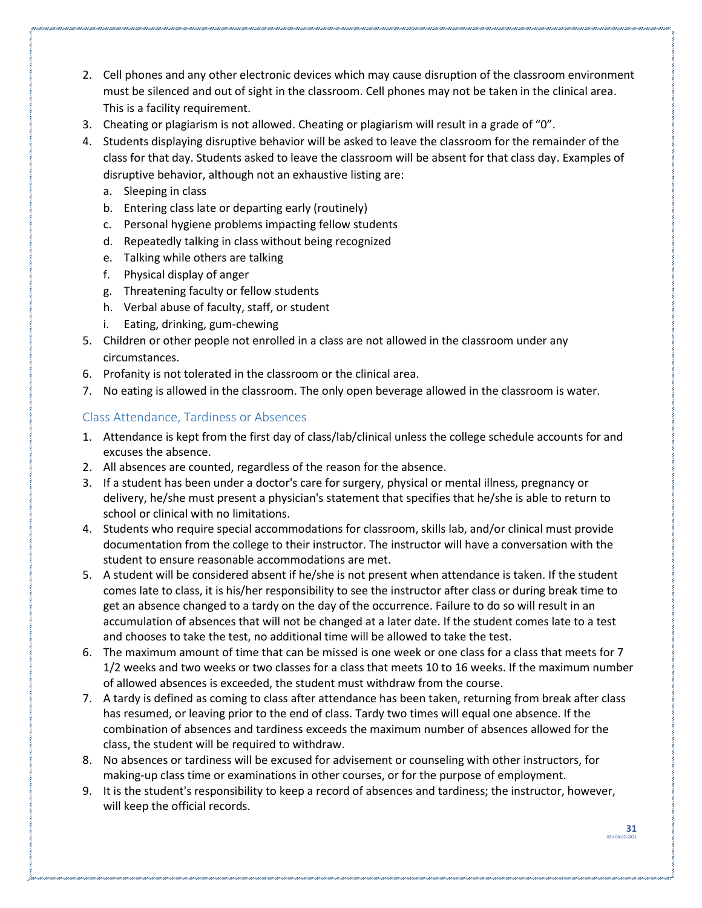2. Cell phones and any other electronic devices which may cause disruption of the classroom environment must be silenced and out of sight in the classroom. Cell phones may not be taken in the clinical area. This is a facility requirement.
3. Cheating or plagiarism is not allowed. Cheating or plagiarism will result in a grade of "0".
4. Students displaying disruptive behavior will be asked to leave the classroom for the remainder of the class for that day. Students asked to leave the classroom will be absent for that class day. Examples of disruptive behavior, although not an exhaustive listing are:
   a. Sleeping in class
   b. Entering class late or departing early (routinely)
   c. Personal hygiene problems impacting fellow students
   d. Repeatedly talking in class without being recognized
   e. Talking while others are talking
   f. Physical display of anger
   g. Threatening faculty or fellow students
   h. Verbal abuse of faculty, staff, or student
   i. Eating, drinking, gum-chewing
5. Children or other people not enrolled in a class are not allowed in the classroom under any circumstances.
6. Profanity is not tolerated in the classroom or the clinical area.
7. No eating is allowed in the classroom. The only open beverage allowed in the classroom is water.

## Class Attendance, Tardiness or Absences

1. Attendance is kept from the first day of class/lab/clinical unless the college schedule accounts for and excuses the absence.
2. All absences are counted, regardless of the reason for the absence.
3. If a student has been under a doctor's care for surgery, physical or mental illness, pregnancy or delivery, he/she must present a physician's statement that specifies that he/she is able to return to school or clinical with no limitations.
4. Students who require special accommodations for classroom, skills lab, and/or clinical must provide documentation from the college to their instructor. The instructor will have a conversation with the student to ensure reasonable accommodations are met.
5. A student will be considered absent if he/she is not present when attendance is taken. If the student comes late to class, it is his/her responsibility to see the instructor after class or during break time to get an absence changed to a tardy on the day of the occurrence. Failure to do so will result in an accumulation of absences that will not be changed at a later date. If the student comes late to a test and chooses to take the test, no additional time will be allowed to take the test.
6. The maximum amount of time that can be missed is one week or one class for a class that meets for 7 1/2 weeks and two weeks or two classes for a class that meets 10 to 16 weeks. If the maximum number of allowed absences is exceeded, the student must withdraw from the course.
7. A tardy is defined as coming to class after attendance has been taken, returning from break after class has resumed, or leaving prior to the end of class. Tardy two times will equal one absence. If the combination of absences and tardiness exceeds the maximum number of absences allowed for the class, the student will be required to withdraw.
8. No absences or tardiness will be excused for advisement or counseling with other instructors, for making-up class time or examinations in other courses, or for the purpose of employment.
9. It is the student's responsibility to keep a record of absences and tardiness; the instructor, however, will keep the official records.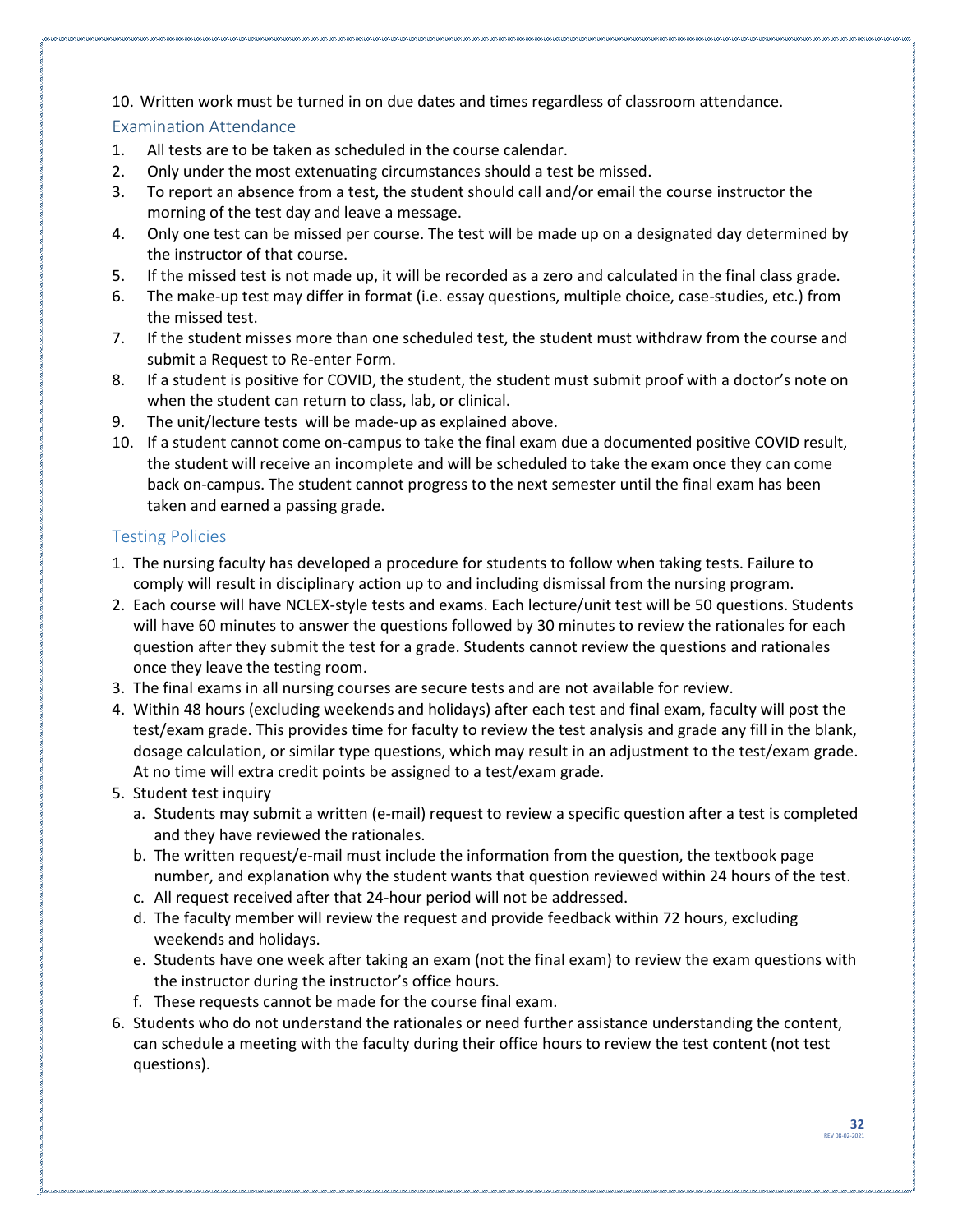10. Written work must be turned in on due dates and times regardless of classroom attendance.

## Examination Attendance

1. All tests are to be taken as scheduled in the course calendar.
2. Only under the most extenuating circumstances should a test be missed.
3. To report an absence from a test, the student should call and/or email the course instructor the morning of the test day and leave a message.
4. Only one test can be missed per course. The test will be made up on a designated day determined by the instructor of that course.
5. If the missed test is not made up, it will be recorded as a zero and calculated in the final class grade.
6. The make-up test may differ in format (i.e. essay questions, multiple choice, case-studies, etc.) from the missed test.
7. If the student misses more than one scheduled test, the student must withdraw from the course and submit a Request to Re-enter Form.
8. If a student is positive for COVID, the student, the student must submit proof with a doctor's note on when the student can return to class, lab, or clinical.
9. The unit/lecture tests will be made-up as explained above.
10. If a student cannot come on-campus to take the final exam due a documented positive COVID result, the student will receive an incomplete and will be scheduled to take the exam once they can come back on-campus. The student cannot progress to the next semester until the final exam has been taken and earned a passing grade.

## Testing Policies

1. The nursing faculty has developed a procedure for students to follow when taking tests. Failure to comply will result in disciplinary action up to and including dismissal from the nursing program.
2. Each course will have NCLEX-style tests and exams. Each lecture/unit test will be 50 questions. Students will have 60 minutes to answer the questions followed by 30 minutes to review the rationales for each question after they submit the test for a grade. Students cannot review the questions and rationales once they leave the testing room.
3. The final exams in all nursing courses are secure tests and are not available for review.
4. Within 48 hours (excluding weekends and holidays) after each test and final exam, faculty will post the test/exam grade. This provides time for faculty to review the test analysis and grade any fill in the blank, dosage calculation, or similar type questions, which may result in an adjustment to the test/exam grade. At no time will extra credit points be assigned to a test/exam grade.
5. Student test inquiry
   a. Students may submit a written (e-mail) request to review a specific question after a test is completed and they have reviewed the rationales.
   b. The written request/e-mail must include the information from the question, the textbook page number, and explanation why the student wants that question reviewed within 24 hours of the test.
   c. All request received after that 24-hour period will not be addressed.
   d. The faculty member will review the request and provide feedback within 72 hours, excluding weekends and holidays.
   e. Students have one week after taking an exam (not the final exam) to review the exam questions with the instructor during the instructor's office hours.
   f. These requests cannot be made for the course final exam.
6. Students who do not understand the rationales or need further assistance understanding the content, can schedule a meeting with the faculty during their office hours to review the test content (not test questions).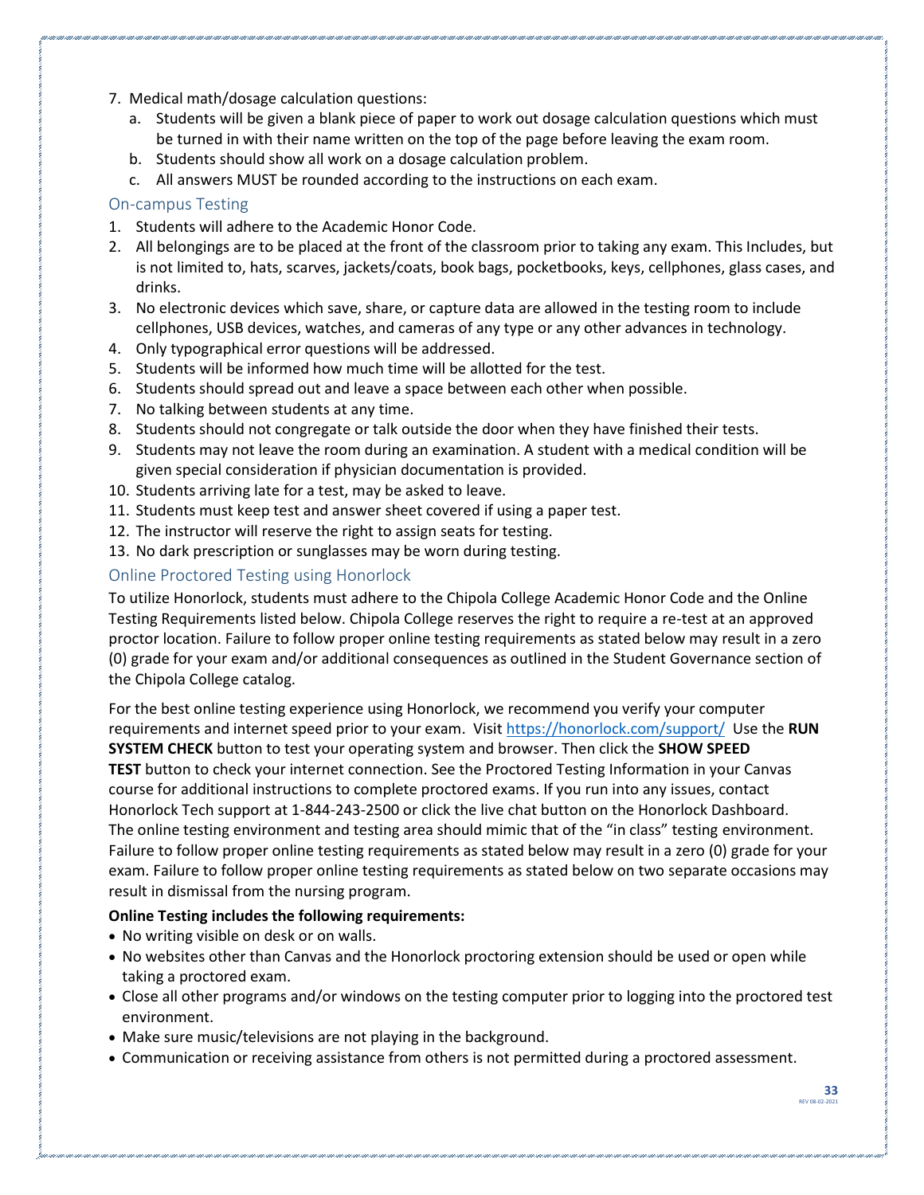7. Medical math/dosage calculation questions:
   a. Students will be given a blank piece of paper to work out dosage calculation questions which must be turned in with their name written on the top of the page before leaving the exam room.
   b. Students should show all work on a dosage calculation problem.
   c. All answers MUST be rounded according to the instructions on each exam.

### On-campus Testing

1. Students will adhere to the Academic Honor Code.
2. All belongings are to be placed at the front of the classroom prior to taking any exam. This Includes, but is not limited to, hats, scarves, jackets/coats, book bags, pocketbooks, keys, cellphones, glass cases, and drinks.
3. No electronic devices which save, share, or capture data are allowed in the testing room to include cellphones, USB devices, watches, and cameras of any type or any other advances in technology.
4. Only typographical error questions will be addressed.
5. Students will be informed how much time will be allotted for the test.
6. Students should spread out and leave a space between each other when possible.
7. No talking between students at any time.
8. Students should not congregate or talk outside the door when they have finished their tests.
9. Students may not leave the room during an examination. A student with a medical condition will be given special consideration if physician documentation is provided.
10. Students arriving late for a test, may be asked to leave.
11. Students must keep test and answer sheet covered if using a paper test.
12. The instructor will reserve the right to assign seats for testing.
13. No dark prescription or sunglasses may be worn during testing.

### Online Proctored Testing using Honorlock

To utilize Honorlock, students must adhere to the Chipola College Academic Honor Code and the Online Testing Requirements listed below. Chipola College reserves the right to require a re-test at an approved proctor location. Failure to follow proper online testing requirements as stated below may result in a zero (0) grade for your exam and/or additional consequences as outlined in the Student Governance section of the Chipola College catalog.

For the best online testing experience using Honorlock, we recommend you verify your computer requirements and internet speed prior to your exam. Visit https://honorlock.com/support/ Use the **RUN SYSTEM CHECK** button to test your operating system and browser. Then click the **SHOW SPEED TEST** button to check your internet connection. See the Proctored Testing Information in your Canvas course for additional instructions to complete proctored exams. If you run into any issues, contact Honorlock Tech support at 1-844-243-2500 or click the live chat button on the Honorlock Dashboard. The online testing environment and testing area should mimic that of the "in class" testing environment. Failure to follow proper online testing requirements as stated below may result in a zero (0) grade for your exam. Failure to follow proper online testing requirements as stated below on two separate occasions may result in dismissal from the nursing program.

**Online Testing includes the following requirements:**

- No writing visible on desk or on walls.
- No websites other than Canvas and the Honorlock proctoring extension should be used or open while taking a proctored exam.
- Close all other programs and/or windows on the testing computer prior to logging into the proctored test environment.
- Make sure music/televisions are not playing in the background.
- Communication or receiving assistance from others is not permitted during a proctored assessment.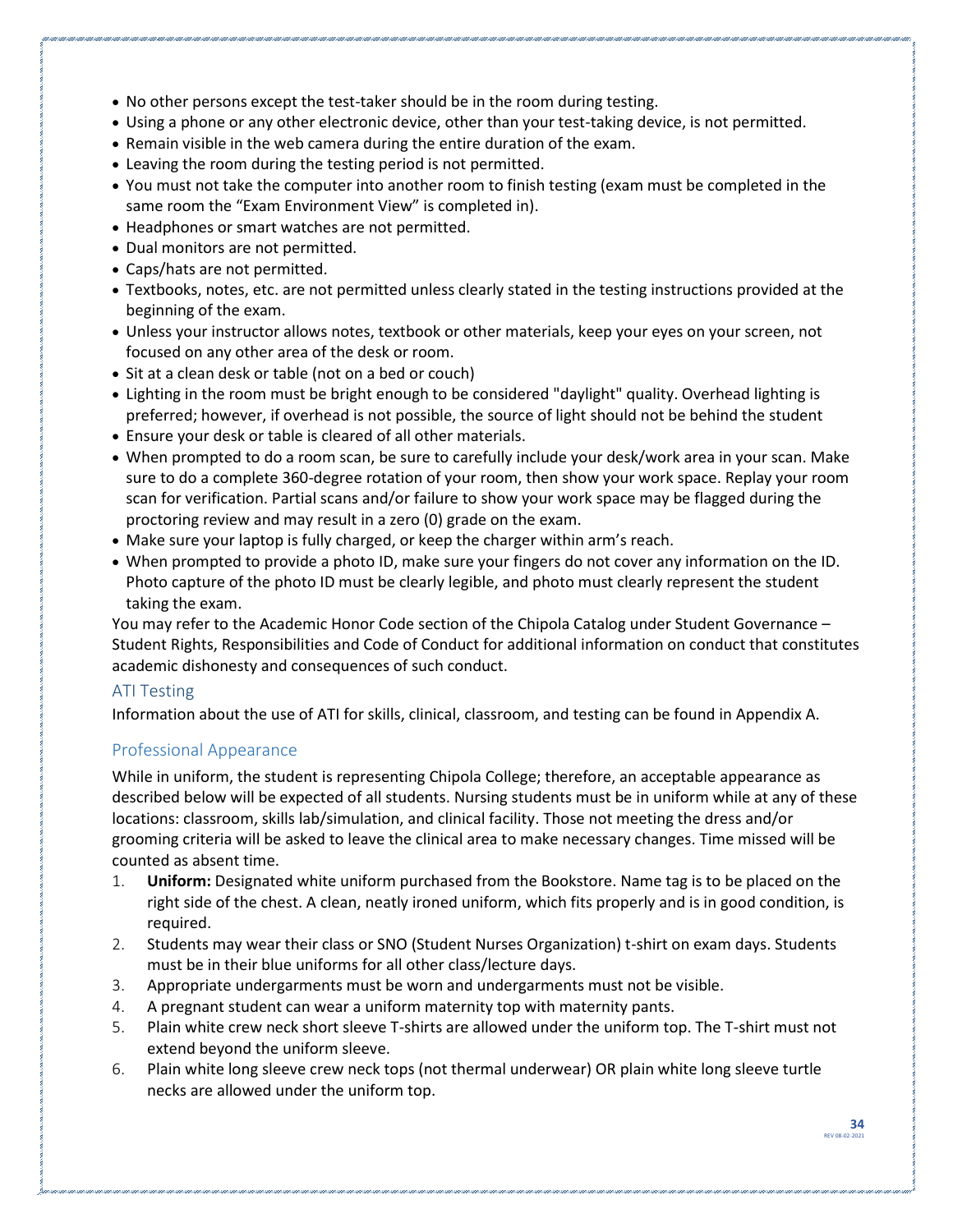- No other persons except the test-taker should be in the room during testing.
- Using a phone or any other electronic device, other than your test-taking device, is not permitted.
- Remain visible in the web camera during the entire duration of the exam.
- Leaving the room during the testing period is not permitted.
- You must not take the computer into another room to finish testing (exam must be completed in the same room the "Exam Environment View" is completed in).
- Headphones or smart watches are not permitted.
- Dual monitors are not permitted.
- Caps/hats are not permitted.
- Textbooks, notes, etc. are not permitted unless clearly stated in the testing instructions provided at the beginning of the exam.
- Unless your instructor allows notes, textbook or other materials, keep your eyes on your screen, not focused on any other area of the desk or room.
- Sit at a clean desk or table (not on a bed or couch)
- Lighting in the room must be bright enough to be considered "daylight" quality. Overhead lighting is preferred; however, if overhead is not possible, the source of light should not be behind the student
- Ensure your desk or table is cleared of all other materials.
- When prompted to do a room scan, be sure to carefully include your desk/work area in your scan. Make sure to do a complete 360-degree rotation of your room, then show your work space. Replay your room scan for verification. Partial scans and/or failure to show your work space may be flagged during the proctoring review and may result in a zero (0) grade on the exam.
- Make sure your laptop is fully charged, or keep the charger within arm's reach.
- When prompted to provide a photo ID, make sure your fingers do not cover any information on the ID. Photo capture of the photo ID must be clearly legible, and photo must clearly represent the student taking the exam.

You may refer to the Academic Honor Code section of the Chipola Catalog under Student Governance – Student Rights, Responsibilities and Code of Conduct for additional information on conduct that constitutes academic dishonesty and consequences of such conduct.

## ATI Testing

Information about the use of ATI for skills, clinical, classroom, and testing can be found in Appendix A.

## Professional Appearance

While in uniform, the student is representing Chipola College; therefore, an acceptable appearance as described below will be expected of all students. Nursing students must be in uniform while at any of these locations: classroom, skills lab/simulation, and clinical facility. Those not meeting the dress and/or grooming criteria will be asked to leave the clinical area to make necessary changes. Time missed will be counted as absent time.

1. **Uniform:** Designated white uniform purchased from the Bookstore. Name tag is to be placed on the right side of the chest. A clean, neatly ironed uniform, which fits properly and is in good condition, is required.
2. Students may wear their class or SNO (Student Nurses Organization) t-shirt on exam days. Students must be in their blue uniforms for all other class/lecture days.
3. Appropriate undergarments must be worn and undergarments must not be visible.
4. A pregnant student can wear a uniform maternity top with maternity pants.
5. Plain white crew neck short sleeve T-shirts are allowed under the uniform top. The T-shirt must not extend beyond the uniform sleeve.
6. Plain white long sleeve crew neck tops (not thermal underwear) OR plain white long sleeve turtle necks are allowed under the uniform top.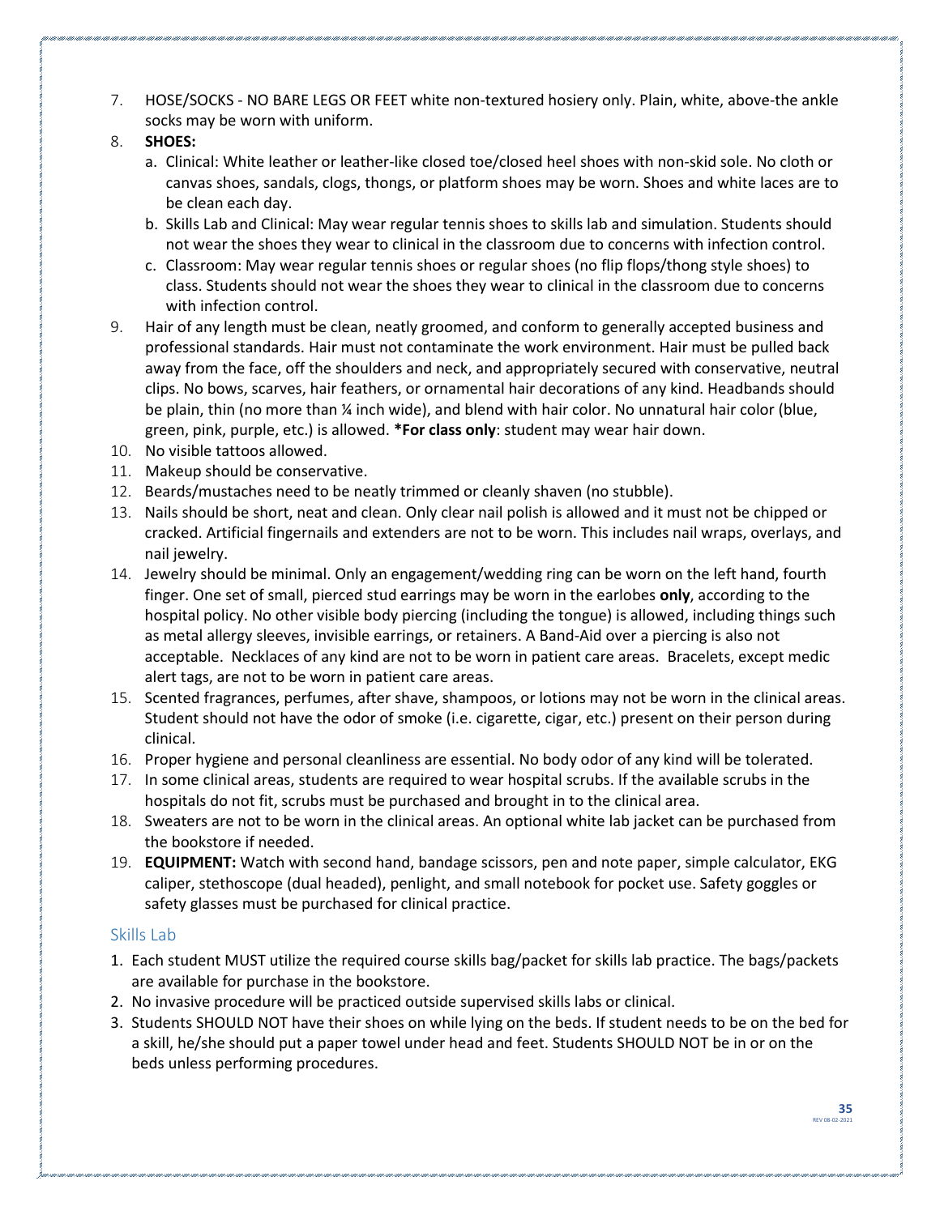7. HOSE/SOCKS - NO BARE LEGS OR FEET white non-textured hosiery only. Plain, white, above-the ankle socks may be worn with uniform.
8. **SHOES:**
   a. Clinical: White leather or leather-like closed toe/closed heel shoes with non-skid sole. No cloth or canvas shoes, sandals, clogs, thongs, or platform shoes may be worn. Shoes and white laces are to be clean each day.
   b. Skills Lab and Clinical: May wear regular tennis shoes to skills lab and simulation. Students should not wear the shoes they wear to clinical in the classroom due to concerns with infection control.
   c. Classroom: May wear regular tennis shoes or regular shoes (no flip flops/thong style shoes) to class. Students should not wear the shoes they wear to clinical in the classroom due to concerns with infection control.
9. Hair of any length must be clean, neatly groomed, and conform to generally accepted business and professional standards. Hair must not contaminate the work environment. Hair must be pulled back away from the face, off the shoulders and neck, and appropriately secured with conservative, neutral clips. No bows, scarves, hair feathers, or ornamental hair decorations of any kind. Headbands should be plain, thin (no more than ¼ inch wide), and blend with hair color. No unnatural hair color (blue, green, pink, purple, etc.) is allowed. ***For class only**: student may wear hair down.
10. No visible tattoos allowed.
11. Makeup should be conservative.
12. Beards/mustaches need to be neatly trimmed or cleanly shaven (no stubble).
13. Nails should be short, neat and clean. Only clear nail polish is allowed and it must not be chipped or cracked. Artificial fingernails and extenders are not to be worn. This includes nail wraps, overlays, and nail jewelry.
14. Jewelry should be minimal. Only an engagement/wedding ring can be worn on the left hand, fourth finger. One set of small, pierced stud earrings may be worn in the earlobes **only**, according to the hospital policy. No other visible body piercing (including the tongue) is allowed, including things such as metal allergy sleeves, invisible earrings, or retainers. A Band-Aid over a piercing is also not acceptable. Necklaces of any kind are not to be worn in patient care areas. Bracelets, except medic alert tags, are not to be worn in patient care areas.
15. Scented fragrances, perfumes, after shave, shampoos, or lotions may not be worn in the clinical areas. Student should not have the odor of smoke (i.e. cigarette, cigar, etc.) present on their person during clinical.
16. Proper hygiene and personal cleanliness are essential. No body odor of any kind will be tolerated.
17. In some clinical areas, students are required to wear hospital scrubs. If the available scrubs in the hospitals do not fit, scrubs must be purchased and brought in to the clinical area.
18. Sweaters are not to be worn in the clinical areas. An optional white lab jacket can be purchased from the bookstore if needed.
19. **EQUIPMENT:** Watch with second hand, bandage scissors, pen and note paper, simple calculator, EKG caliper, stethoscope (dual headed), penlight, and small notebook for pocket use. Safety goggles or safety glasses must be purchased for clinical practice.

## Skills Lab

1. Each student MUST utilize the required course skills bag/packet for skills lab practice. The bags/packets are available for purchase in the bookstore.
2. No invasive procedure will be practiced outside supervised skills labs or clinical.
3. Students SHOULD NOT have their shoes on while lying on the beds. If student needs to be on the bed for a skill, he/she should put a paper towel under head and feet. Students SHOULD NOT be in or on the beds unless performing procedures.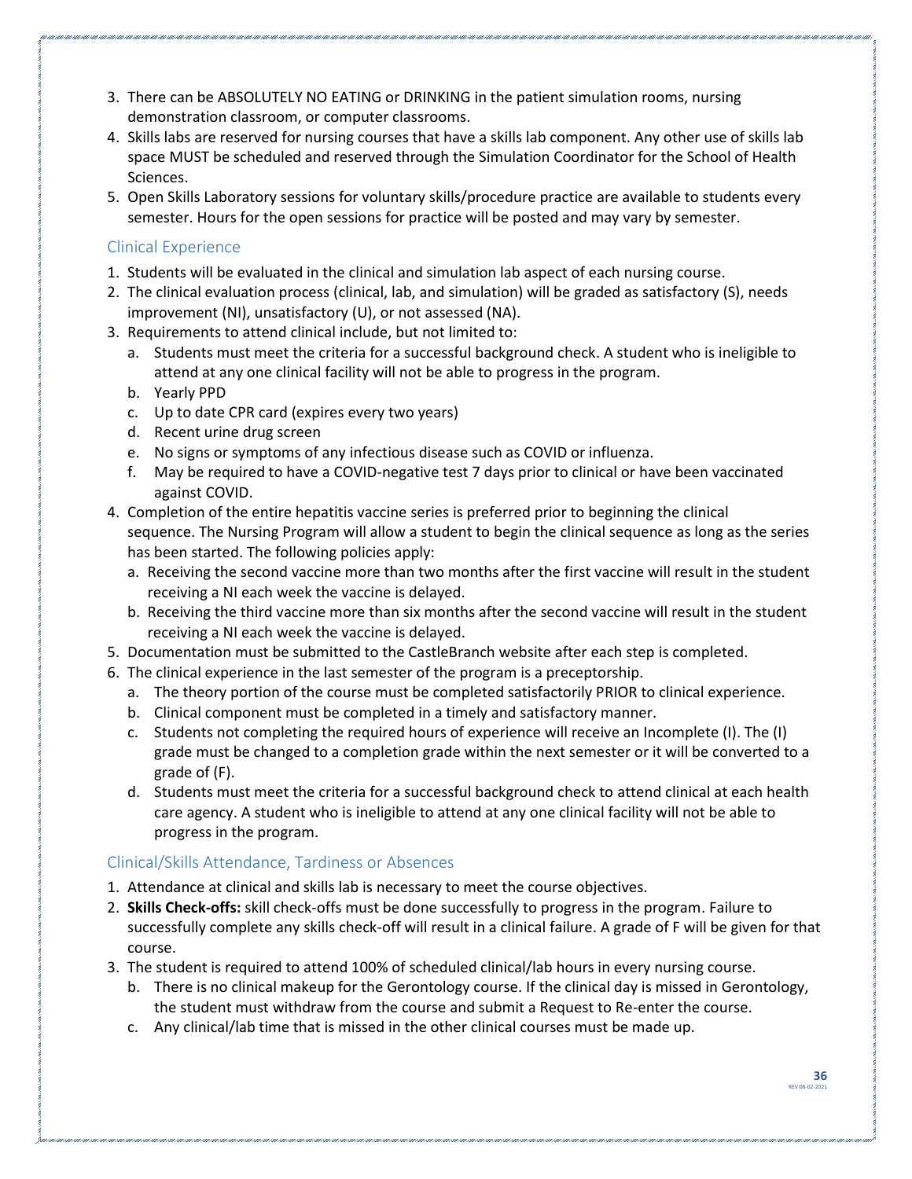3. There can be ABSOLUTELY NO EATING or DRINKING in the patient simulation rooms, nursing demonstration classroom, or computer classrooms.
4. Skills labs are reserved for nursing courses that have a skills lab component. Any other use of skills lab space MUST be scheduled and reserved through the Simulation Coordinator for the School of Health Sciences.
5. Open Skills Laboratory sessions for voluntary skills/procedure practice are available to students every semester. Hours for the open sessions for practice will be posted and may vary by semester.

## Clinical Experience

1. Students will be evaluated in the clinical and simulation lab aspect of each nursing course.
2. The clinical evaluation process (clinical, lab, and simulation) will be graded as satisfactory (S), needs improvement (NI), unsatisfactory (U), or not assessed (NA).
3. Requirements to attend clinical include, but not limited to:
   a. Students must meet the criteria for a successful background check. A student who is ineligible to attend at any one clinical facility will not be able to progress in the program.
   b. Yearly PPD
   c. Up to date CPR card (expires every two years)
   d. Recent urine drug screen
   e. No signs or symptoms of any infectious disease such as COVID or influenza.
   f. May be required to have a COVID-negative test 7 days prior to clinical or have been vaccinated against COVID.
4. Completion of the entire hepatitis vaccine series is preferred prior to beginning the clinical sequence. The Nursing Program will allow a student to begin the clinical sequence as long as the series has been started. The following policies apply:
   a. Receiving the second vaccine more than two months after the first vaccine will result in the student receiving a NI each week the vaccine is delayed.
   b. Receiving the third vaccine more than six months after the second vaccine will result in the student receiving a NI each week the vaccine is delayed.
5. Documentation must be submitted to the CastleBranch website after each step is completed.
6. The clinical experience in the last semester of the program is a preceptorship.
   a. The theory portion of the course must be completed satisfactorily PRIOR to clinical experience.
   b. Clinical component must be completed in a timely and satisfactory manner.
   c. Students not completing the required hours of experience will receive an Incomplete (I). The (I) grade must be changed to a completion grade within the next semester or it will be converted to a grade of (F).
   d. Students must meet the criteria for a successful background check to attend clinical at each health care agency. A student who is ineligible to attend at any one clinical facility will not be able to progress in the program.

## Clinical/Skills Attendance, Tardiness or Absences

1. Attendance at clinical and skills lab is necessary to meet the course objectives.
2. **Skills Check-offs:** skill check-offs must be done successfully to progress in the program. Failure to successfully complete any skills check-off will result in a clinical failure. A grade of F will be given for that course.
3. The student is required to attend 100% of scheduled clinical/lab hours in every nursing course.
   b. There is no clinical makeup for the Gerontology course. If the clinical day is missed in Gerontology, the student must withdraw from the course and submit a Request to Re-enter the course.
   c. Any clinical/lab time that is missed in the other clinical courses must be made up.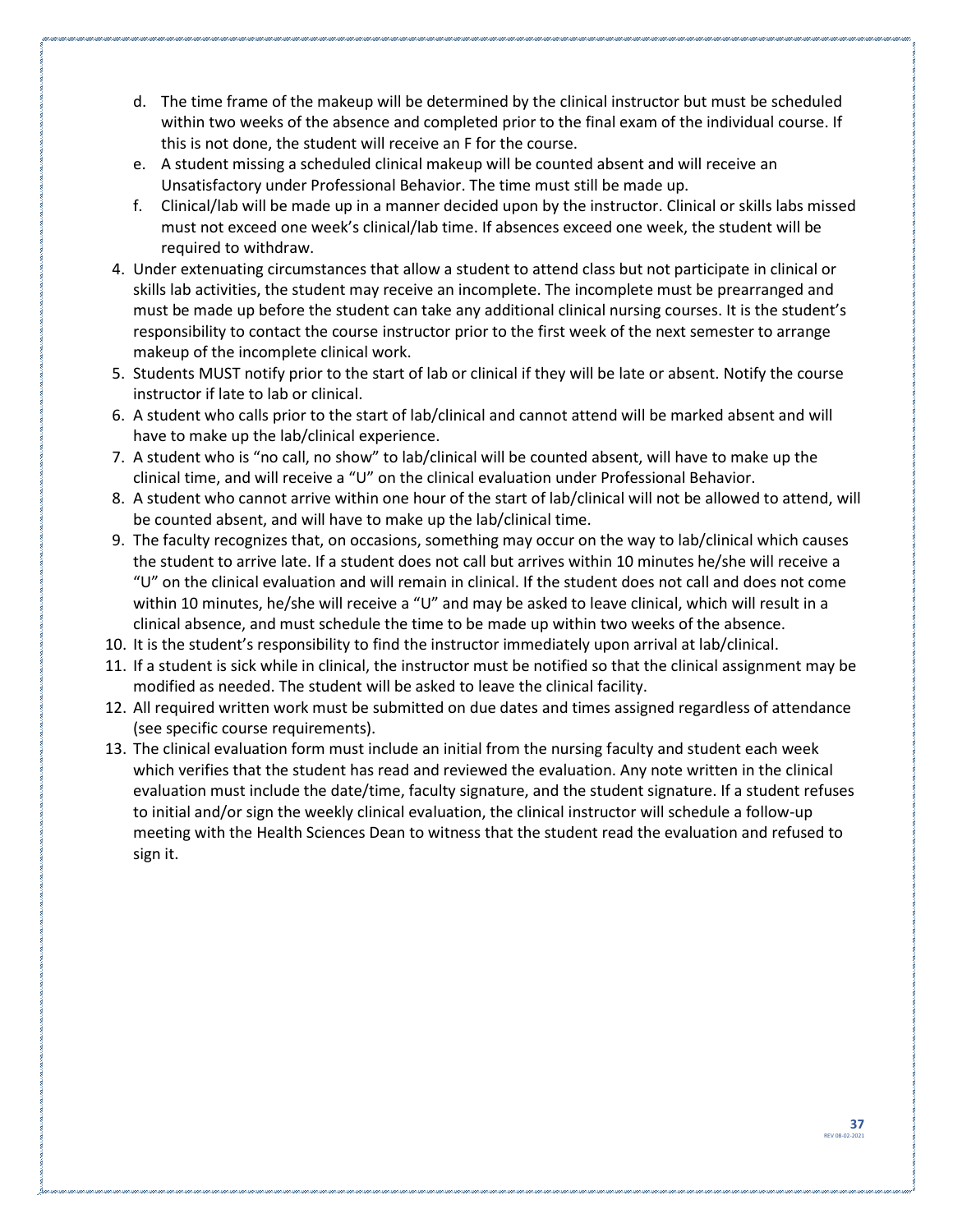d. The time frame of the makeup will be determined by the clinical instructor but must be scheduled within two weeks of the absence and completed prior to the final exam of the individual course. If this is not done, the student will receive an F for the course.
e. A student missing a scheduled clinical makeup will be counted absent and will receive an Unsatisfactory under Professional Behavior. The time must still be made up.
f. Clinical/lab will be made up in a manner decided upon by the instructor. Clinical or skills labs missed must not exceed one week's clinical/lab time. If absences exceed one week, the student will be required to withdraw.

4. Under extenuating circumstances that allow a student to attend class but not participate in clinical or skills lab activities, the student may receive an incomplete. The incomplete must be prearranged and must be made up before the student can take any additional clinical nursing courses. It is the student's responsibility to contact the course instructor prior to the first week of the next semester to arrange makeup of the incomplete clinical work.
5. Students MUST notify prior to the start of lab or clinical if they will be late or absent. Notify the course instructor if late to lab or clinical.
6. A student who calls prior to the start of lab/clinical and cannot attend will be marked absent and will have to make up the lab/clinical experience.
7. A student who is "no call, no show" to lab/clinical will be counted absent, will have to make up the clinical time, and will receive a "U" on the clinical evaluation under Professional Behavior.
8. A student who cannot arrive within one hour of the start of lab/clinical will not be allowed to attend, will be counted absent, and will have to make up the lab/clinical time.
9. The faculty recognizes that, on occasions, something may occur on the way to lab/clinical which causes the student to arrive late. If a student does not call but arrives within 10 minutes he/she will receive a "U" on the clinical evaluation and will remain in clinical. If the student does not call and does not come within 10 minutes, he/she will receive a "U" and may be asked to leave clinical, which will result in a clinical absence, and must schedule the time to be made up within two weeks of the absence.
10. It is the student's responsibility to find the instructor immediately upon arrival at lab/clinical.
11. If a student is sick while in clinical, the instructor must be notified so that the clinical assignment may be modified as needed. The student will be asked to leave the clinical facility.
12. All required written work must be submitted on due dates and times assigned regardless of attendance (see specific course requirements).
13. The clinical evaluation form must include an initial from the nursing faculty and student each week which verifies that the student has read and reviewed the evaluation. Any note written in the clinical evaluation must include the date/time, faculty signature, and the student signature. If a student refuses to initial and/or sign the weekly clinical evaluation, the clinical instructor will schedule a follow-up meeting with the Health Sciences Dean to witness that the student read the evaluation and refused to sign it.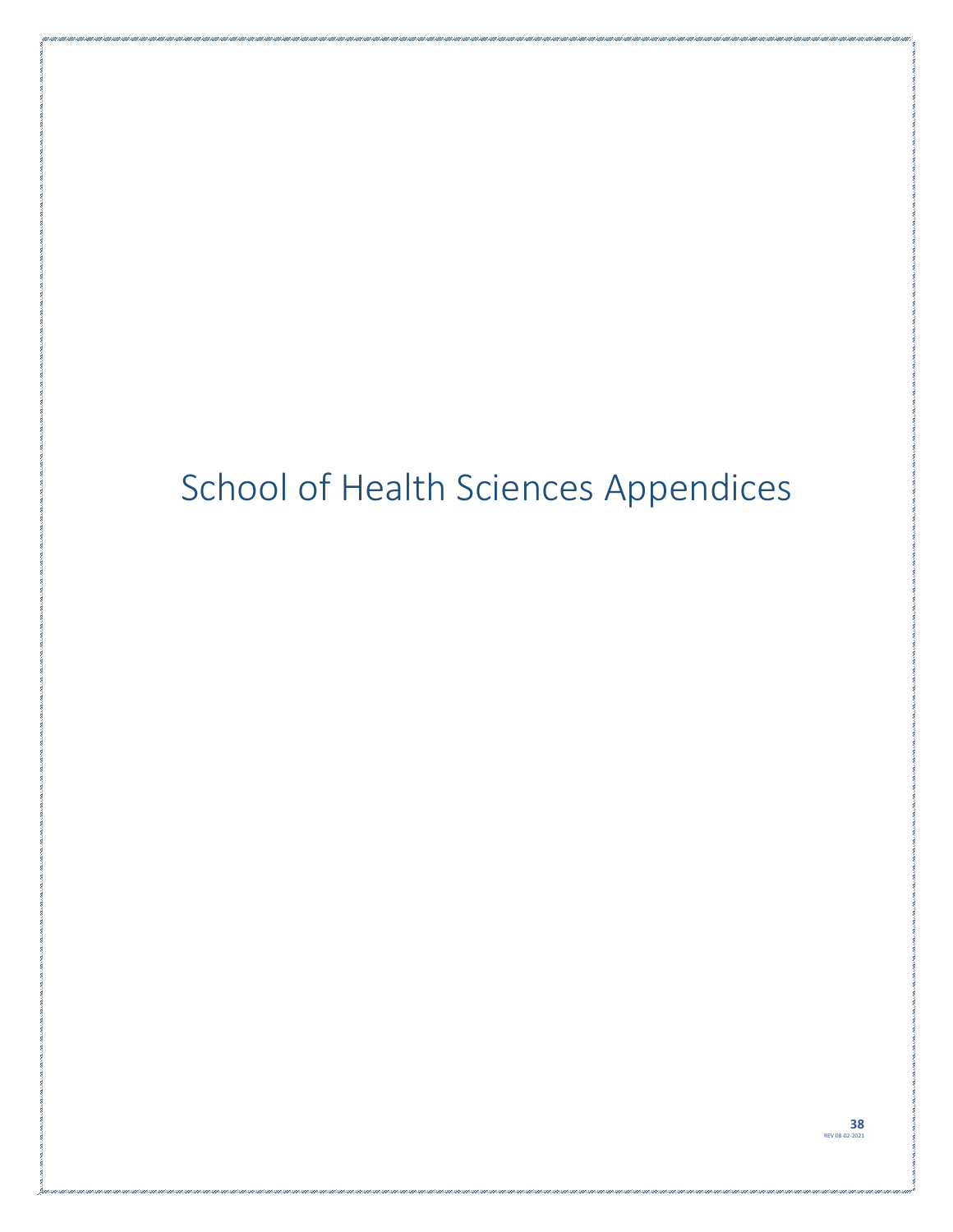# School of Health Sciences Appendices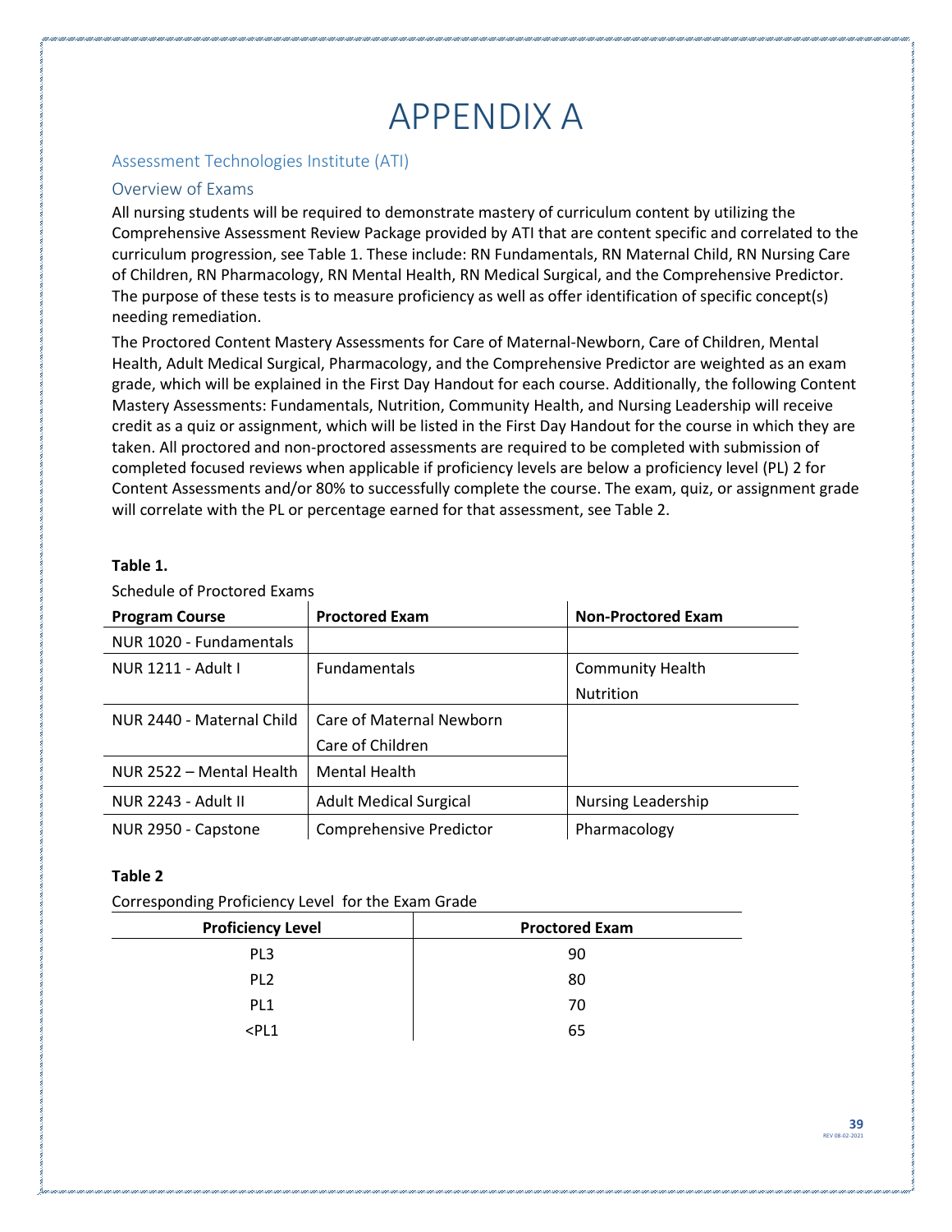# APPENDIX A

## Assessment Technologies Institute (ATI)

### Overview of Exams

All nursing students will be required to demonstrate mastery of curriculum content by utilizing the Comprehensive Assessment Review Package provided by ATI that are content specific and correlated to the curriculum progression, see Table 1. These include: RN Fundamentals, RN Maternal Child, RN Nursing Care of Children, RN Pharmacology, RN Mental Health, RN Medical Surgical, and the Comprehensive Predictor. The purpose of these tests is to measure proficiency as well as offer identification of specific concept(s) needing remediation.

The Proctored Content Mastery Assessments for Care of Maternal-Newborn, Care of Children, Mental Health, Adult Medical Surgical, Pharmacology, and the Comprehensive Predictor are weighted as an exam grade, which will be explained in the First Day Handout for each course. Additionally, the following Content Mastery Assessments: Fundamentals, Nutrition, Community Health, and Nursing Leadership will receive credit as a quiz or assignment, which will be listed in the First Day Handout for the course in which they are taken. All proctored and non-proctored assessments are required to be completed with submission of completed focused reviews when applicable if proficiency levels are below a proficiency level (PL) 2 for Content Assessments and/or 80% to successfully complete the course. The exam, quiz, or assignment grade will correlate with the PL or percentage earned for that assessment, see Table 2.

**Table 1.**

Schedule of Proctored Exams

| Program Course | Proctored Exam | Non-Proctored Exam |
|---|---|---|
| NUR 1020 - Fundamentals | | |
| NUR 1211 - Adult I | Fundamentals | Community Health<br>Nutrition |
| NUR 2440 - Maternal Child | Care of Maternal Newborn<br>Care of Children | |
| NUR 2522 – Mental Health | Mental Health | |
| NUR 2243 - Adult II | Adult Medical Surgical | Nursing Leadership |
| NUR 2950 - Capstone | Comprehensive Predictor | Pharmacology |

**Table 2**

Corresponding Proficiency Level for the Exam Grade

| Proficiency Level | Proctored Exam |
|---|---|
| PL3 | 90 |
| PL2 | 80 |
| PL1 | 70 |
| <PL1 | 65 |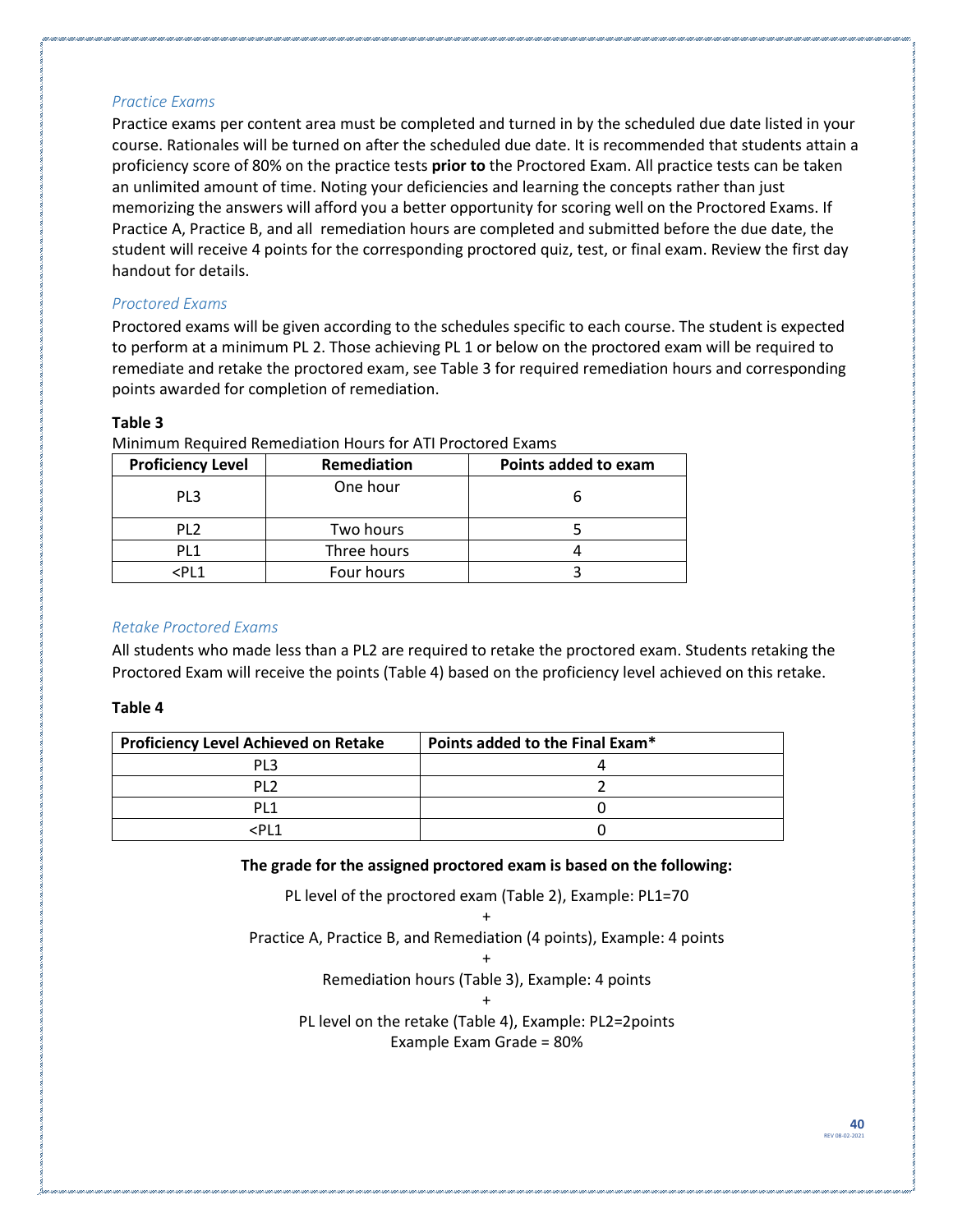### *Practice Exams*

Practice exams per content area must be completed and turned in by the scheduled due date listed in your course. Rationales will be turned on after the scheduled due date. It is recommended that students attain a proficiency score of 80% on the practice tests **prior to** the Proctored Exam. All practice tests can be taken an unlimited amount of time. Noting your deficiencies and learning the concepts rather than just memorizing the answers will afford you a better opportunity for scoring well on the Proctored Exams. If Practice A, Practice B, and all remediation hours are completed and submitted before the due date, the student will receive 4 points for the corresponding proctored quiz, test, or final exam. Review the first day handout for details.

### *Proctored Exams*

Proctored exams will be given according to the schedules specific to each course. The student is expected to perform at a minimum PL 2. Those achieving PL 1 or below on the proctored exam will be required to remediate and retake the proctored exam, see Table 3 for required remediation hours and corresponding points awarded for completion of remediation.

**Table 3**

Minimum Required Remediation Hours for ATI Proctored Exams

| Proficiency Level | Remediation | Points added to exam |
|---|---|---|
| PL3 | One hour | 6 |
| PL2 | Two hours | 5 |
| PL1 | Three hours | 4 |
| <PL1 | Four hours | 3 |

### *Retake Proctored Exams*

All students who made less than a PL2 are required to retake the proctored exam. Students retaking the Proctored Exam will receive the points (Table 4) based on the proficiency level achieved on this retake.

**Table 4**

| Proficiency Level Achieved on Retake | Points added to the Final Exam* |
|---|---|
| PL3 | 4 |
| PL2 | 2 |
| PL1 | 0 |
| <PL1 | 0 |

**The grade for the assigned proctored exam is based on the following:**

PL level of the proctored exam (Table 2), Example: PL1=70

+

Practice A, Practice B, and Remediation (4 points), Example: 4 points

+

Remediation hours (Table 3), Example: 4 points

+

PL level on the retake (Table 4), Example: PL2=2points

Example Exam Grade = 80%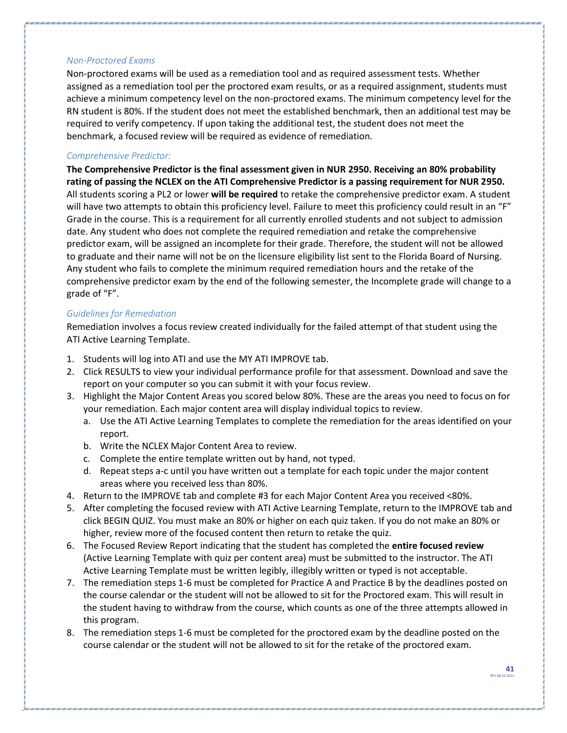### *Non-Proctored Exams*

Non-proctored exams will be used as a remediation tool and as required assessment tests. Whether assigned as a remediation tool per the proctored exam results, or as a required assignment, students must achieve a minimum competency level on the non-proctored exams. The minimum competency level for the RN student is 80%. If the student does not meet the established benchmark, then an additional test may be required to verify competency. If upon taking the additional test, the student does not meet the benchmark, a focused review will be required as evidence of remediation.

### *Comprehensive Predictor:*

**The Comprehensive Predictor is the final assessment given in NUR 2950. Receiving an 80% probability rating of passing the NCLEX on the ATI Comprehensive Predictor is a passing requirement for NUR 2950.** All students scoring a PL2 or lower **will be required** to retake the comprehensive predictor exam. A student will have two attempts to obtain this proficiency level. Failure to meet this proficiency could result in an "F" Grade in the course. This is a requirement for all currently enrolled students and not subject to admission date. Any student who does not complete the required remediation and retake the comprehensive predictor exam, will be assigned an incomplete for their grade. Therefore, the student will not be allowed to graduate and their name will not be on the licensure eligibility list sent to the Florida Board of Nursing. Any student who fails to complete the minimum required remediation hours and the retake of the comprehensive predictor exam by the end of the following semester, the Incomplete grade will change to a grade of "F".

### *Guidelines for Remediation*

Remediation involves a focus review created individually for the failed attempt of that student using the ATI Active Learning Template.

1. Students will log into ATI and use the MY ATI IMPROVE tab.
2. Click RESULTS to view your individual performance profile for that assessment. Download and save the report on your computer so you can submit it with your focus review.
3. Highlight the Major Content Areas you scored below 80%. These are the areas you need to focus on for your remediation. Each major content area will display individual topics to review.
   a. Use the ATI Active Learning Templates to complete the remediation for the areas identified on your report.
   b. Write the NCLEX Major Content Area to review.
   c. Complete the entire template written out by hand, not typed.
   d. Repeat steps a-c until you have written out a template for each topic under the major content areas where you received less than 80%.
4. Return to the IMPROVE tab and complete #3 for each Major Content Area you received <80%.
5. After completing the focused review with ATI Active Learning Template, return to the IMPROVE tab and click BEGIN QUIZ. You must make an 80% or higher on each quiz taken. If you do not make an 80% or higher, review more of the focused content then return to retake the quiz.
6. The Focused Review Report indicating that the student has completed the **entire focused review** (Active Learning Template with quiz per content area) must be submitted to the instructor. The ATI Active Learning Template must be written legibly, illegibly written or typed is not acceptable.
7. The remediation steps 1-6 must be completed for Practice A and Practice B by the deadlines posted on the course calendar or the student will not be allowed to sit for the Proctored exam. This will result in the student having to withdraw from the course, which counts as one of the three attempts allowed in this program.
8. The remediation steps 1-6 must be completed for the proctored exam by the deadline posted on the course calendar or the student will not be allowed to sit for the retake of the proctored exam.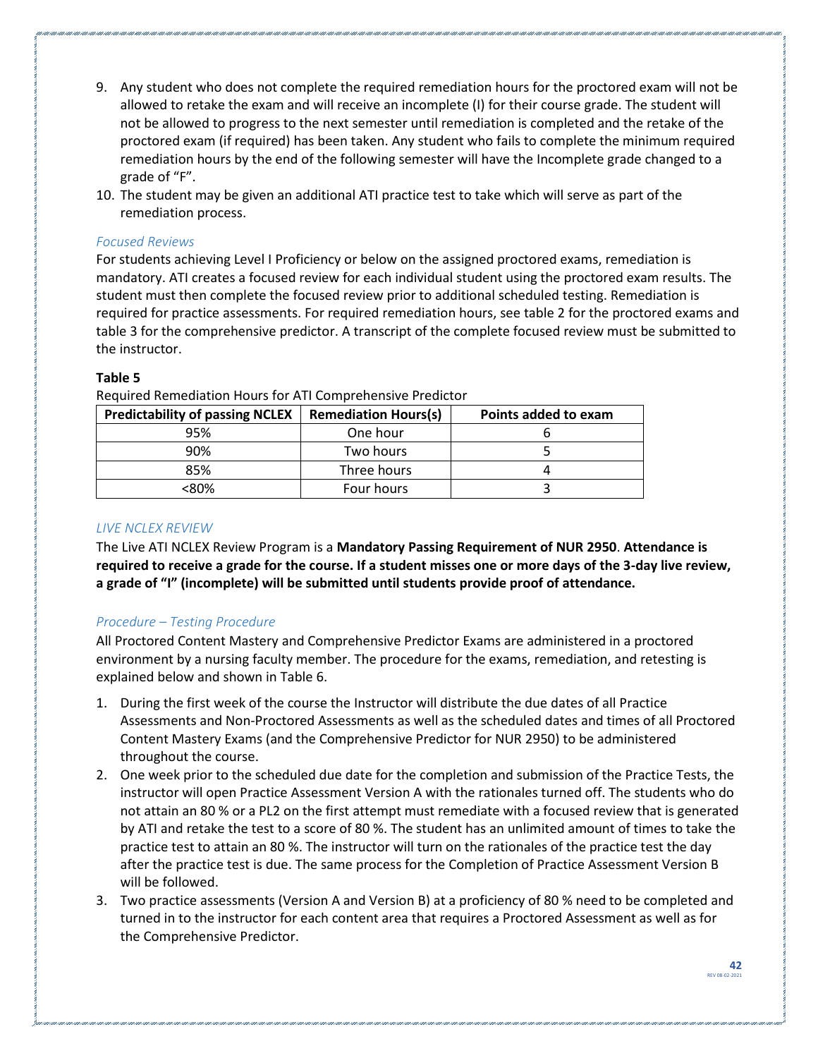9. Any student who does not complete the required remediation hours for the proctored exam will not be allowed to retake the exam and will receive an incomplete (I) for their course grade. The student will not be allowed to progress to the next semester until remediation is completed and the retake of the proctored exam (if required) has been taken. Any student who fails to complete the minimum required remediation hours by the end of the following semester will have the Incomplete grade changed to a grade of "F".
10. The student may be given an additional ATI practice test to take which will serve as part of the remediation process.

### *Focused Reviews*

For students achieving Level I Proficiency or below on the assigned proctored exams, remediation is mandatory. ATI creates a focused review for each individual student using the proctored exam results. The student must then complete the focused review prior to additional scheduled testing. Remediation is required for practice assessments. For required remediation hours, see table 2 for the proctored exams and table 3 for the comprehensive predictor. A transcript of the complete focused review must be submitted to the instructor.

**Table 5**

Required Remediation Hours for ATI Comprehensive Predictor

| Predictability of passing NCLEX | Remediation Hours(s) | Points added to exam |
|---|---|---|
| 95% | One hour | 6 |
| 90% | Two hours | 5 |
| 85% | Three hours | 4 |
| <80% | Four hours | 3 |

### *LIVE NCLEX REVIEW*

The Live ATI NCLEX Review Program is a **Mandatory Passing Requirement of NUR 2950**. **Attendance is required to receive a grade for the course. If a student misses one or more days of the 3-day live review, a grade of "I" (incomplete) will be submitted until students provide proof of attendance.**

### *Procedure – Testing Procedure*

All Proctored Content Mastery and Comprehensive Predictor Exams are administered in a proctored environment by a nursing faculty member. The procedure for the exams, remediation, and retesting is explained below and shown in Table 6.

1. During the first week of the course the Instructor will distribute the due dates of all Practice Assessments and Non-Proctored Assessments as well as the scheduled dates and times of all Proctored Content Mastery Exams (and the Comprehensive Predictor for NUR 2950) to be administered throughout the course.
2. One week prior to the scheduled due date for the completion and submission of the Practice Tests, the instructor will open Practice Assessment Version A with the rationales turned off. The students who do not attain an 80 % or a PL2 on the first attempt must remediate with a focused review that is generated by ATI and retake the test to a score of 80 %. The student has an unlimited amount of times to take the practice test to attain an 80 %. The instructor will turn on the rationales of the practice test the day after the practice test is due. The same process for the Completion of Practice Assessment Version B will be followed.
3. Two practice assessments (Version A and Version B) at a proficiency of 80 % need to be completed and turned in to the instructor for each content area that requires a Proctored Assessment as well as for the Comprehensive Predictor.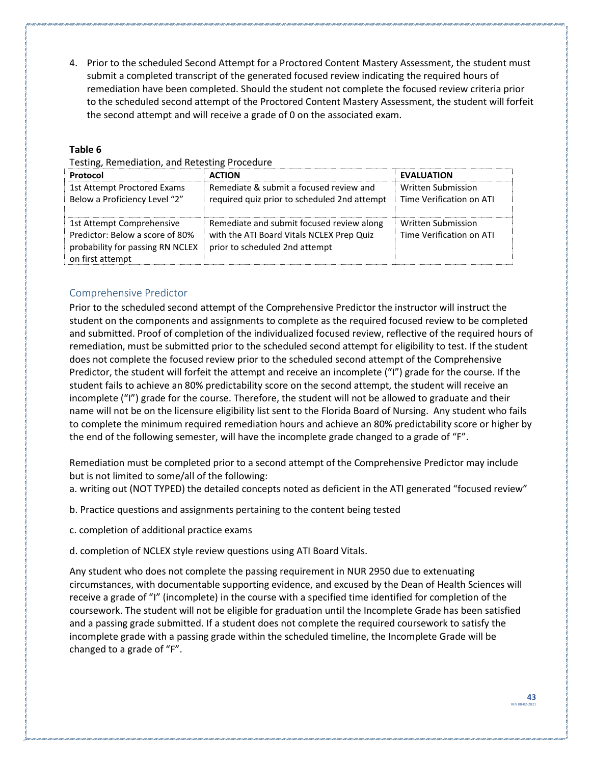4. Prior to the scheduled Second Attempt for a Proctored Content Mastery Assessment, the student must submit a completed transcript of the generated focused review indicating the required hours of remediation have been completed. Should the student not complete the focused review criteria prior to the scheduled second attempt of the Proctored Content Mastery Assessment, the student will forfeit the second attempt and will receive a grade of 0 on the associated exam.

**Table 6**

Testing, Remediation, and Retesting Procedure

| Protocol | ACTION | EVALUATION |
|---|---|---|
| 1st Attempt Proctored Exams Below a Proficiency Level "2" | Remediate & submit a focused review and required quiz prior to scheduled 2nd attempt | Written Submission Time Verification on ATI |
| 1st Attempt Comprehensive Predictor: Below a score of 80% probability for passing RN NCLEX on first attempt | Remediate and submit focused review along with the ATI Board Vitals NCLEX Prep Quiz prior to scheduled 2nd attempt | Written Submission Time Verification on ATI |

## Comprehensive Predictor

Prior to the scheduled second attempt of the Comprehensive Predictor the instructor will instruct the student on the components and assignments to complete as the required focused review to be completed and submitted. Proof of completion of the individualized focused review, reflective of the required hours of remediation, must be submitted prior to the scheduled second attempt for eligibility to test. If the student does not complete the focused review prior to the scheduled second attempt of the Comprehensive Predictor, the student will forfeit the attempt and receive an incomplete ("I") grade for the course. If the student fails to achieve an 80% predictability score on the second attempt, the student will receive an incomplete ("I") grade for the course. Therefore, the student will not be allowed to graduate and their name will not be on the licensure eligibility list sent to the Florida Board of Nursing. Any student who fails to complete the minimum required remediation hours and achieve an 80% predictability score or higher by the end of the following semester, will have the incomplete grade changed to a grade of "F".

Remediation must be completed prior to a second attempt of the Comprehensive Predictor may include but is not limited to some/all of the following:

a. writing out (NOT TYPED) the detailed concepts noted as deficient in the ATI generated "focused review"

b. Practice questions and assignments pertaining to the content being tested

c. completion of additional practice exams

d. completion of NCLEX style review questions using ATI Board Vitals.

Any student who does not complete the passing requirement in NUR 2950 due to extenuating circumstances, with documentable supporting evidence, and excused by the Dean of Health Sciences will receive a grade of "I" (incomplete) in the course with a specified time identified for completion of the coursework. The student will not be eligible for graduation until the Incomplete Grade has been satisfied and a passing grade submitted. If a student does not complete the required coursework to satisfy the incomplete grade with a passing grade within the scheduled timeline, the Incomplete Grade will be changed to a grade of "F".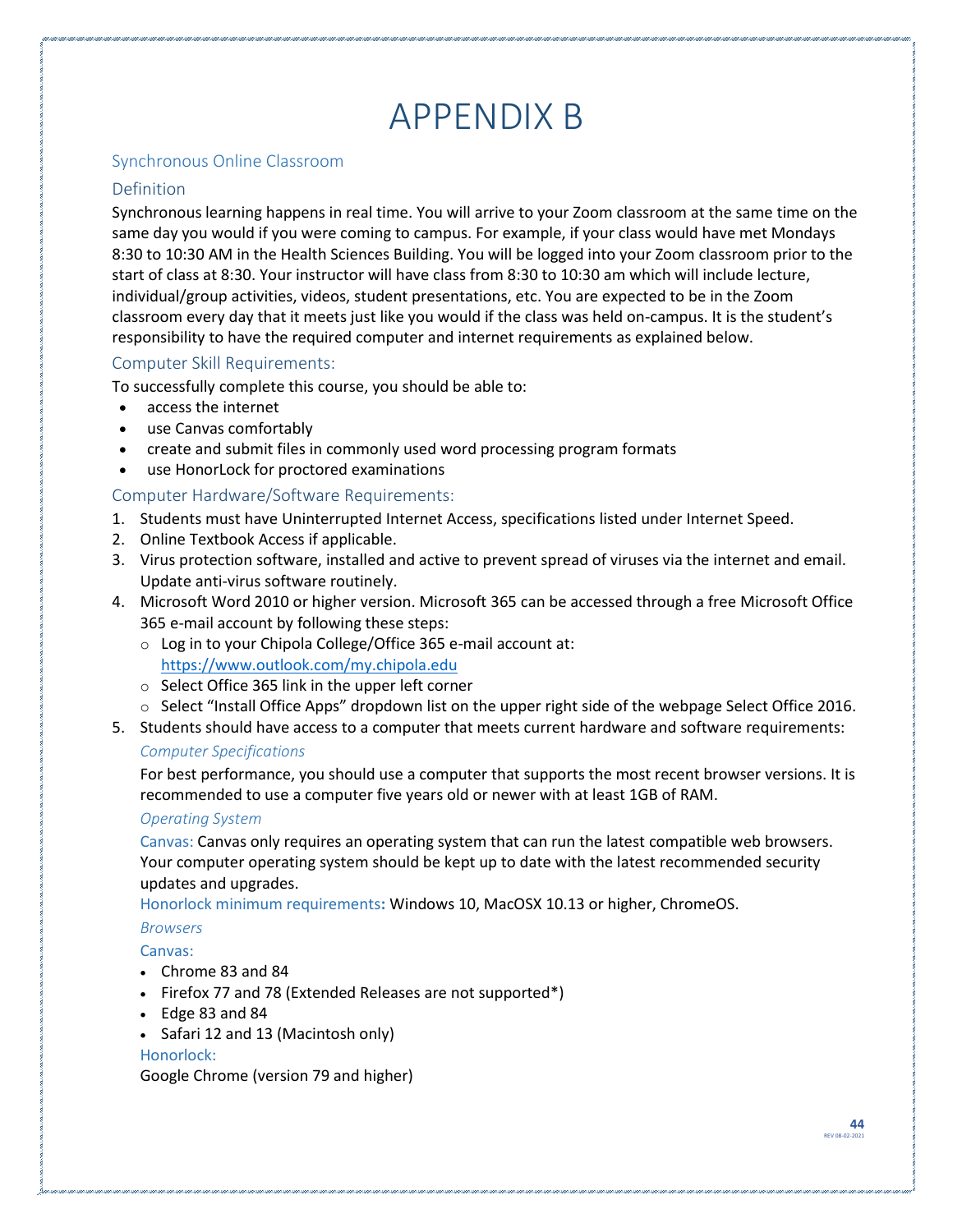# APPENDIX B

## Synchronous Online Classroom

### Definition

Synchronous learning happens in real time. You will arrive to your Zoom classroom at the same time on the same day you would if you were coming to campus. For example, if your class would have met Mondays 8:30 to 10:30 AM in the Health Sciences Building. You will be logged into your Zoom classroom prior to the start of class at 8:30. Your instructor will have class from 8:30 to 10:30 am which will include lecture, individual/group activities, videos, student presentations, etc. You are expected to be in the Zoom classroom every day that it meets just like you would if the class was held on-campus. It is the student's responsibility to have the required computer and internet requirements as explained below.

### Computer Skill Requirements:

To successfully complete this course, you should be able to:

- access the internet
- use Canvas comfortably
- create and submit files in commonly used word processing program formats
- use HonorLock for proctored examinations

### Computer Hardware/Software Requirements:

1. Students must have Uninterrupted Internet Access, specifications listed under Internet Speed.
2. Online Textbook Access if applicable.
3. Virus protection software, installed and active to prevent spread of viruses via the internet and email. Update anti-virus software routinely.
4. Microsoft Word 2010 or higher version. Microsoft 365 can be accessed through a free Microsoft Office 365 e-mail account by following these steps:
   - Log in to your Chipola College/Office 365 e-mail account at: https://www.outlook.com/my.chipola.edu
   - Select Office 365 link in the upper left corner
   - Select "Install Office Apps" dropdown list on the upper right side of the webpage Select Office 2016.
5. Students should have access to a computer that meets current hardware and software requirements:

   *Computer Specifications*

   For best performance, you should use a computer that supports the most recent browser versions. It is recommended to use a computer five years old or newer with at least 1GB of RAM.

   *Operating System*

   Canvas: Canvas only requires an operating system that can run the latest compatible web browsers. Your computer operating system should be kept up to date with the latest recommended security updates and upgrades.

   Honorlock minimum requirements**:** Windows 10, MacOSX 10.13 or higher, ChromeOS.

   *Browsers*

   Canvas:

   - Chrome 83 and 84
   - Firefox 77 and 78 (Extended Releases are not supported*)
   - Edge 83 and 84
   - Safari 12 and 13 (Macintosh only)

   Honorlock:

   Google Chrome (version 79 and higher)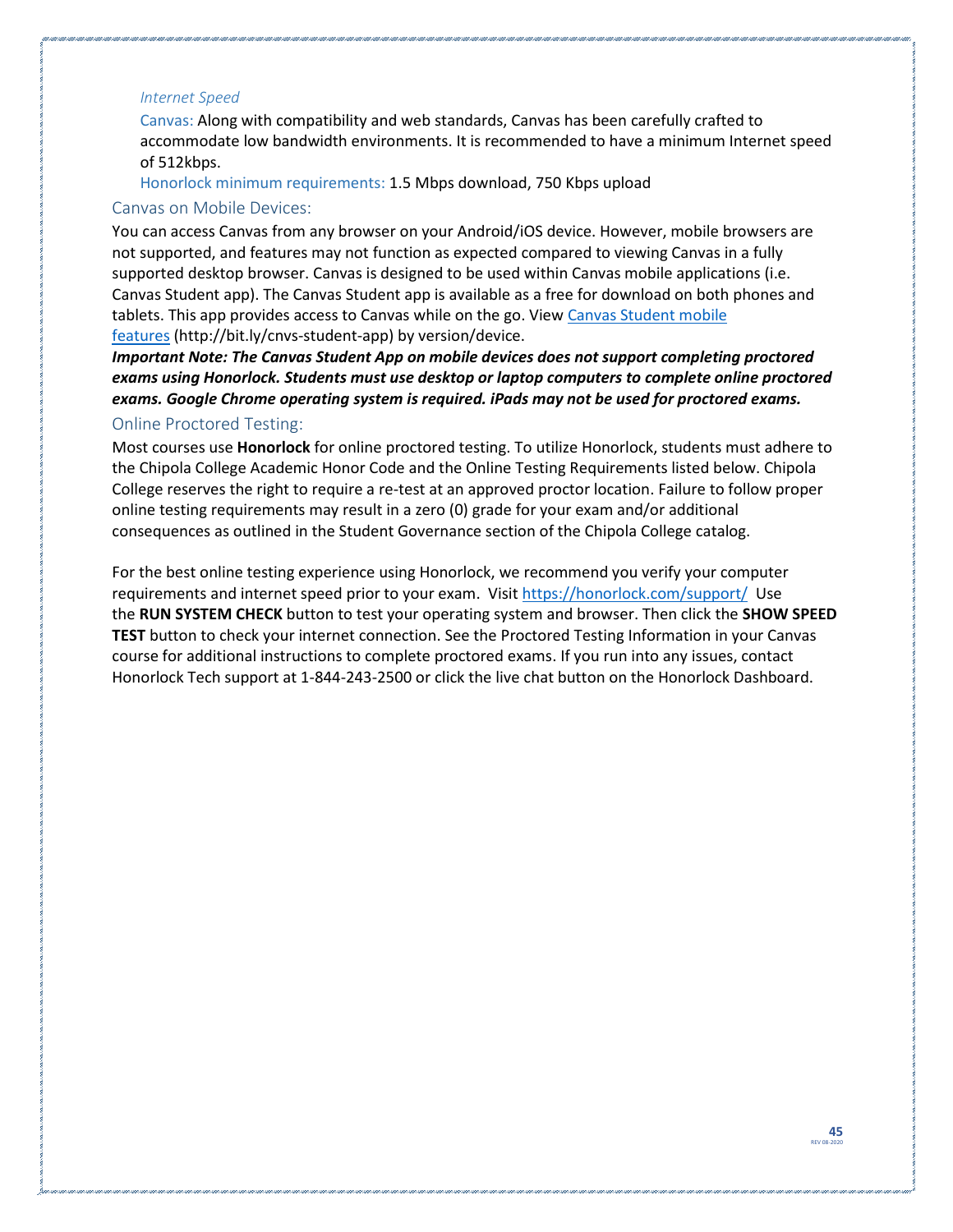#### *Internet Speed*

Canvas: Along with compatibility and web standards, Canvas has been carefully crafted to accommodate low bandwidth environments. It is recommended to have a minimum Internet speed of 512kbps.

Honorlock minimum requirements: 1.5 Mbps download, 750 Kbps upload

### Canvas on Mobile Devices:

You can access Canvas from any browser on your Android/iOS device. However, mobile browsers are not supported, and features may not function as expected compared to viewing Canvas in a fully supported desktop browser. Canvas is designed to be used within Canvas mobile applications (i.e. Canvas Student app). The Canvas Student app is available as a free for download on both phones and tablets. This app provides access to Canvas while on the go. View [Canvas Student mobile features](http://bit.ly/cnvs-student-app) (http://bit.ly/cnvs-student-app) by version/device.

***Important Note: The Canvas Student App on mobile devices does not support completing proctored exams using Honorlock. Students must use desktop or laptop computers to complete online proctored exams. Google Chrome operating system is required. iPads may not be used for proctored exams.***

### Online Proctored Testing:

Most courses use **Honorlock** for online proctored testing. To utilize Honorlock, students must adhere to the Chipola College Academic Honor Code and the Online Testing Requirements listed below. Chipola College reserves the right to require a re-test at an approved proctor location. Failure to follow proper online testing requirements may result in a zero (0) grade for your exam and/or additional consequences as outlined in the Student Governance section of the Chipola College catalog.

For the best online testing experience using Honorlock, we recommend you verify your computer requirements and internet speed prior to your exam. Visit https://honorlock.com/support/ Use the **RUN SYSTEM CHECK** button to test your operating system and browser. Then click the **SHOW SPEED TEST** button to check your internet connection. See the Proctored Testing Information in your Canvas course for additional instructions to complete proctored exams. If you run into any issues, contact Honorlock Tech support at 1-844-243-2500 or click the live chat button on the Honorlock Dashboard.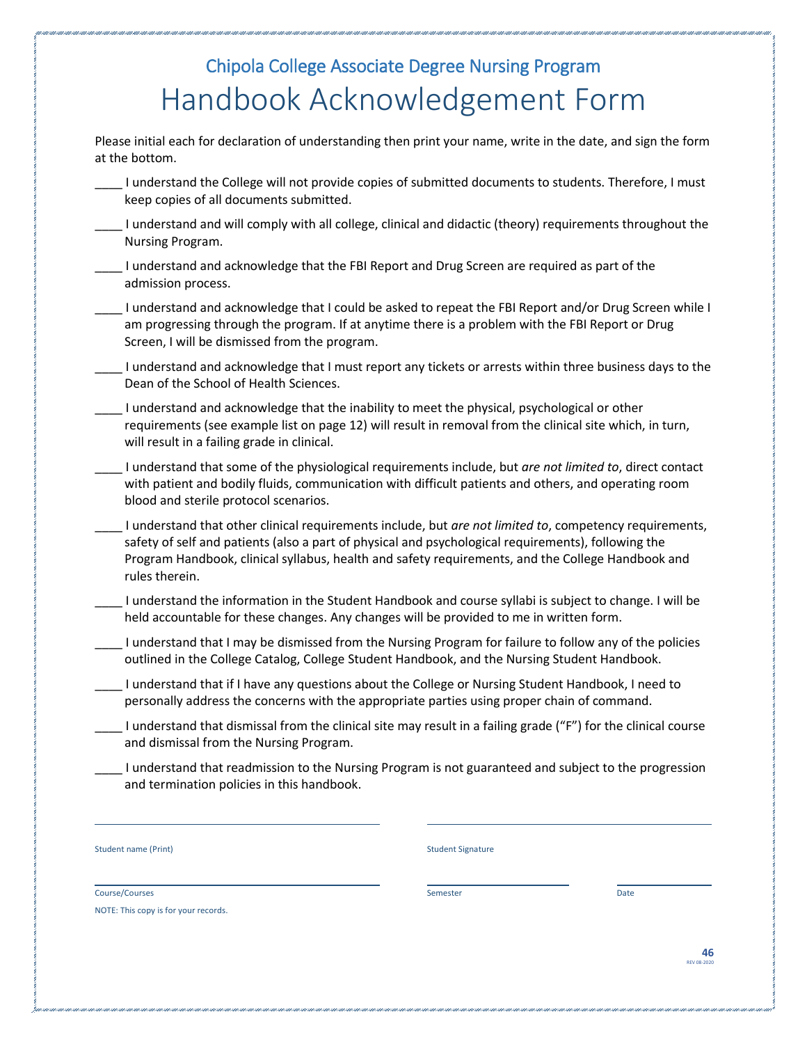## Chipola College Associate Degree Nursing Program

# Handbook Acknowledgement Form

Please initial each for declaration of understanding then print your name, write in the date, and sign the form at the bottom.

____ I understand the College will not provide copies of submitted documents to students. Therefore, I must keep copies of all documents submitted.

____ I understand and will comply with all college, clinical and didactic (theory) requirements throughout the Nursing Program.

____ I understand and acknowledge that the FBI Report and Drug Screen are required as part of the admission process.

____ I understand and acknowledge that I could be asked to repeat the FBI Report and/or Drug Screen while I am progressing through the program. If at anytime there is a problem with the FBI Report or Drug Screen, I will be dismissed from the program.

____ I understand and acknowledge that I must report any tickets or arrests within three business days to the Dean of the School of Health Sciences.

____ I understand and acknowledge that the inability to meet the physical, psychological or other requirements (see example list on page 12) will result in removal from the clinical site which, in turn, will result in a failing grade in clinical.

____ I understand that some of the physiological requirements include, but *are not limited to*, direct contact with patient and bodily fluids, communication with difficult patients and others, and operating room blood and sterile protocol scenarios.

____ I understand that other clinical requirements include, but *are not limited to*, competency requirements, safety of self and patients (also a part of physical and psychological requirements), following the Program Handbook, clinical syllabus, health and safety requirements, and the College Handbook and rules therein.

____ I understand the information in the Student Handbook and course syllabi is subject to change. I will be held accountable for these changes. Any changes will be provided to me in written form.

____ I understand that I may be dismissed from the Nursing Program for failure to follow any of the policies outlined in the College Catalog, College Student Handbook, and the Nursing Student Handbook.

____ I understand that if I have any questions about the College or Nursing Student Handbook, I need to personally address the concerns with the appropriate parties using proper chain of command.

____ I understand that dismissal from the clinical site may result in a failing grade ("F") for the clinical course and dismissal from the Nursing Program.

____ I understand that readmission to the Nursing Program is not guaranteed and subject to the progression and termination policies in this handbook.

_______________________________ _______________________________

Student name (Print) Student Signature

_______________________________ _______________ _______________

Course/Courses Semester Date

NOTE: This copy is for your records.

REV 08-2020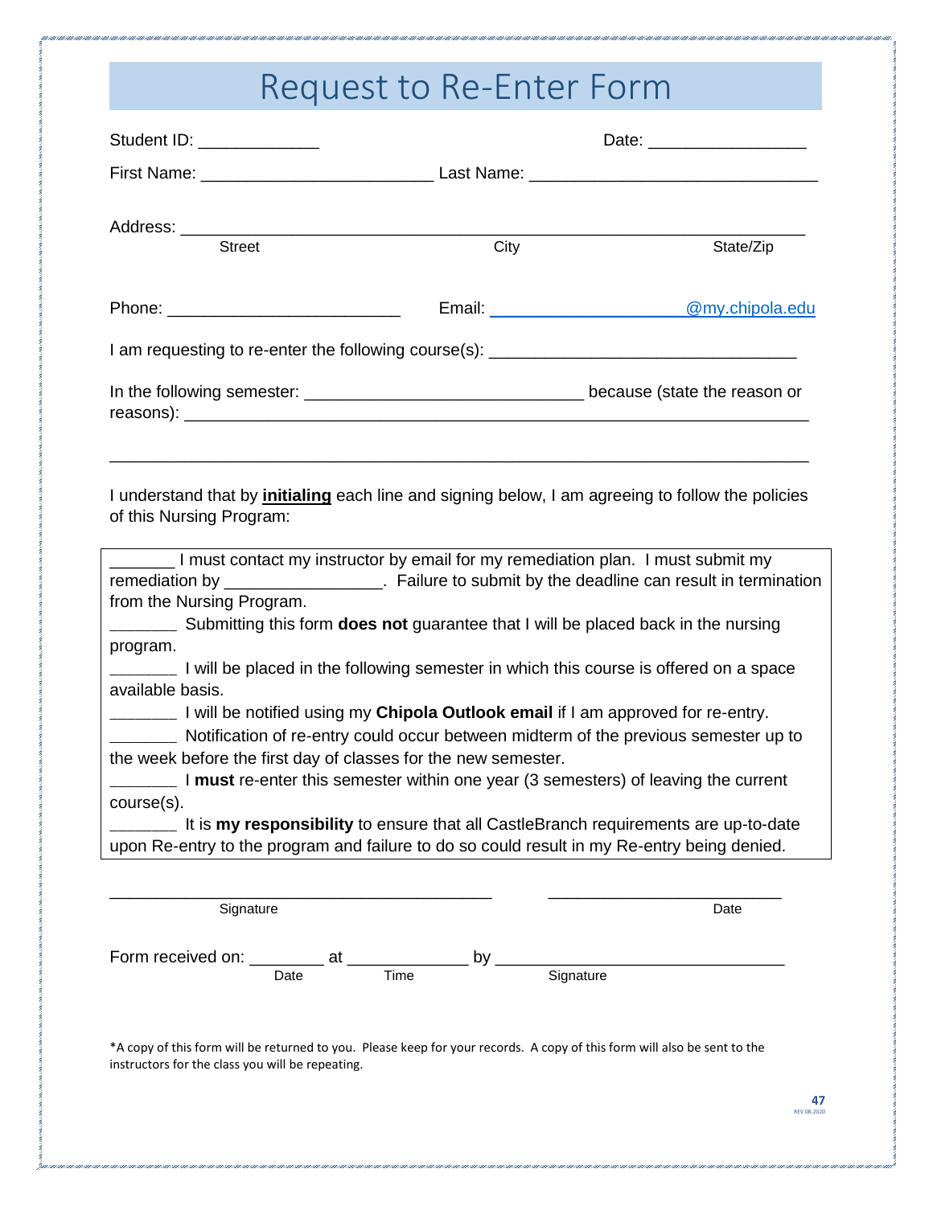# Request to Re-Enter Form

Student ID: _____________ Date: ________________

First Name: ________________________ Last Name: ______________________________

Address: _________________________________________________________________
Street City State/Zip

Phone: _________________________ Email: ____________________@my.chipola.edu

I am requesting to re-enter the following course(s): ________________________________

In the following semester: _____________________________ because (state the reason or reasons): _________________________________________________________________

_________________________________________________________________________

I understand that by **initialing** each line and signing below, I am agreeing to follow the policies of this Nursing Program:

_______ I must contact my instructor by email for my remediation plan. I must submit my remediation by ________________. Failure to submit by the deadline can result in termination from the Nursing Program.

_______ Submitting this form **does not** guarantee that I will be placed back in the nursing program.

_______ I will be placed in the following semester in which this course is offered on a space available basis.

_______ I will be notified using my **Chipola Outlook email** if I am approved for re-entry.

_______ Notification of re-entry could occur between midterm of the previous semester up to the week before the first day of classes for the new semester.

_______ I **must** re-enter this semester within one year (3 semesters) of leaving the current course(s).

_______ It is **my responsibility** to ensure that all CastleBranch requirements are up-to-date upon Re-entry to the program and failure to do so could result in my Re-entry being denied.

__________________________________________ _________________________
Signature Date

Form received on: ________ at ____________ by _______________________________
Date Time Signature

*A copy of this form will be returned to you. Please keep for your records. A copy of this form will also be sent to the instructors for the class you will be repeating.

REV 08-2020